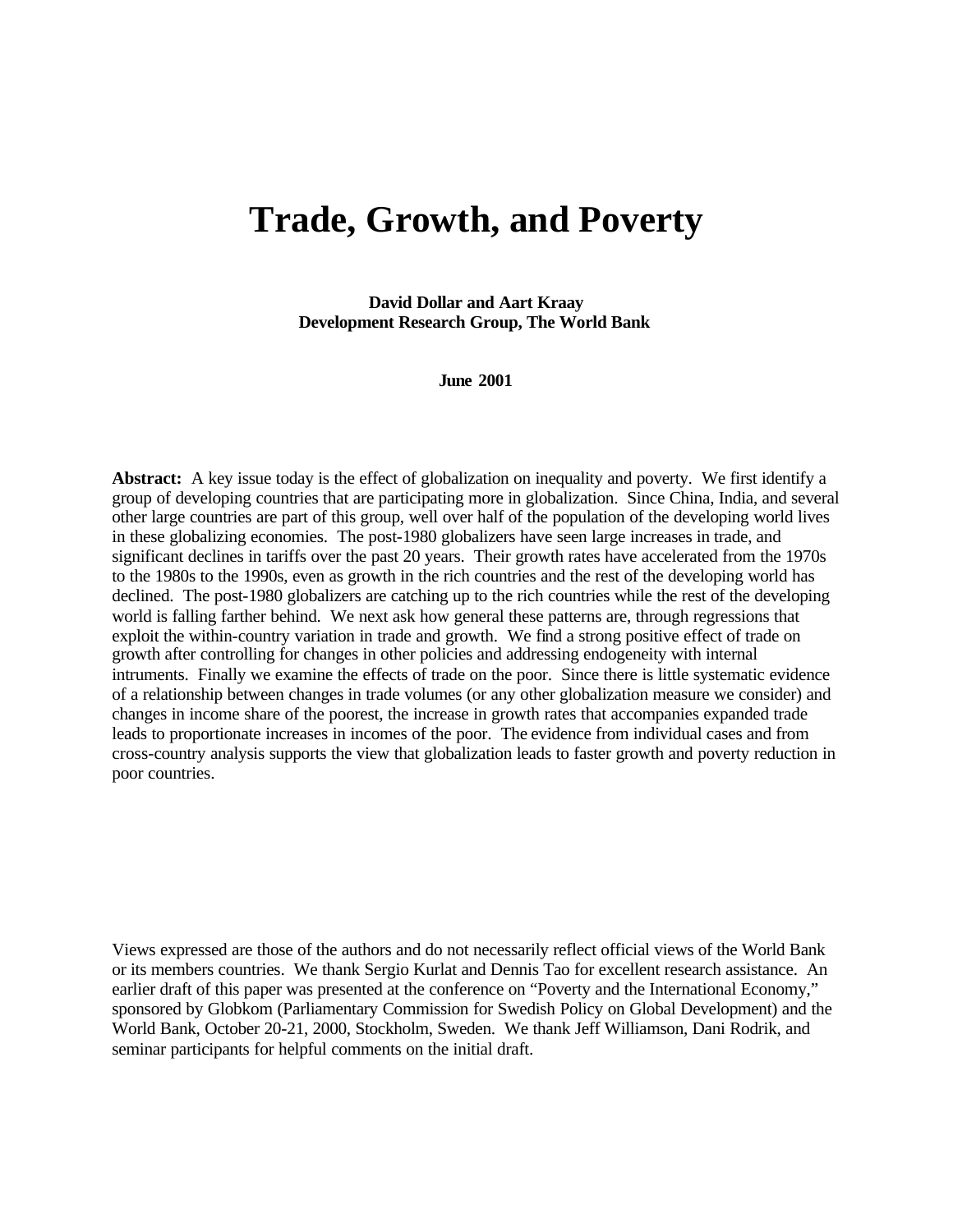# Trade, Growth, and Poverty

**David Dollar and Aart Kraay**
**Development Research Group, The World Bank**

**June 2001**

**Abstract:** A key issue today is the effect of globalization on inequality and poverty. We first identify a group of developing countries that are participating more in globalization. Since China, India, and several other large countries are part of this group, well over half of the population of the developing world lives in these globalizing economies. The post-1980 globalizers have seen large increases in trade, and significant declines in tariffs over the past 20 years. Their growth rates have accelerated from the 1970s to the 1980s to the 1990s, even as growth in the rich countries and the rest of the developing world has declined. The post-1980 globalizers are catching up to the rich countries while the rest of the developing world is falling farther behind. We next ask how general these patterns are, through regressions that exploit the within-country variation in trade and growth. We find a strong positive effect of trade on growth after controlling for changes in other policies and addressing endogeneity with internal intruments. Finally we examine the effects of trade on the poor. Since there is little systematic evidence of a relationship between changes in trade volumes (or any other globalization measure we consider) and changes in income share of the poorest, the increase in growth rates that accompanies expanded trade leads to proportionate increases in incomes of the poor. The evidence from individual cases and from cross-country analysis supports the view that globalization leads to faster growth and poverty reduction in poor countries.

Views expressed are those of the authors and do not necessarily reflect official views of the World Bank or its members countries. We thank Sergio Kurlat and Dennis Tao for excellent research assistance. An earlier draft of this paper was presented at the conference on "Poverty and the International Economy," sponsored by Globkom (Parliamentary Commission for Swedish Policy on Global Development) and the World Bank, October 20-21, 2000, Stockholm, Sweden. We thank Jeff Williamson, Dani Rodrik, and seminar participants for helpful comments on the initial draft.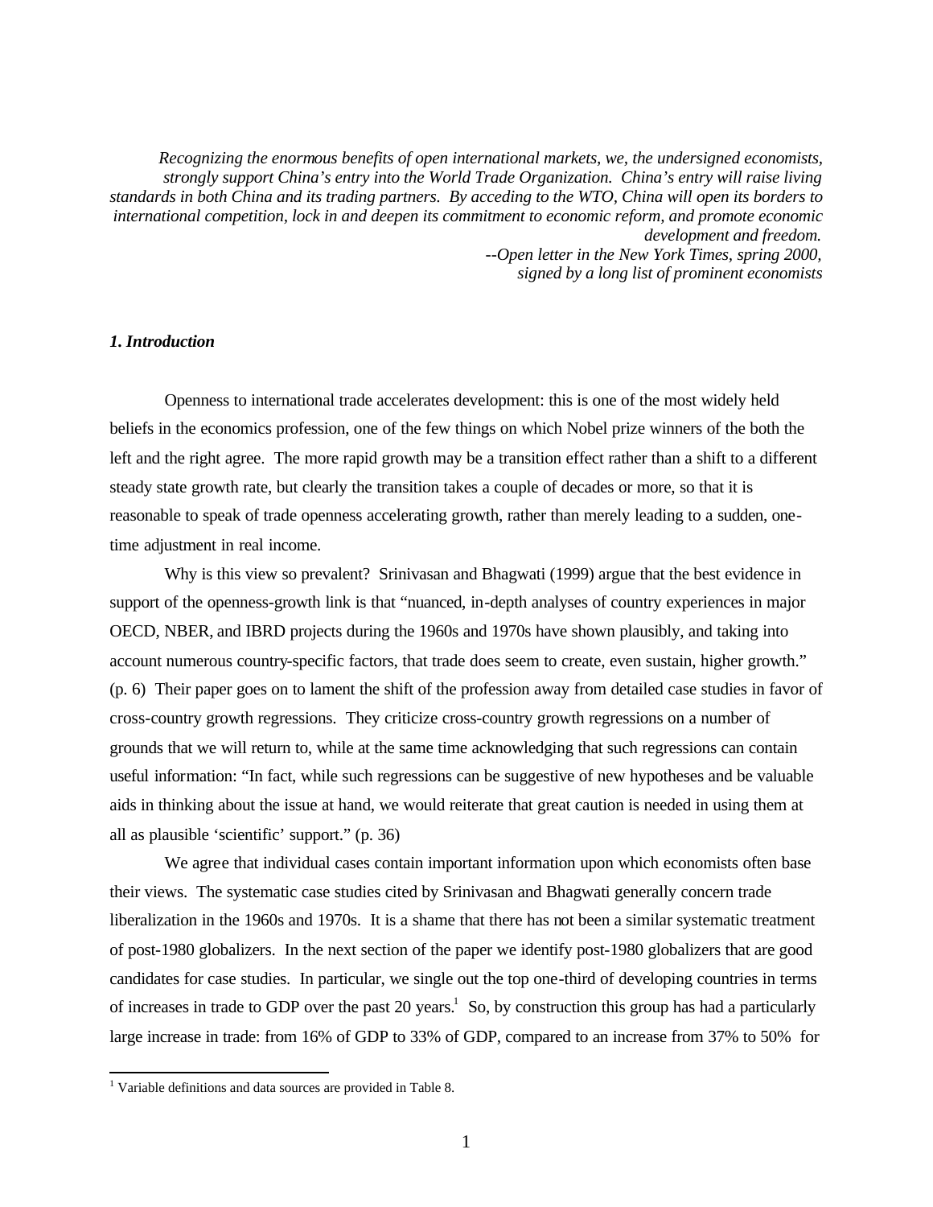*Recognizing the enormous benefits of open international markets, we, the undersigned economists, strongly support China's entry into the World Trade Organization. China's entry will raise living standards in both China and its trading partners. By acceding to the WTO, China will open its borders to international competition, lock in and deepen its commitment to economic reform, and promote economic development and freedom.*

*--Open letter in the New York Times, spring 2000, signed by a long list of prominent economists*

### *1. Introduction*

Openness to international trade accelerates development: this is one of the most widely held beliefs in the economics profession, one of the few things on which Nobel prize winners of the both the left and the right agree. The more rapid growth may be a transition effect rather than a shift to a different steady state growth rate, but clearly the transition takes a couple of decades or more, so that it is reasonable to speak of trade openness accelerating growth, rather than merely leading to a sudden, one-time adjustment in real income.

Why is this view so prevalent? Srinivasan and Bhagwati (1999) argue that the best evidence in support of the openness-growth link is that "nuanced, in-depth analyses of country experiences in major OECD, NBER, and IBRD projects during the 1960s and 1970s have shown plausibly, and taking into account numerous country-specific factors, that trade does seem to create, even sustain, higher growth." (p. 6) Their paper goes on to lament the shift of the profession away from detailed case studies in favor of cross-country growth regressions. They criticize cross-country growth regressions on a number of grounds that we will return to, while at the same time acknowledging that such regressions can contain useful information: "In fact, while such regressions can be suggestive of new hypotheses and be valuable aids in thinking about the issue at hand, we would reiterate that great caution is needed in using them at all as plausible 'scientific' support." (p. 36)

We agree that individual cases contain important information upon which economists often base their views. The systematic case studies cited by Srinivasan and Bhagwati generally concern trade liberalization in the 1960s and 1970s. It is a shame that there has not been a similar systematic treatment of post-1980 globalizers. In the next section of the paper we identify post-1980 globalizers that are good candidates for case studies. In particular, we single out the top one-third of developing countries in terms of increases in trade to GDP over the past 20 years.[1] So, by construction this group has had a particularly large increase in trade: from 16% of GDP to 33% of GDP, compared to an increase from 37% to 50% for

[1] Variable definitions and data sources are provided in Table 8.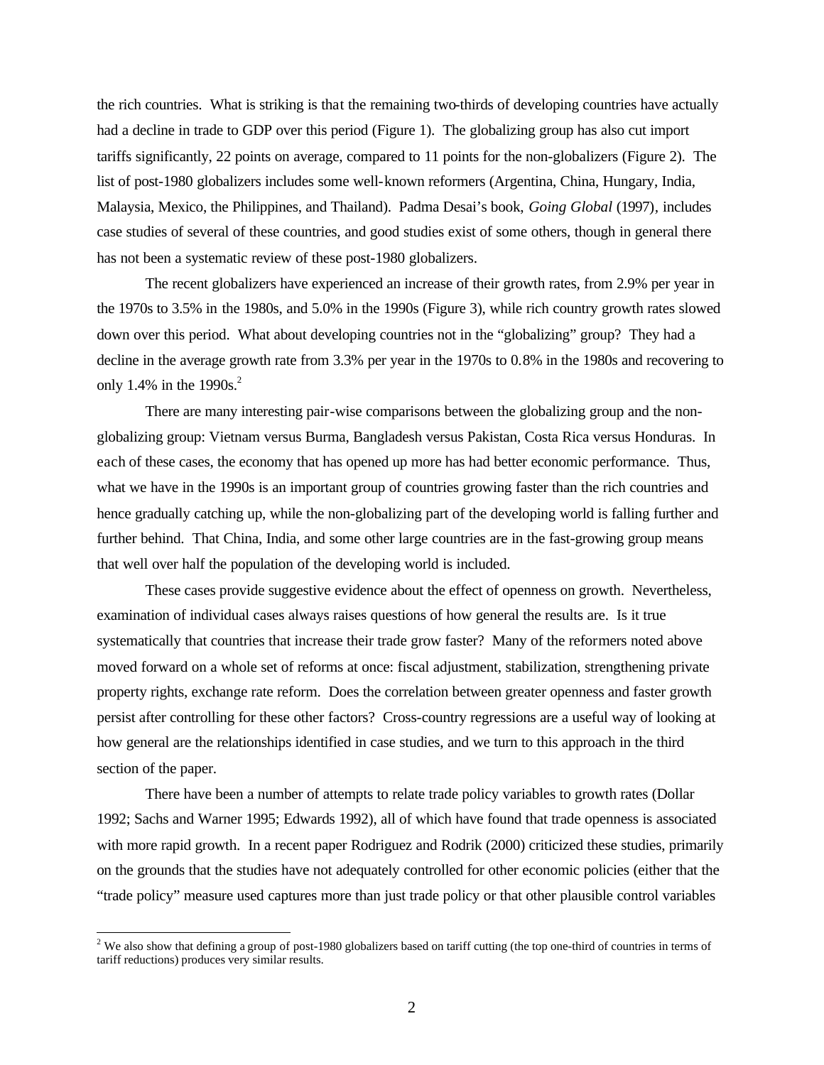the rich countries. What is striking is that the remaining two-thirds of developing countries have actually had a decline in trade to GDP over this period (Figure 1). The globalizing group has also cut import tariffs significantly, 22 points on average, compared to 11 points for the non-globalizers (Figure 2). The list of post-1980 globalizers includes some well-known reformers (Argentina, China, Hungary, India, Malaysia, Mexico, the Philippines, and Thailand). Padma Desai's book, *Going Global* (1997), includes case studies of several of these countries, and good studies exist of some others, though in general there has not been a systematic review of these post-1980 globalizers.

The recent globalizers have experienced an increase of their growth rates, from 2.9% per year in the 1970s to 3.5% in the 1980s, and 5.0% in the 1990s (Figure 3), while rich country growth rates slowed down over this period. What about developing countries not in the "globalizing" group? They had a decline in the average growth rate from 3.3% per year in the 1970s to 0.8% in the 1980s and recovering to only 1.4% in the 1990s.[2]

There are many interesting pair-wise comparisons between the globalizing group and the non-globalizing group: Vietnam versus Burma, Bangladesh versus Pakistan, Costa Rica versus Honduras. In each of these cases, the economy that has opened up more has had better economic performance. Thus, what we have in the 1990s is an important group of countries growing faster than the rich countries and hence gradually catching up, while the non-globalizing part of the developing world is falling further and further behind. That China, India, and some other large countries are in the fast-growing group means that well over half the population of the developing world is included.

These cases provide suggestive evidence about the effect of openness on growth. Nevertheless, examination of individual cases always raises questions of how general the results are. Is it true systematically that countries that increase their trade grow faster? Many of the reformers noted above moved forward on a whole set of reforms at once: fiscal adjustment, stabilization, strengthening private property rights, exchange rate reform. Does the correlation between greater openness and faster growth persist after controlling for these other factors? Cross-country regressions are a useful way of looking at how general are the relationships identified in case studies, and we turn to this approach in the third section of the paper.

There have been a number of attempts to relate trade policy variables to growth rates (Dollar 1992; Sachs and Warner 1995; Edwards 1992), all of which have found that trade openness is associated with more rapid growth. In a recent paper Rodriguez and Rodrik (2000) criticized these studies, primarily on the grounds that the studies have not adequately controlled for other economic policies (either that the "trade policy" measure used captures more than just trade policy or that other plausible control variables

[2] We also show that defining a group of post-1980 globalizers based on tariff cutting (the top one-third of countries in terms of tariff reductions) produces very similar results.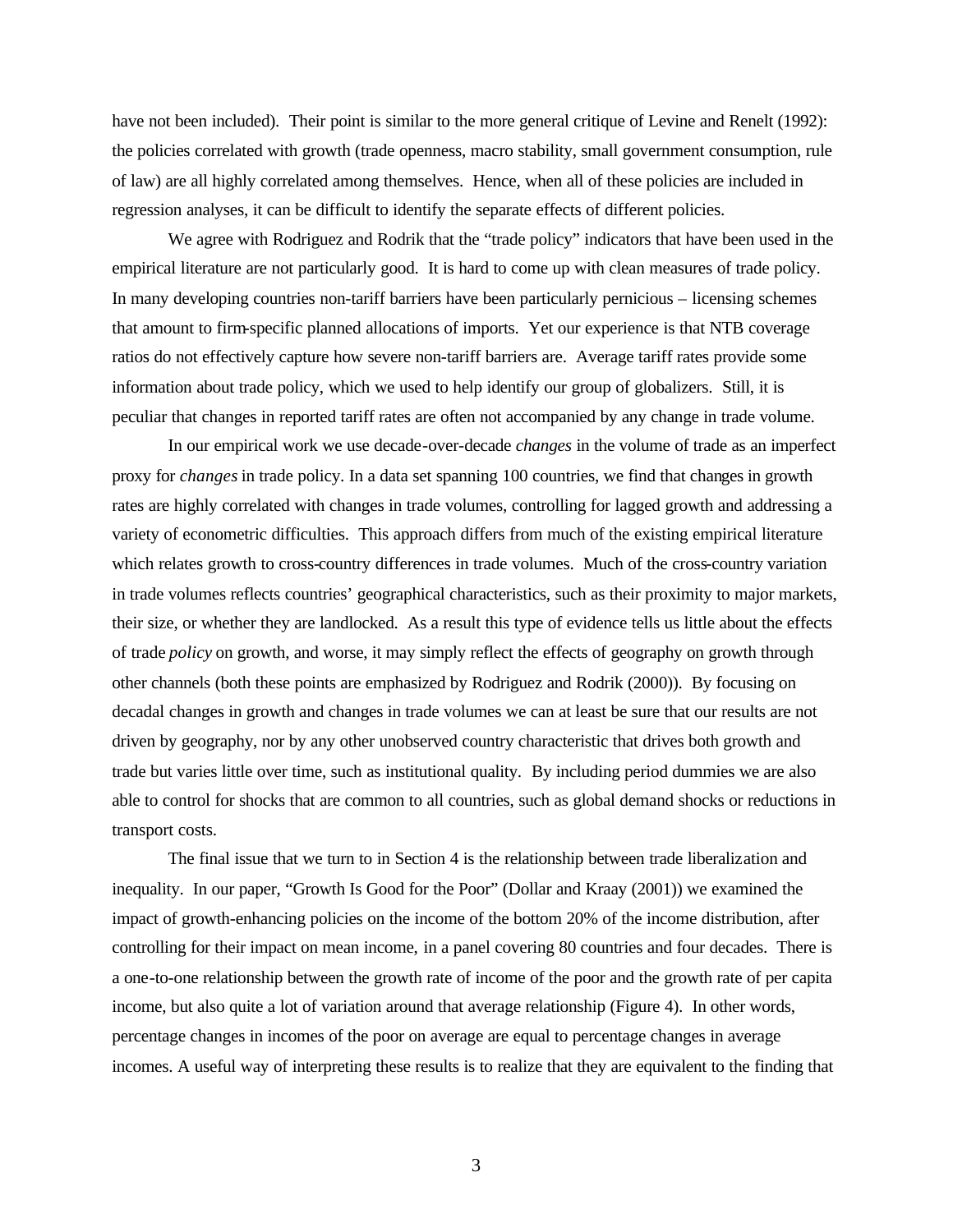have not been included). Their point is similar to the more general critique of Levine and Renelt (1992): the policies correlated with growth (trade openness, macro stability, small government consumption, rule of law) are all highly correlated among themselves. Hence, when all of these policies are included in regression analyses, it can be difficult to identify the separate effects of different policies.

We agree with Rodriguez and Rodrik that the "trade policy" indicators that have been used in the empirical literature are not particularly good. It is hard to come up with clean measures of trade policy. In many developing countries non-tariff barriers have been particularly pernicious – licensing schemes that amount to firm-specific planned allocations of imports. Yet our experience is that NTB coverage ratios do not effectively capture how severe non-tariff barriers are. Average tariff rates provide some information about trade policy, which we used to help identify our group of globalizers. Still, it is peculiar that changes in reported tariff rates are often not accompanied by any change in trade volume.

In our empirical work we use decade-over-decade *changes* in the volume of trade as an imperfect proxy for *changes* in trade policy. In a data set spanning 100 countries, we find that changes in growth rates are highly correlated with changes in trade volumes, controlling for lagged growth and addressing a variety of econometric difficulties. This approach differs from much of the existing empirical literature which relates growth to cross-country differences in trade volumes. Much of the cross-country variation in trade volumes reflects countries' geographical characteristics, such as their proximity to major markets, their size, or whether they are landlocked. As a result this type of evidence tells us little about the effects of trade *policy* on growth, and worse, it may simply reflect the effects of geography on growth through other channels (both these points are emphasized by Rodriguez and Rodrik (2000)). By focusing on decadal changes in growth and changes in trade volumes we can at least be sure that our results are not driven by geography, nor by any other unobserved country characteristic that drives both growth and trade but varies little over time, such as institutional quality. By including period dummies we are also able to control for shocks that are common to all countries, such as global demand shocks or reductions in transport costs.

The final issue that we turn to in Section 4 is the relationship between trade liberalization and inequality. In our paper, "Growth Is Good for the Poor" (Dollar and Kraay (2001)) we examined the impact of growth-enhancing policies on the income of the bottom 20% of the income distribution, after controlling for their impact on mean income, in a panel covering 80 countries and four decades. There is a one-to-one relationship between the growth rate of income of the poor and the growth rate of per capita income, but also quite a lot of variation around that average relationship (Figure 4). In other words, percentage changes in incomes of the poor on average are equal to percentage changes in average incomes. A useful way of interpreting these results is to realize that they are equivalent to the finding that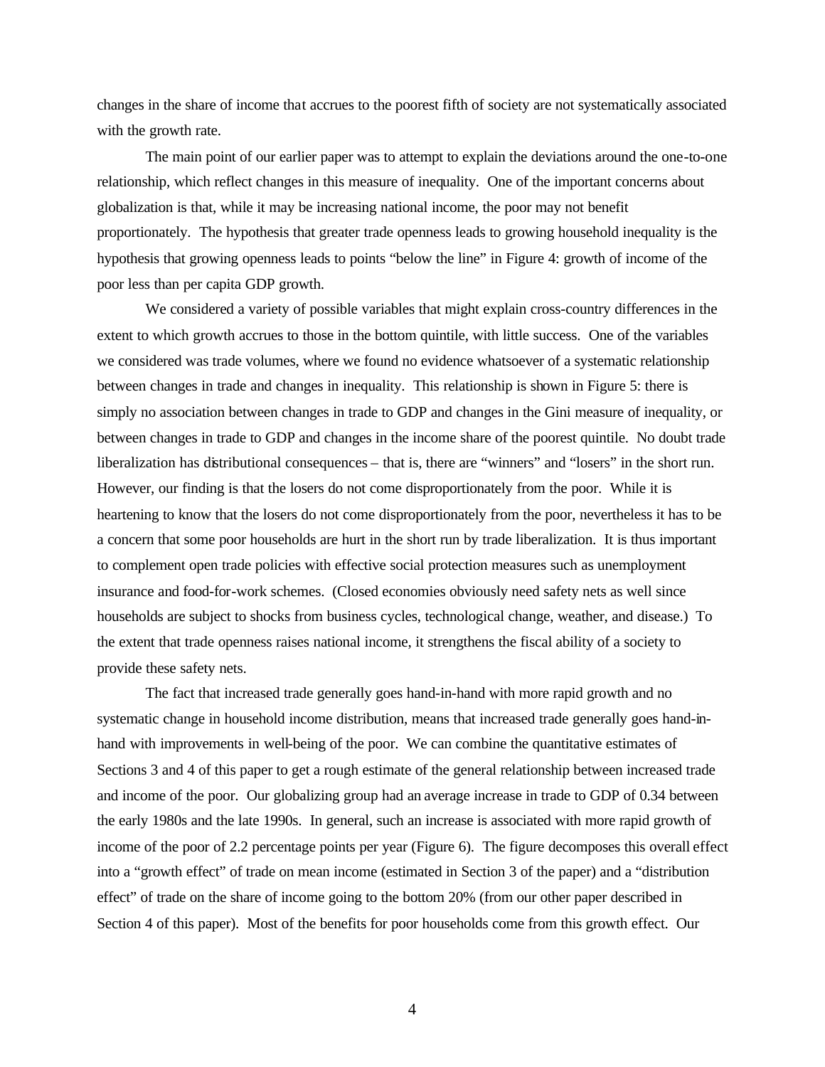changes in the share of income that accrues to the poorest fifth of society are not systematically associated with the growth rate.

The main point of our earlier paper was to attempt to explain the deviations around the one-to-one relationship, which reflect changes in this measure of inequality. One of the important concerns about globalization is that, while it may be increasing national income, the poor may not benefit proportionately. The hypothesis that greater trade openness leads to growing household inequality is the hypothesis that growing openness leads to points "below the line" in Figure 4: growth of income of the poor less than per capita GDP growth.

We considered a variety of possible variables that might explain cross-country differences in the extent to which growth accrues to those in the bottom quintile, with little success. One of the variables we considered was trade volumes, where we found no evidence whatsoever of a systematic relationship between changes in trade and changes in inequality. This relationship is shown in Figure 5: there is simply no association between changes in trade to GDP and changes in the Gini measure of inequality, or between changes in trade to GDP and changes in the income share of the poorest quintile. No doubt trade liberalization has distributional consequences – that is, there are "winners" and "losers" in the short run. However, our finding is that the losers do not come disproportionately from the poor. While it is heartening to know that the losers do not come disproportionately from the poor, nevertheless it has to be a concern that some poor households are hurt in the short run by trade liberalization. It is thus important to complement open trade policies with effective social protection measures such as unemployment insurance and food-for-work schemes. (Closed economies obviously need safety nets as well since households are subject to shocks from business cycles, technological change, weather, and disease.) To the extent that trade openness raises national income, it strengthens the fiscal ability of a society to provide these safety nets.

The fact that increased trade generally goes hand-in-hand with more rapid growth and no systematic change in household income distribution, means that increased trade generally goes hand-in-hand with improvements in well-being of the poor. We can combine the quantitative estimates of Sections 3 and 4 of this paper to get a rough estimate of the general relationship between increased trade and income of the poor. Our globalizing group had an average increase in trade to GDP of 0.34 between the early 1980s and the late 1990s. In general, such an increase is associated with more rapid growth of income of the poor of 2.2 percentage points per year (Figure 6). The figure decomposes this overall effect into a "growth effect" of trade on mean income (estimated in Section 3 of the paper) and a "distribution effect" of trade on the share of income going to the bottom 20% (from our other paper described in Section 4 of this paper). Most of the benefits for poor households come from this growth effect. Our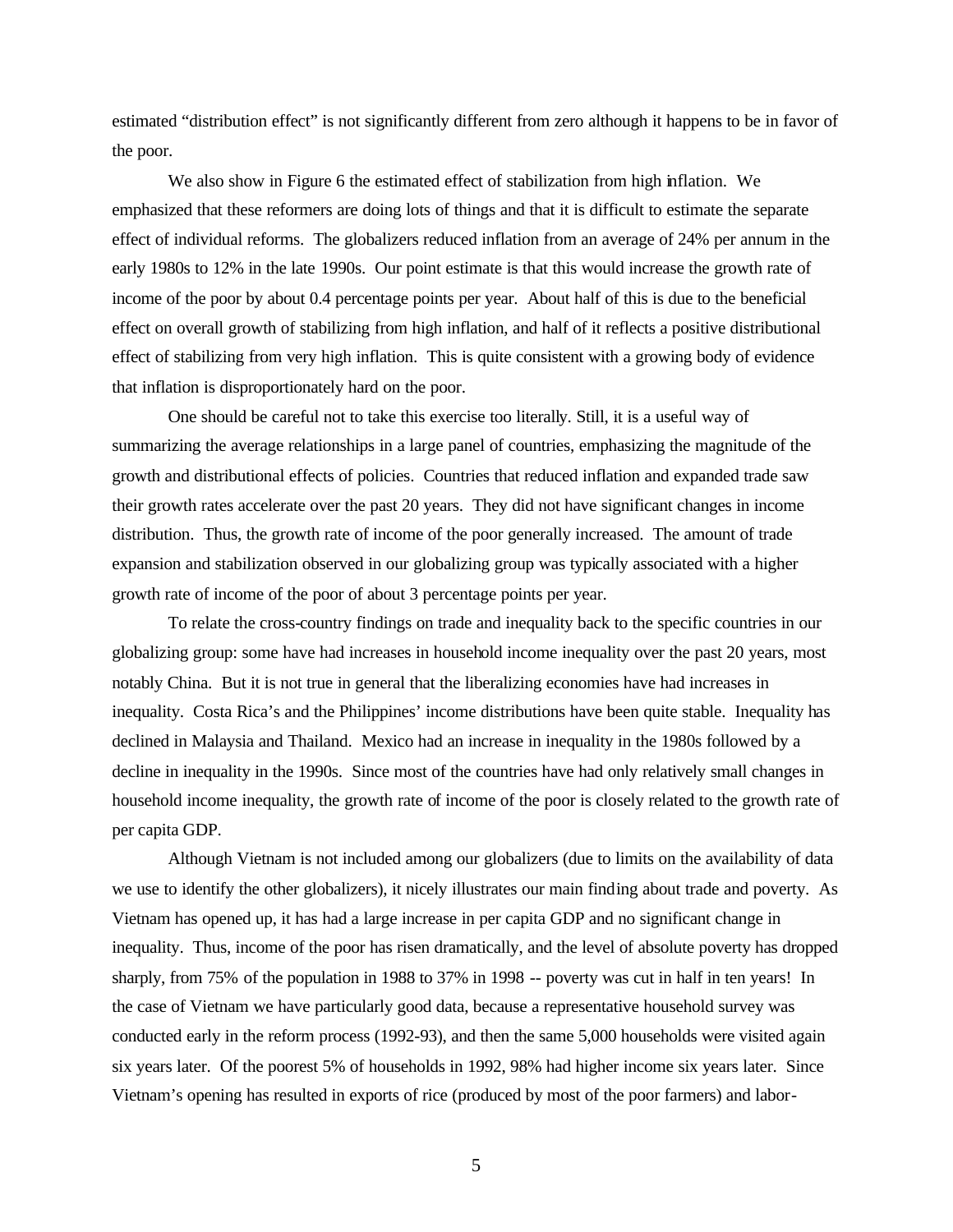estimated "distribution effect" is not significantly different from zero although it happens to be in favor of the poor.

We also show in Figure 6 the estimated effect of stabilization from high inflation. We emphasized that these reformers are doing lots of things and that it is difficult to estimate the separate effect of individual reforms. The globalizers reduced inflation from an average of 24% per annum in the early 1980s to 12% in the late 1990s. Our point estimate is that this would increase the growth rate of income of the poor by about 0.4 percentage points per year. About half of this is due to the beneficial effect on overall growth of stabilizing from high inflation, and half of it reflects a positive distributional effect of stabilizing from very high inflation. This is quite consistent with a growing body of evidence that inflation is disproportionately hard on the poor.

One should be careful not to take this exercise too literally. Still, it is a useful way of summarizing the average relationships in a large panel of countries, emphasizing the magnitude of the growth and distributional effects of policies. Countries that reduced inflation and expanded trade saw their growth rates accelerate over the past 20 years. They did not have significant changes in income distribution. Thus, the growth rate of income of the poor generally increased. The amount of trade expansion and stabilization observed in our globalizing group was typically associated with a higher growth rate of income of the poor of about 3 percentage points per year.

To relate the cross-country findings on trade and inequality back to the specific countries in our globalizing group: some have had increases in household income inequality over the past 20 years, most notably China. But it is not true in general that the liberalizing economies have had increases in inequality. Costa Rica's and the Philippines' income distributions have been quite stable. Inequality has declined in Malaysia and Thailand. Mexico had an increase in inequality in the 1980s followed by a decline in inequality in the 1990s. Since most of the countries have had only relatively small changes in household income inequality, the growth rate of income of the poor is closely related to the growth rate of per capita GDP.

Although Vietnam is not included among our globalizers (due to limits on the availability of data we use to identify the other globalizers), it nicely illustrates our main finding about trade and poverty. As Vietnam has opened up, it has had a large increase in per capita GDP and no significant change in inequality. Thus, income of the poor has risen dramatically, and the level of absolute poverty has dropped sharply, from 75% of the population in 1988 to 37% in 1998 -- poverty was cut in half in ten years! In the case of Vietnam we have particularly good data, because a representative household survey was conducted early in the reform process (1992-93), and then the same 5,000 households were visited again six years later. Of the poorest 5% of households in 1992, 98% had higher income six years later. Since Vietnam's opening has resulted in exports of rice (produced by most of the poor farmers) and labor-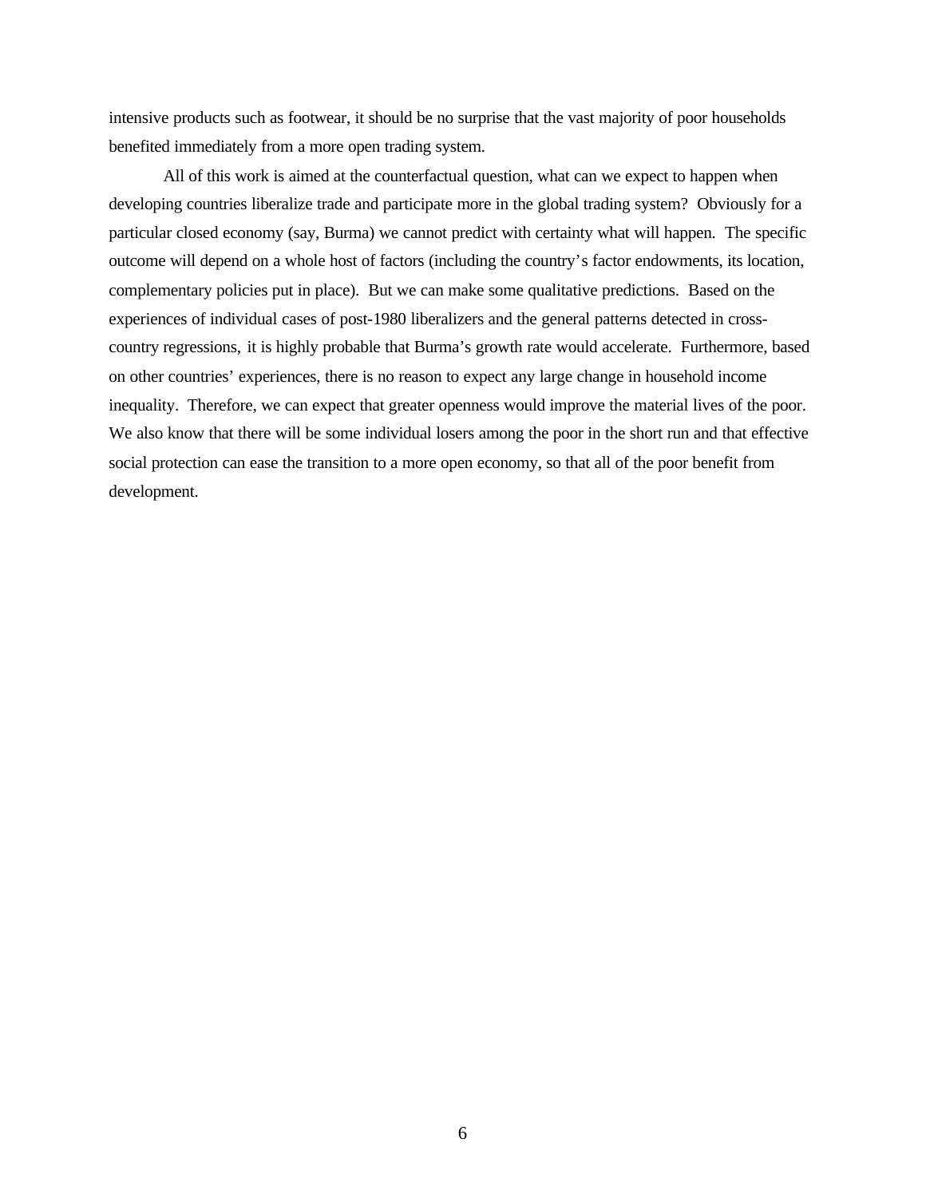intensive products such as footwear, it should be no surprise that the vast majority of poor households benefited immediately from a more open trading system.

All of this work is aimed at the counterfactual question, what can we expect to happen when developing countries liberalize trade and participate more in the global trading system? Obviously for a particular closed economy (say, Burma) we cannot predict with certainty what will happen. The specific outcome will depend on a whole host of factors (including the country's factor endowments, its location, complementary policies put in place). But we can make some qualitative predictions. Based on the experiences of individual cases of post-1980 liberalizers and the general patterns detected in cross-country regressions, it is highly probable that Burma's growth rate would accelerate. Furthermore, based on other countries' experiences, there is no reason to expect any large change in household income inequality. Therefore, we can expect that greater openness would improve the material lives of the poor. We also know that there will be some individual losers among the poor in the short run and that effective social protection can ease the transition to a more open economy, so that all of the poor benefit from development.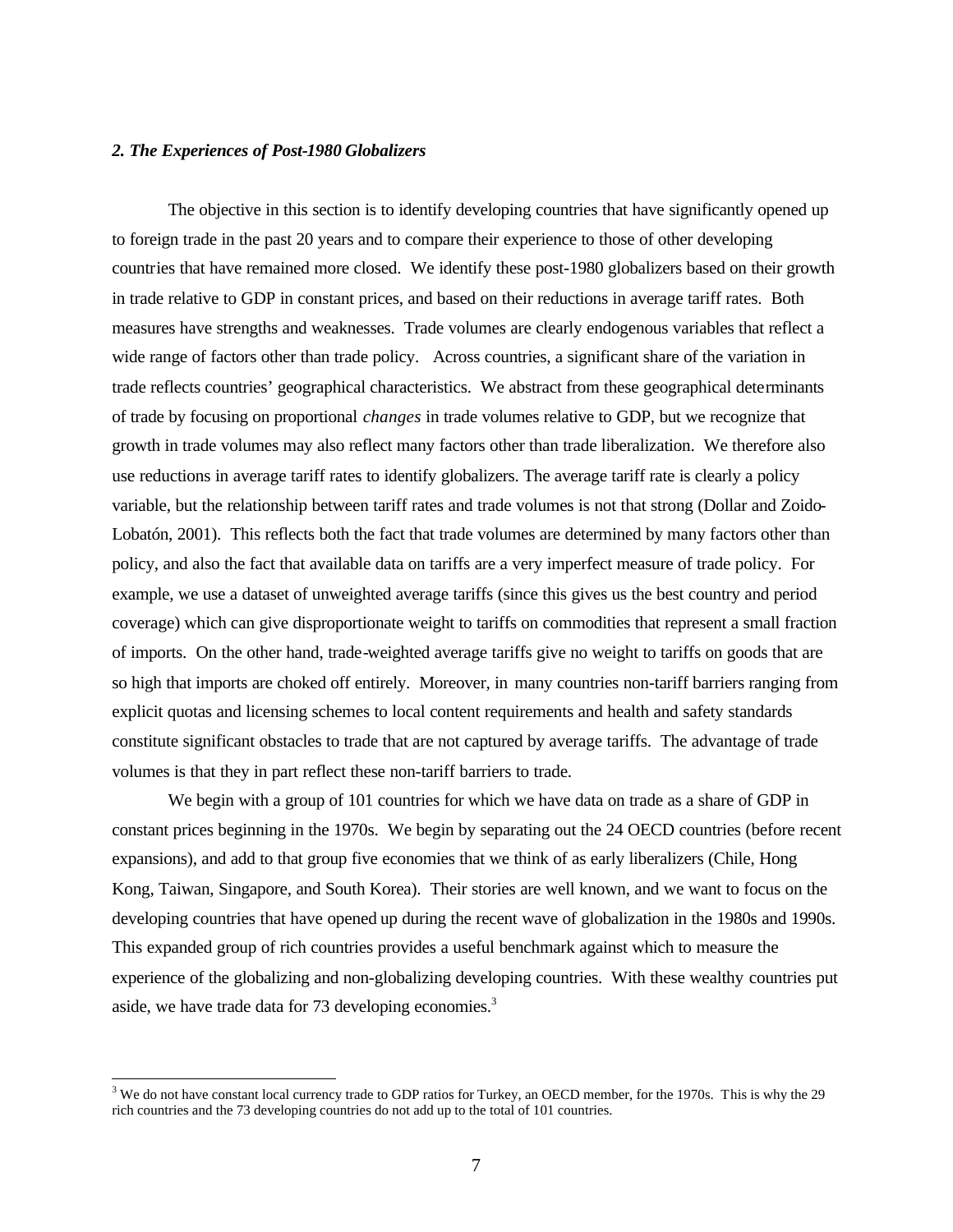### *2. The Experiences of Post-1980 Globalizers*

The objective in this section is to identify developing countries that have significantly opened up to foreign trade in the past 20 years and to compare their experience to those of other developing countries that have remained more closed. We identify these post-1980 globalizers based on their growth in trade relative to GDP in constant prices, and based on their reductions in average tariff rates. Both measures have strengths and weaknesses. Trade volumes are clearly endogenous variables that reflect a wide range of factors other than trade policy. Across countries, a significant share of the variation in trade reflects countries' geographical characteristics. We abstract from these geographical determinants of trade by focusing on proportional *changes* in trade volumes relative to GDP, but we recognize that growth in trade volumes may also reflect many factors other than trade liberalization. We therefore also use reductions in average tariff rates to identify globalizers. The average tariff rate is clearly a policy variable, but the relationship between tariff rates and trade volumes is not that strong (Dollar and Zoido-Lobatón, 2001). This reflects both the fact that trade volumes are determined by many factors other than policy, and also the fact that available data on tariffs are a very imperfect measure of trade policy. For example, we use a dataset of unweighted average tariffs (since this gives us the best country and period coverage) which can give disproportionate weight to tariffs on commodities that represent a small fraction of imports. On the other hand, trade-weighted average tariffs give no weight to tariffs on goods that are so high that imports are choked off entirely. Moreover, in many countries non-tariff barriers ranging from explicit quotas and licensing schemes to local content requirements and health and safety standards constitute significant obstacles to trade that are not captured by average tariffs. The advantage of trade volumes is that they in part reflect these non-tariff barriers to trade.

We begin with a group of 101 countries for which we have data on trade as a share of GDP in constant prices beginning in the 1970s. We begin by separating out the 24 OECD countries (before recent expansions), and add to that group five economies that we think of as early liberalizers (Chile, Hong Kong, Taiwan, Singapore, and South Korea). Their stories are well known, and we want to focus on the developing countries that have opened up during the recent wave of globalization in the 1980s and 1990s. This expanded group of rich countries provides a useful benchmark against which to measure the experience of the globalizing and non-globalizing developing countries. With these wealthy countries put aside, we have trade data for 73 developing economies.[3]

[3] We do not have constant local currency trade to GDP ratios for Turkey, an OECD member, for the 1970s. This is why the 29 rich countries and the 73 developing countries do not add up to the total of 101 countries.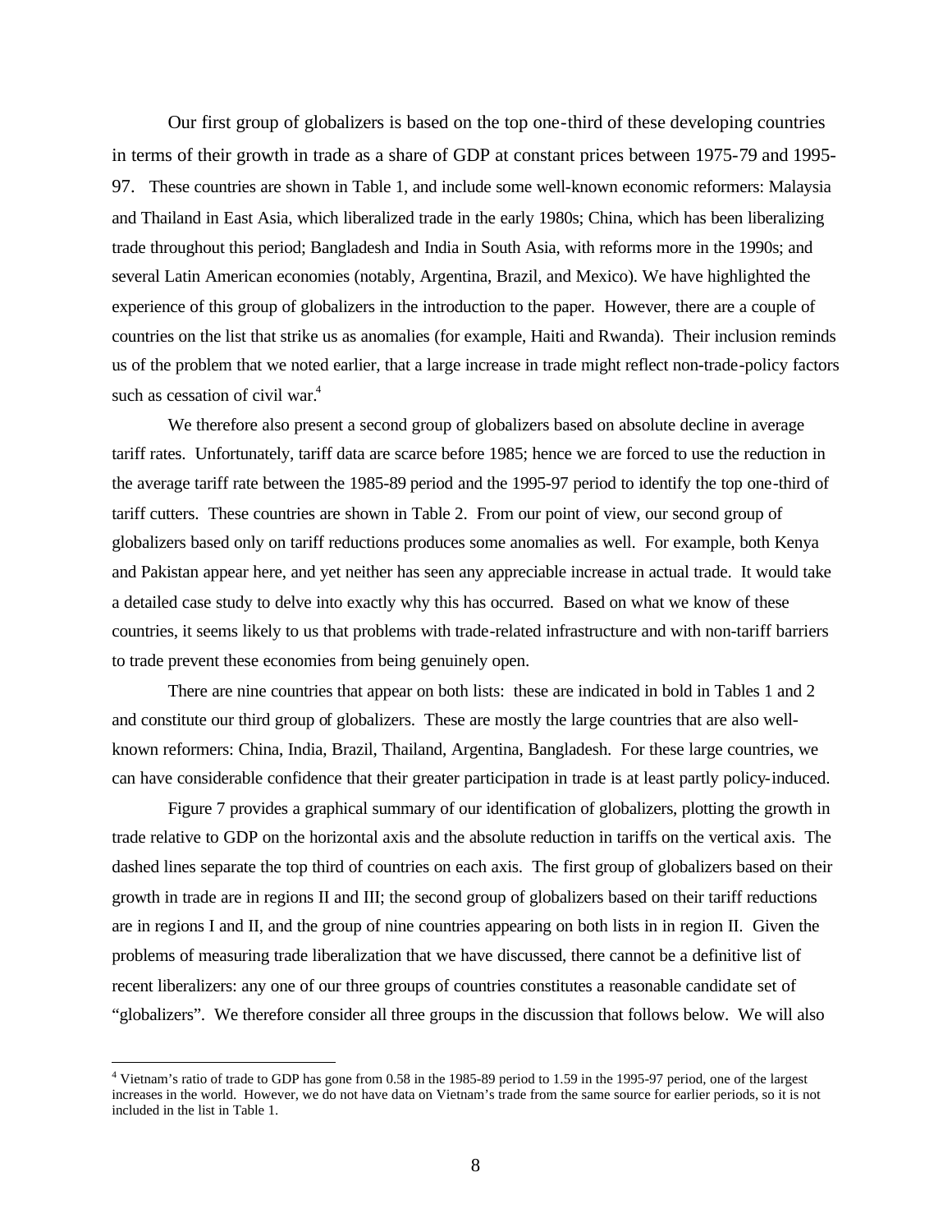Our first group of globalizers is based on the top one-third of these developing countries in terms of their growth in trade as a share of GDP at constant prices between 1975-79 and 1995-97. These countries are shown in Table 1, and include some well-known economic reformers: Malaysia and Thailand in East Asia, which liberalized trade in the early 1980s; China, which has been liberalizing trade throughout this period; Bangladesh and India in South Asia, with reforms more in the 1990s; and several Latin American economies (notably, Argentina, Brazil, and Mexico). We have highlighted the experience of this group of globalizers in the introduction to the paper. However, there are a couple of countries on the list that strike us as anomalies (for example, Haiti and Rwanda). Their inclusion reminds us of the problem that we noted earlier, that a large increase in trade might reflect non-trade-policy factors such as cessation of civil war.[4]

We therefore also present a second group of globalizers based on absolute decline in average tariff rates. Unfortunately, tariff data are scarce before 1985; hence we are forced to use the reduction in the average tariff rate between the 1985-89 period and the 1995-97 period to identify the top one-third of tariff cutters. These countries are shown in Table 2. From our point of view, our second group of globalizers based only on tariff reductions produces some anomalies as well. For example, both Kenya and Pakistan appear here, and yet neither has seen any appreciable increase in actual trade. It would take a detailed case study to delve into exactly why this has occurred. Based on what we know of these countries, it seems likely to us that problems with trade-related infrastructure and with non-tariff barriers to trade prevent these economies from being genuinely open.

There are nine countries that appear on both lists: these are indicated in bold in Tables 1 and 2 and constitute our third group of globalizers. These are mostly the large countries that are also well-known reformers: China, India, Brazil, Thailand, Argentina, Bangladesh. For these large countries, we can have considerable confidence that their greater participation in trade is at least partly policy-induced.

Figure 7 provides a graphical summary of our identification of globalizers, plotting the growth in trade relative to GDP on the horizontal axis and the absolute reduction in tariffs on the vertical axis. The dashed lines separate the top third of countries on each axis. The first group of globalizers based on their growth in trade are in regions II and III; the second group of globalizers based on their tariff reductions are in regions I and II, and the group of nine countries appearing on both lists in in region II. Given the problems of measuring trade liberalization that we have discussed, there cannot be a definitive list of recent liberalizers: any one of our three groups of countries constitutes a reasonable candidate set of "globalizers". We therefore consider all three groups in the discussion that follows below. We will also

[4] Vietnam's ratio of trade to GDP has gone from 0.58 in the 1985-89 period to 1.59 in the 1995-97 period, one of the largest increases in the world. However, we do not have data on Vietnam's trade from the same source for earlier periods, so it is not included in the list in Table 1.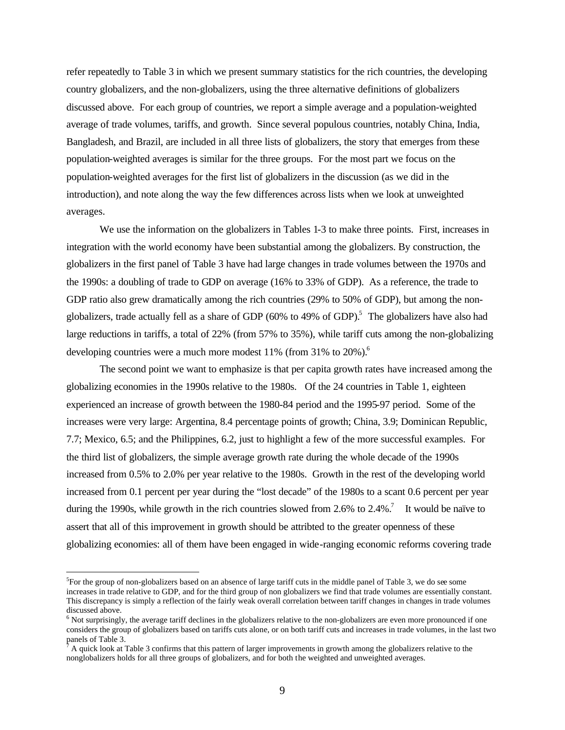refer repeatedly to Table 3 in which we present summary statistics for the rich countries, the developing country globalizers, and the non-globalizers, using the three alternative definitions of globalizers discussed above. For each group of countries, we report a simple average and a population-weighted average of trade volumes, tariffs, and growth. Since several populous countries, notably China, India, Bangladesh, and Brazil, are included in all three lists of globalizers, the story that emerges from these population-weighted averages is similar for the three groups. For the most part we focus on the population-weighted averages for the first list of globalizers in the discussion (as we did in the introduction), and note along the way the few differences across lists when we look at unweighted averages.

We use the information on the globalizers in Tables 1-3 to make three points. First, increases in integration with the world economy have been substantial among the globalizers. By construction, the globalizers in the first panel of Table 3 have had large changes in trade volumes between the 1970s and the 1990s: a doubling of trade to GDP on average (16% to 33% of GDP). As a reference, the trade to GDP ratio also grew dramatically among the rich countries (29% to 50% of GDP), but among the non-globalizers, trade actually fell as a share of GDP (60% to 49% of GDP).[5] The globalizers have also had large reductions in tariffs, a total of 22% (from 57% to 35%), while tariff cuts among the non-globalizing developing countries were a much more modest 11% (from 31% to 20%).[6]

The second point we want to emphasize is that per capita growth rates have increased among the globalizing economies in the 1990s relative to the 1980s. Of the 24 countries in Table 1, eighteen experienced an increase of growth between the 1980-84 period and the 1995-97 period. Some of the increases were very large: Argentina, 8.4 percentage points of growth; China, 3.9; Dominican Republic, 7.7; Mexico, 6.5; and the Philippines, 6.2, just to highlight a few of the more successful examples. For the third list of globalizers, the simple average growth rate during the whole decade of the 1990s increased from 0.5% to 2.0% per year relative to the 1980s. Growth in the rest of the developing world increased from 0.1 percent per year during the "lost decade" of the 1980s to a scant 0.6 percent per year during the 1990s, while growth in the rich countries slowed from 2.6% to 2.4%.[7] It would be naïve to assert that all of this improvement in growth should be attribted to the greater openness of these globalizing economies: all of them have been engaged in wide-ranging economic reforms covering trade

---

[5] For the group of non-globalizers based on an absence of large tariff cuts in the middle panel of Table 3, we do see some increases in trade relative to GDP, and for the third group of non globalizers we find that trade volumes are essentially constant. This discrepancy is simply a reflection of the fairly weak overall correlation between tariff changes in changes in trade volumes discussed above.

[6] Not surprisingly, the average tariff declines in the globalizers relative to the non-globalizers are even more pronounced if one considers the group of globalizers based on tariffs cuts alone, or on both tariff cuts and increases in trade volumes, in the last two panels of Table 3.

[7] A quick look at Table 3 confirms that this pattern of larger improvements in growth among the globalizers relative to the nonglobalizers holds for all three groups of globalizers, and for both the weighted and unweighted averages.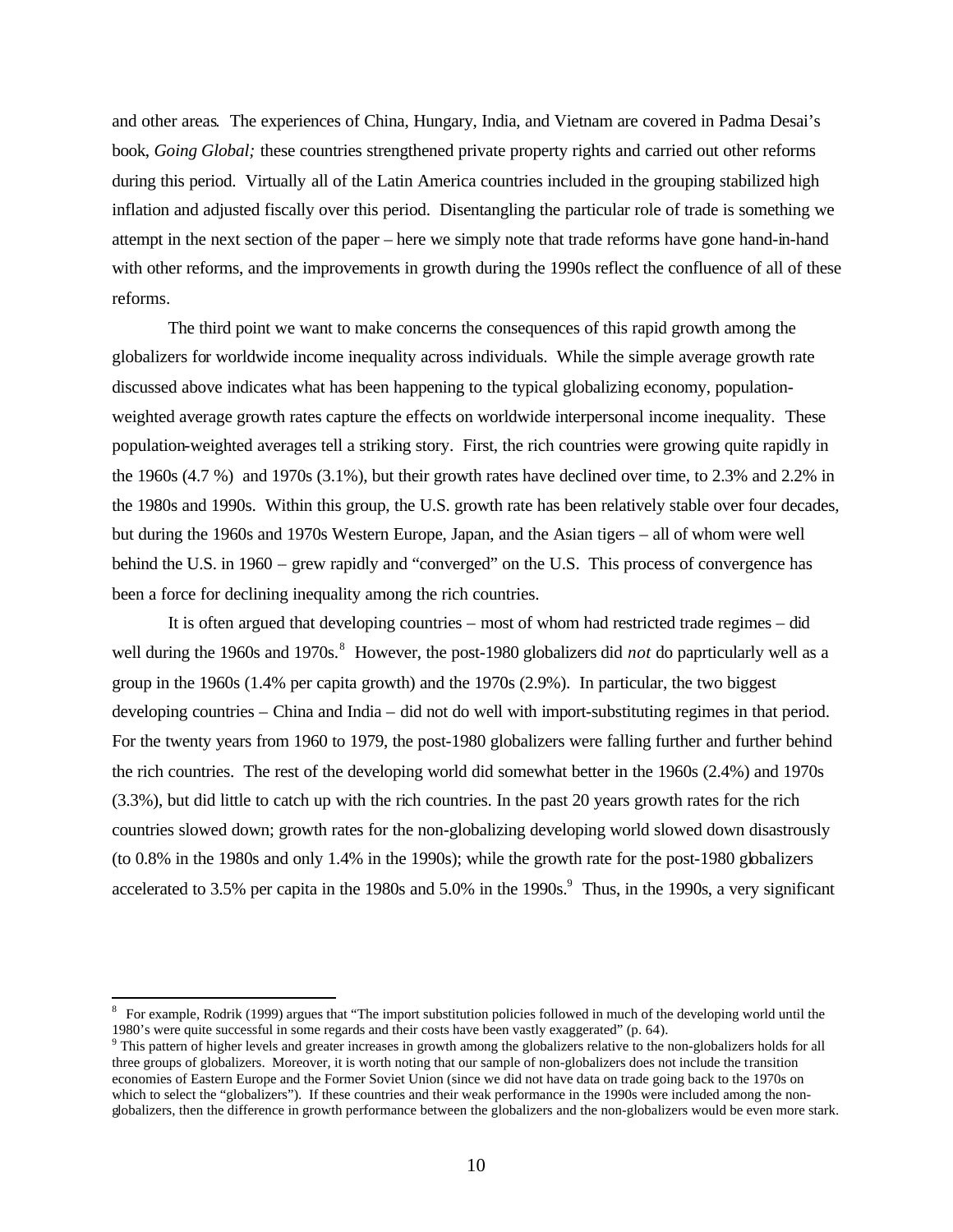and other areas. The experiences of China, Hungary, India, and Vietnam are covered in Padma Desai's book, *Going Global;* these countries strengthened private property rights and carried out other reforms during this period. Virtually all of the Latin America countries included in the grouping stabilized high inflation and adjusted fiscally over this period. Disentangling the particular role of trade is something we attempt in the next section of the paper – here we simply note that trade reforms have gone hand-in-hand with other reforms, and the improvements in growth during the 1990s reflect the confluence of all of these reforms.

The third point we want to make concerns the consequences of this rapid growth among the globalizers for worldwide income inequality across individuals. While the simple average growth rate discussed above indicates what has been happening to the typical globalizing economy, population-weighted average growth rates capture the effects on worldwide interpersonal income inequality. These population-weighted averages tell a striking story. First, the rich countries were growing quite rapidly in the 1960s (4.7 %) and 1970s (3.1%), but their growth rates have declined over time, to 2.3% and 2.2% in the 1980s and 1990s. Within this group, the U.S. growth rate has been relatively stable over four decades, but during the 1960s and 1970s Western Europe, Japan, and the Asian tigers – all of whom were well behind the U.S. in 1960 – grew rapidly and "converged" on the U.S. This process of convergence has been a force for declining inequality among the rich countries.

It is often argued that developing countries – most of whom had restricted trade regimes – did well during the 1960s and 1970s.[8] However, the post-1980 globalizers did *not* do paprticularly well as a group in the 1960s (1.4% per capita growth) and the 1970s (2.9%). In particular, the two biggest developing countries – China and India – did not do well with import-substituting regimes in that period. For the twenty years from 1960 to 1979, the post-1980 globalizers were falling further and further behind the rich countries. The rest of the developing world did somewhat better in the 1960s (2.4%) and 1970s (3.3%), but did little to catch up with the rich countries. In the past 20 years growth rates for the rich countries slowed down; growth rates for the non-globalizing developing world slowed down disastrously (to 0.8% in the 1980s and only 1.4% in the 1990s); while the growth rate for the post-1980 globalizers accelerated to 3.5% per capita in the 1980s and 5.0% in the 1990s.[9] Thus, in the 1990s, a very significant

---

[8] For example, Rodrik (1999) argues that "The import substitution policies followed in much of the developing world until the 1980's were quite successful in some regards and their costs have been vastly exaggerated" (p. 64).

[9] This pattern of higher levels and greater increases in growth among the globalizers relative to the non-globalizers holds for all three groups of globalizers. Moreover, it is worth noting that our sample of non-globalizers does not include the transition economies of Eastern Europe and the Former Soviet Union (since we did not have data on trade going back to the 1970s on which to select the "globalizers"). If these countries and their weak performance in the 1990s were included among the non-globalizers, then the difference in growth performance between the globalizers and the non-globalizers would be even more stark.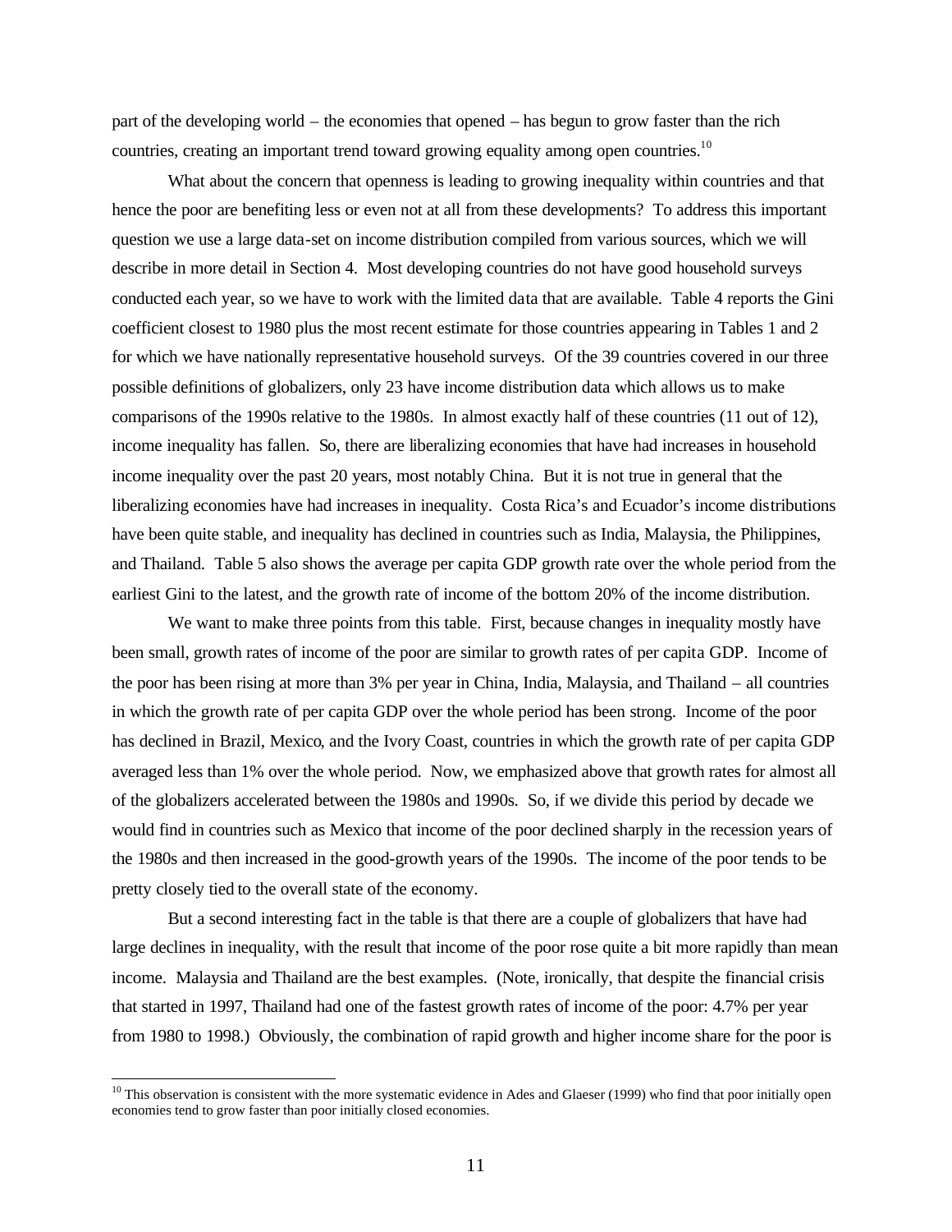part of the developing world – the economies that opened – has begun to grow faster than the rich countries, creating an important trend toward growing equality among open countries.[10]

What about the concern that openness is leading to growing inequality within countries and that hence the poor are benefiting less or even not at all from these developments? To address this important question we use a large data-set on income distribution compiled from various sources, which we will describe in more detail in Section 4. Most developing countries do not have good household surveys conducted each year, so we have to work with the limited data that are available. Table 4 reports the Gini coefficient closest to 1980 plus the most recent estimate for those countries appearing in Tables 1 and 2 for which we have nationally representative household surveys. Of the 39 countries covered in our three possible definitions of globalizers, only 23 have income distribution data which allows us to make comparisons of the 1990s relative to the 1980s. In almost exactly half of these countries (11 out of 12), income inequality has fallen. So, there are liberalizing economies that have had increases in household income inequality over the past 20 years, most notably China. But it is not true in general that the liberalizing economies have had increases in inequality. Costa Rica's and Ecuador's income distributions have been quite stable, and inequality has declined in countries such as India, Malaysia, the Philippines, and Thailand. Table 5 also shows the average per capita GDP growth rate over the whole period from the earliest Gini to the latest, and the growth rate of income of the bottom 20% of the income distribution.

We want to make three points from this table. First, because changes in inequality mostly have been small, growth rates of income of the poor are similar to growth rates of per capita GDP. Income of the poor has been rising at more than 3% per year in China, India, Malaysia, and Thailand – all countries in which the growth rate of per capita GDP over the whole period has been strong. Income of the poor has declined in Brazil, Mexico, and the Ivory Coast, countries in which the growth rate of per capita GDP averaged less than 1% over the whole period. Now, we emphasized above that growth rates for almost all of the globalizers accelerated between the 1980s and 1990s. So, if we divide this period by decade we would find in countries such as Mexico that income of the poor declined sharply in the recession years of the 1980s and then increased in the good-growth years of the 1990s. The income of the poor tends to be pretty closely tied to the overall state of the economy.

But a second interesting fact in the table is that there are a couple of globalizers that have had large declines in inequality, with the result that income of the poor rose quite a bit more rapidly than mean income. Malaysia and Thailand are the best examples. (Note, ironically, that despite the financial crisis that started in 1997, Thailand had one of the fastest growth rates of income of the poor: 4.7% per year from 1980 to 1998.) Obviously, the combination of rapid growth and higher income share for the poor is

[10] This observation is consistent with the more systematic evidence in Ades and Glaeser (1999) who find that poor initially open economies tend to grow faster than poor initially closed economies.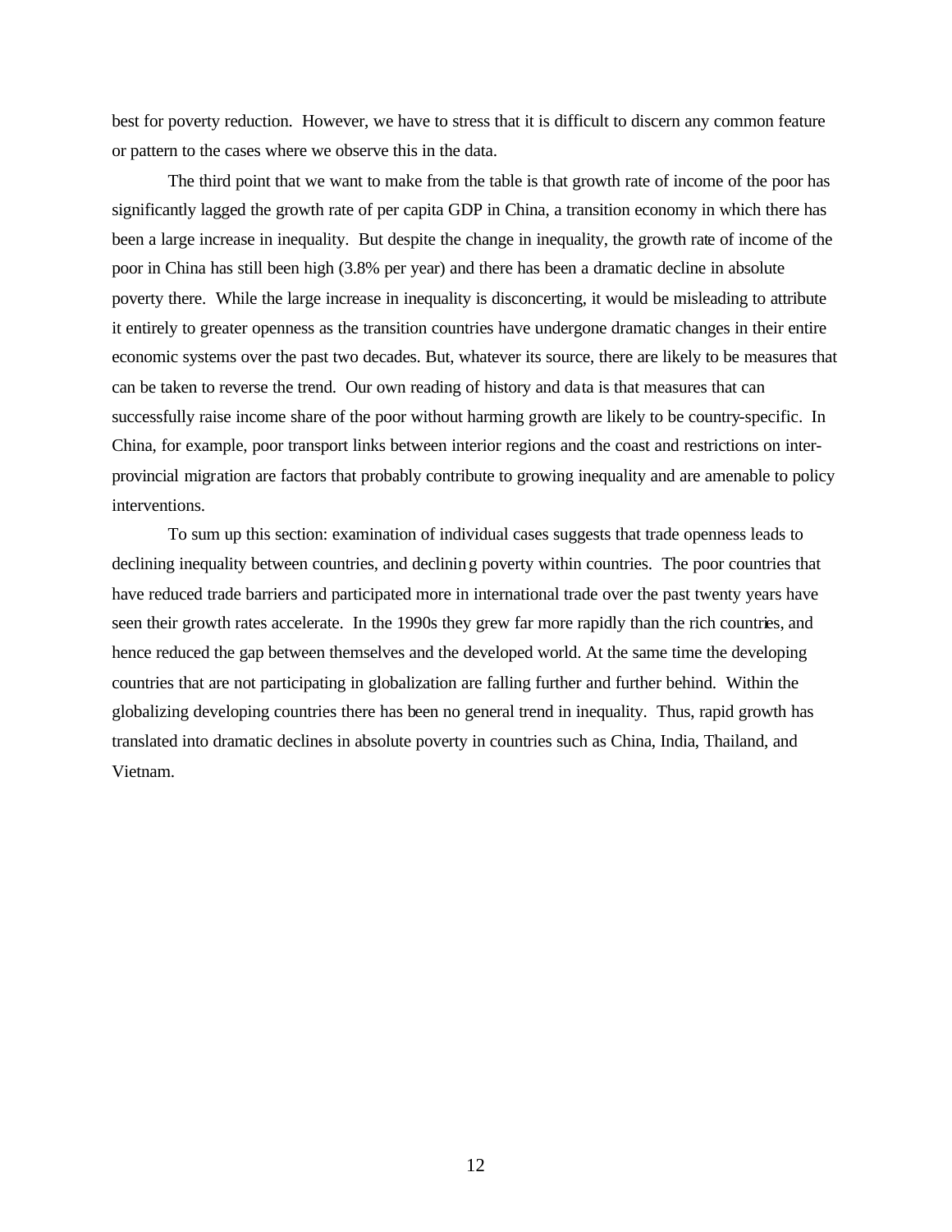best for poverty reduction. However, we have to stress that it is difficult to discern any common feature or pattern to the cases where we observe this in the data.

The third point that we want to make from the table is that growth rate of income of the poor has significantly lagged the growth rate of per capita GDP in China, a transition economy in which there has been a large increase in inequality. But despite the change in inequality, the growth rate of income of the poor in China has still been high (3.8% per year) and there has been a dramatic decline in absolute poverty there. While the large increase in inequality is disconcerting, it would be misleading to attribute it entirely to greater openness as the transition countries have undergone dramatic changes in their entire economic systems over the past two decades. But, whatever its source, there are likely to be measures that can be taken to reverse the trend. Our own reading of history and data is that measures that can successfully raise income share of the poor without harming growth are likely to be country-specific. In China, for example, poor transport links between interior regions and the coast and restrictions on inter-provincial migration are factors that probably contribute to growing inequality and are amenable to policy interventions.

To sum up this section: examination of individual cases suggests that trade openness leads to declining inequality between countries, and declining poverty within countries. The poor countries that have reduced trade barriers and participated more in international trade over the past twenty years have seen their growth rates accelerate. In the 1990s they grew far more rapidly than the rich countries, and hence reduced the gap between themselves and the developed world. At the same time the developing countries that are not participating in globalization are falling further and further behind. Within the globalizing developing countries there has been no general trend in inequality. Thus, rapid growth has translated into dramatic declines in absolute poverty in countries such as China, India, Thailand, and Vietnam.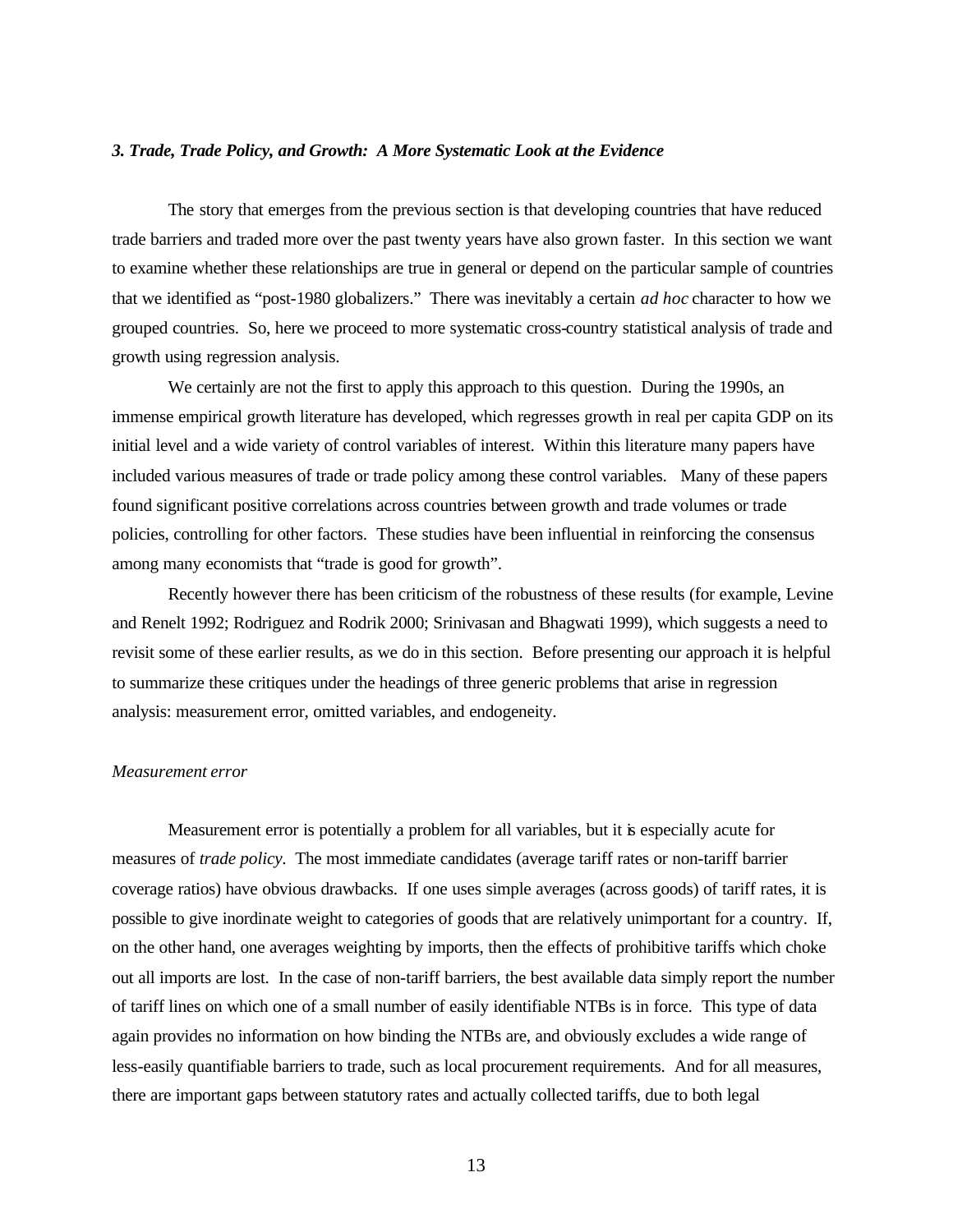### *3. Trade, Trade Policy, and Growth: A More Systematic Look at the Evidence*

The story that emerges from the previous section is that developing countries that have reduced trade barriers and traded more over the past twenty years have also grown faster. In this section we want to examine whether these relationships are true in general or depend on the particular sample of countries that we identified as "post-1980 globalizers." There was inevitably a certain *ad hoc* character to how we grouped countries. So, here we proceed to more systematic cross-country statistical analysis of trade and growth using regression analysis.

We certainly are not the first to apply this approach to this question. During the 1990s, an immense empirical growth literature has developed, which regresses growth in real per capita GDP on its initial level and a wide variety of control variables of interest. Within this literature many papers have included various measures of trade or trade policy among these control variables. Many of these papers found significant positive correlations across countries between growth and trade volumes or trade policies, controlling for other factors. These studies have been influential in reinforcing the consensus among many economists that "trade is good for growth".

Recently however there has been criticism of the robustness of these results (for example, Levine and Renelt 1992; Rodriguez and Rodrik 2000; Srinivasan and Bhagwati 1999), which suggests a need to revisit some of these earlier results, as we do in this section. Before presenting our approach it is helpful to summarize these critiques under the headings of three generic problems that arise in regression analysis: measurement error, omitted variables, and endogeneity.

*Measurement error*

Measurement error is potentially a problem for all variables, but it is especially acute for measures of *trade policy*. The most immediate candidates (average tariff rates or non-tariff barrier coverage ratios) have obvious drawbacks. If one uses simple averages (across goods) of tariff rates, it is possible to give inordinate weight to categories of goods that are relatively unimportant for a country. If, on the other hand, one averages weighting by imports, then the effects of prohibitive tariffs which choke out all imports are lost. In the case of non-tariff barriers, the best available data simply report the number of tariff lines on which one of a small number of easily identifiable NTBs is in force. This type of data again provides no information on how binding the NTBs are, and obviously excludes a wide range of less-easily quantifiable barriers to trade, such as local procurement requirements. And for all measures, there are important gaps between statutory rates and actually collected tariffs, due to both legal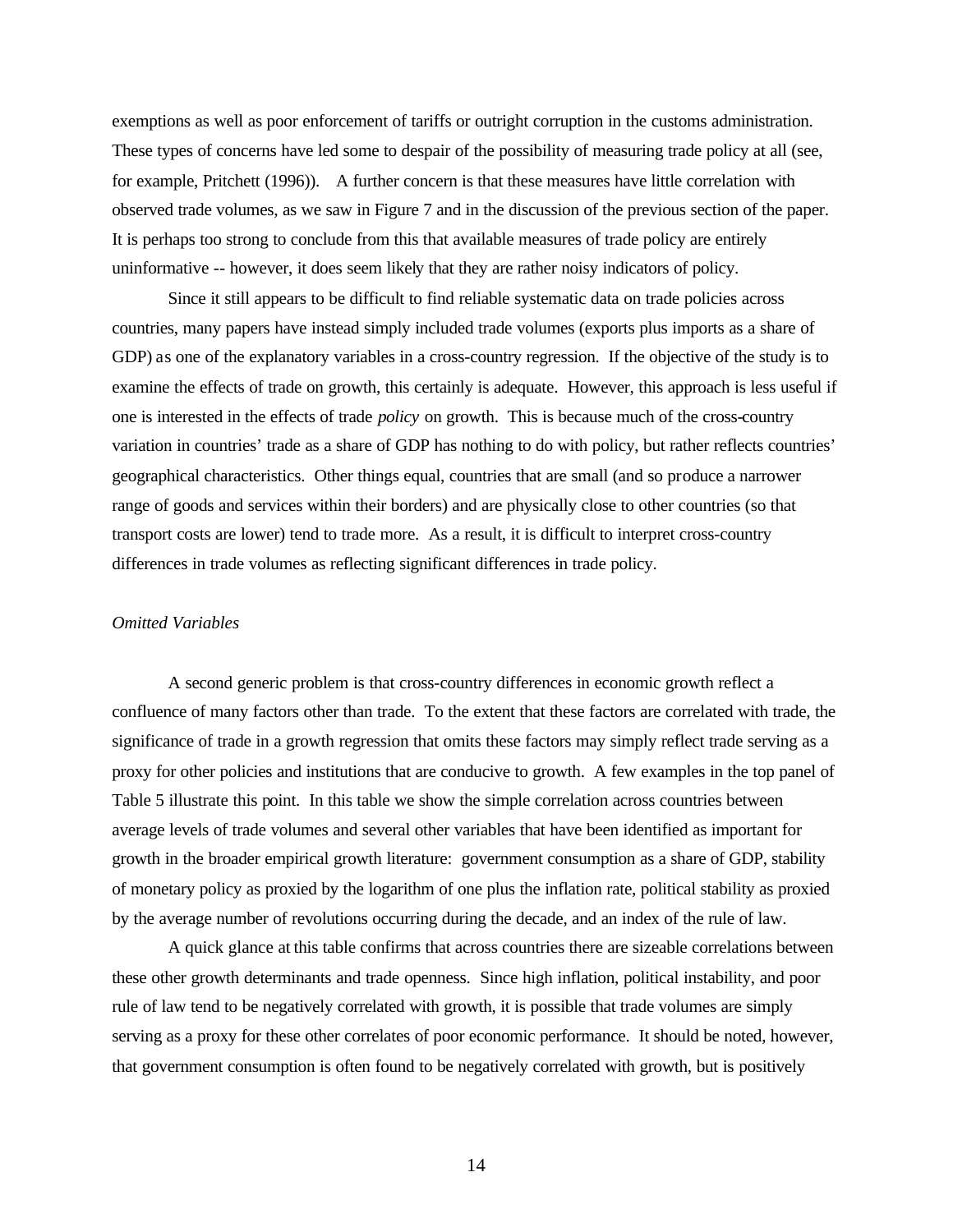exemptions as well as poor enforcement of tariffs or outright corruption in the customs administration. These types of concerns have led some to despair of the possibility of measuring trade policy at all (see, for example, Pritchett (1996)). A further concern is that these measures have little correlation with observed trade volumes, as we saw in Figure 7 and in the discussion of the previous section of the paper. It is perhaps too strong to conclude from this that available measures of trade policy are entirely uninformative -- however, it does seem likely that they are rather noisy indicators of policy.

Since it still appears to be difficult to find reliable systematic data on trade policies across countries, many papers have instead simply included trade volumes (exports plus imports as a share of GDP) as one of the explanatory variables in a cross-country regression. If the objective of the study is to examine the effects of trade on growth, this certainly is adequate. However, this approach is less useful if one is interested in the effects of trade *policy* on growth. This is because much of the cross-country variation in countries' trade as a share of GDP has nothing to do with policy, but rather reflects countries' geographical characteristics. Other things equal, countries that are small (and so produce a narrower range of goods and services within their borders) and are physically close to other countries (so that transport costs are lower) tend to trade more. As a result, it is difficult to interpret cross-country differences in trade volumes as reflecting significant differences in trade policy.

*Omitted Variables*

A second generic problem is that cross-country differences in economic growth reflect a confluence of many factors other than trade. To the extent that these factors are correlated with trade, the significance of trade in a growth regression that omits these factors may simply reflect trade serving as a proxy for other policies and institutions that are conducive to growth. A few examples in the top panel of Table 5 illustrate this point. In this table we show the simple correlation across countries between average levels of trade volumes and several other variables that have been identified as important for growth in the broader empirical growth literature: government consumption as a share of GDP, stability of monetary policy as proxied by the logarithm of one plus the inflation rate, political stability as proxied by the average number of revolutions occurring during the decade, and an index of the rule of law.

A quick glance at this table confirms that across countries there are sizeable correlations between these other growth determinants and trade openness. Since high inflation, political instability, and poor rule of law tend to be negatively correlated with growth, it is possible that trade volumes are simply serving as a proxy for these other correlates of poor economic performance. It should be noted, however, that government consumption is often found to be negatively correlated with growth, but is positively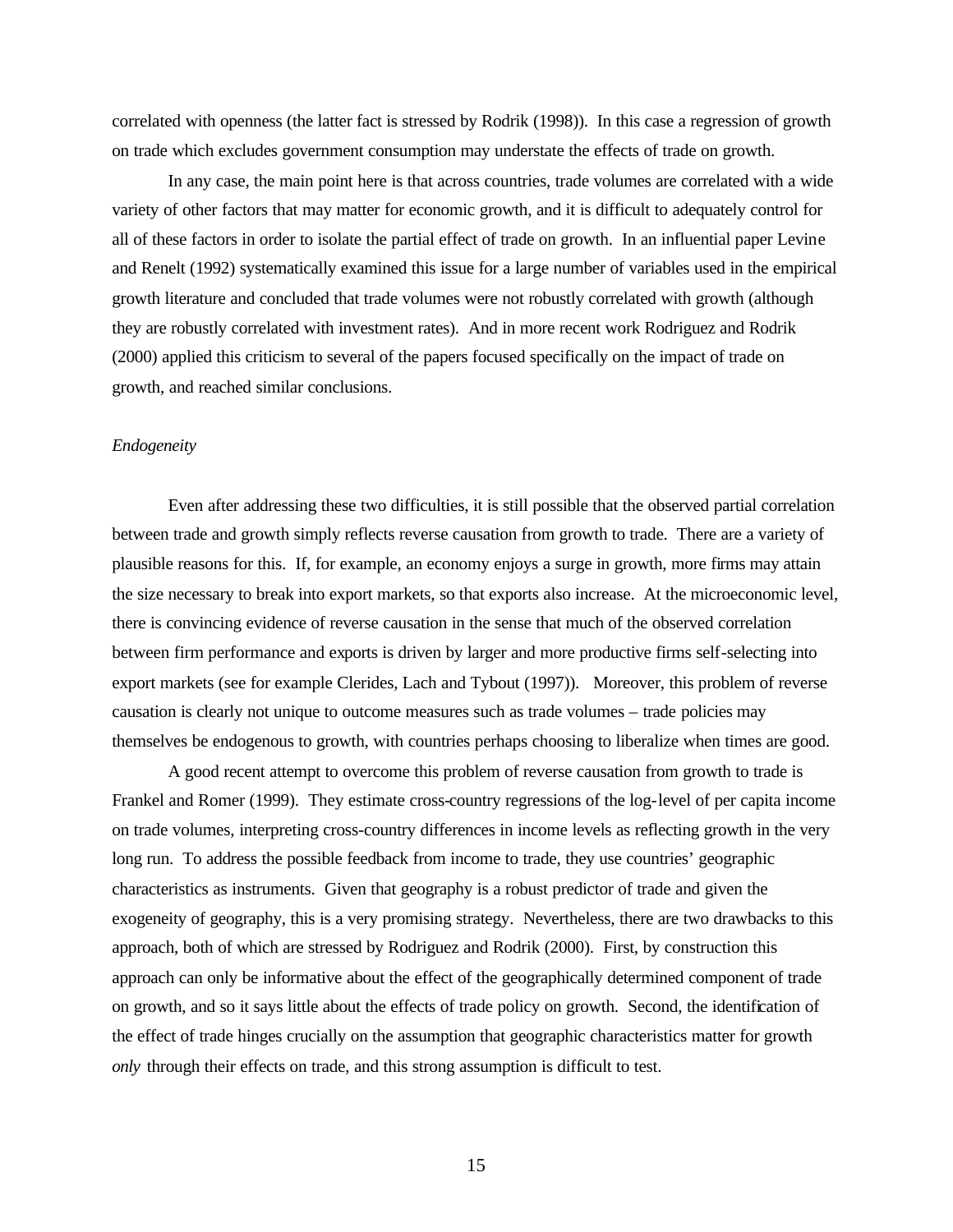correlated with openness (the latter fact is stressed by Rodrik (1998)). In this case a regression of growth on trade which excludes government consumption may understate the effects of trade on growth.

In any case, the main point here is that across countries, trade volumes are correlated with a wide variety of other factors that may matter for economic growth, and it is difficult to adequately control for all of these factors in order to isolate the partial effect of trade on growth. In an influential paper Levine and Renelt (1992) systematically examined this issue for a large number of variables used in the empirical growth literature and concluded that trade volumes were not robustly correlated with growth (although they are robustly correlated with investment rates). And in more recent work Rodriguez and Rodrik (2000) applied this criticism to several of the papers focused specifically on the impact of trade on growth, and reached similar conclusions.

*Endogeneity*

Even after addressing these two difficulties, it is still possible that the observed partial correlation between trade and growth simply reflects reverse causation from growth to trade. There are a variety of plausible reasons for this. If, for example, an economy enjoys a surge in growth, more firms may attain the size necessary to break into export markets, so that exports also increase. At the microeconomic level, there is convincing evidence of reverse causation in the sense that much of the observed correlation between firm performance and exports is driven by larger and more productive firms self-selecting into export markets (see for example Clerides, Lach and Tybout (1997)). Moreover, this problem of reverse causation is clearly not unique to outcome measures such as trade volumes – trade policies may themselves be endogenous to growth, with countries perhaps choosing to liberalize when times are good.

A good recent attempt to overcome this problem of reverse causation from growth to trade is Frankel and Romer (1999). They estimate cross-country regressions of the log-level of per capita income on trade volumes, interpreting cross-country differences in income levels as reflecting growth in the very long run. To address the possible feedback from income to trade, they use countries' geographic characteristics as instruments. Given that geography is a robust predictor of trade and given the exogeneity of geography, this is a very promising strategy. Nevertheless, there are two drawbacks to this approach, both of which are stressed by Rodriguez and Rodrik (2000). First, by construction this approach can only be informative about the effect of the geographically determined component of trade on growth, and so it says little about the effects of trade policy on growth. Second, the identification of the effect of trade hinges crucially on the assumption that geographic characteristics matter for growth *only* through their effects on trade, and this strong assumption is difficult to test.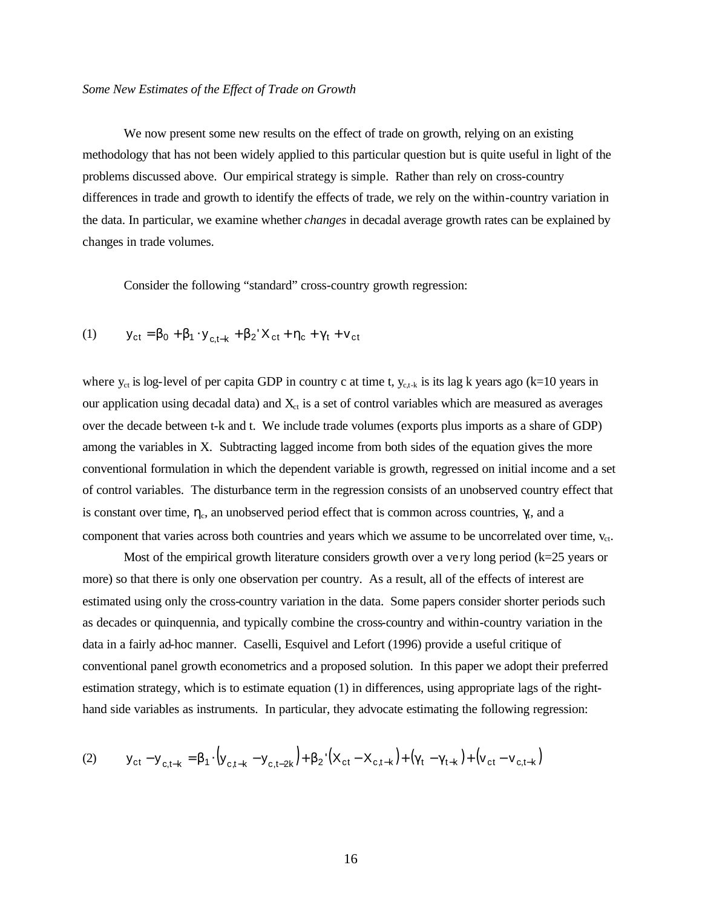*Some New Estimates of the Effect of Trade on Growth*

We now present some new results on the effect of trade on growth, relying on an existing methodology that has not been widely applied to this particular question but is quite useful in light of the problems discussed above. Our empirical strategy is simple. Rather than rely on cross-country differences in trade and growth to identify the effects of trade, we rely on the within-country variation in the data. In particular, we examine whether *changes* in decadal average growth rates can be explained by changes in trade volumes.

Consider the following "standard" cross-country growth regression:

$$(1) \qquad y_{ct} = \beta_0 + \beta_1 \cdot y_{c,t-k} + \beta_2' X_{ct} + \eta_c + \gamma_t + v_{ct}$$

where $y_{ct}$ is log-level of per capita GDP in country c at time t, $y_{c,t-k}$ is its lag k years ago (k=10 years in our application using decadal data) and $X_{ct}$ is a set of control variables which are measured as averages over the decade between t-k and t. We include trade volumes (exports plus imports as a share of GDP) among the variables in X. Subtracting lagged income from both sides of the equation gives the more conventional formulation in which the dependent variable is growth, regressed on initial income and a set of control variables. The disturbance term in the regression consists of an unobserved country effect that is constant over time, $\eta_c$, an unobserved period effect that is common across countries, $\gamma_t$, and a component that varies across both countries and years which we assume to be uncorrelated over time, $v_{ct}$.

Most of the empirical growth literature considers growth over a very long period (k=25 years or more) so that there is only one observation per country. As a result, all of the effects of interest are estimated using only the cross-country variation in the data. Some papers consider shorter periods such as decades or quinquennia, and typically combine the cross-country and within-country variation in the data in a fairly ad-hoc manner. Caselli, Esquivel and Lefort (1996) provide a useful critique of conventional panel growth econometrics and a proposed solution. In this paper we adopt their preferred estimation strategy, which is to estimate equation (1) in differences, using appropriate lags of the right-hand side variables as instruments. In particular, they advocate estimating the following regression:

$$(2) \qquad y_{ct} - y_{c,t-k} = \beta_1 \cdot \left(y_{c,t-k} - y_{c,t-2k}\right) + \beta_2' \left(X_{ct} - X_{c,t-k}\right) + \left(\gamma_t - \gamma_{t-k}\right) + \left(v_{ct} - v_{c,t-k}\right)$$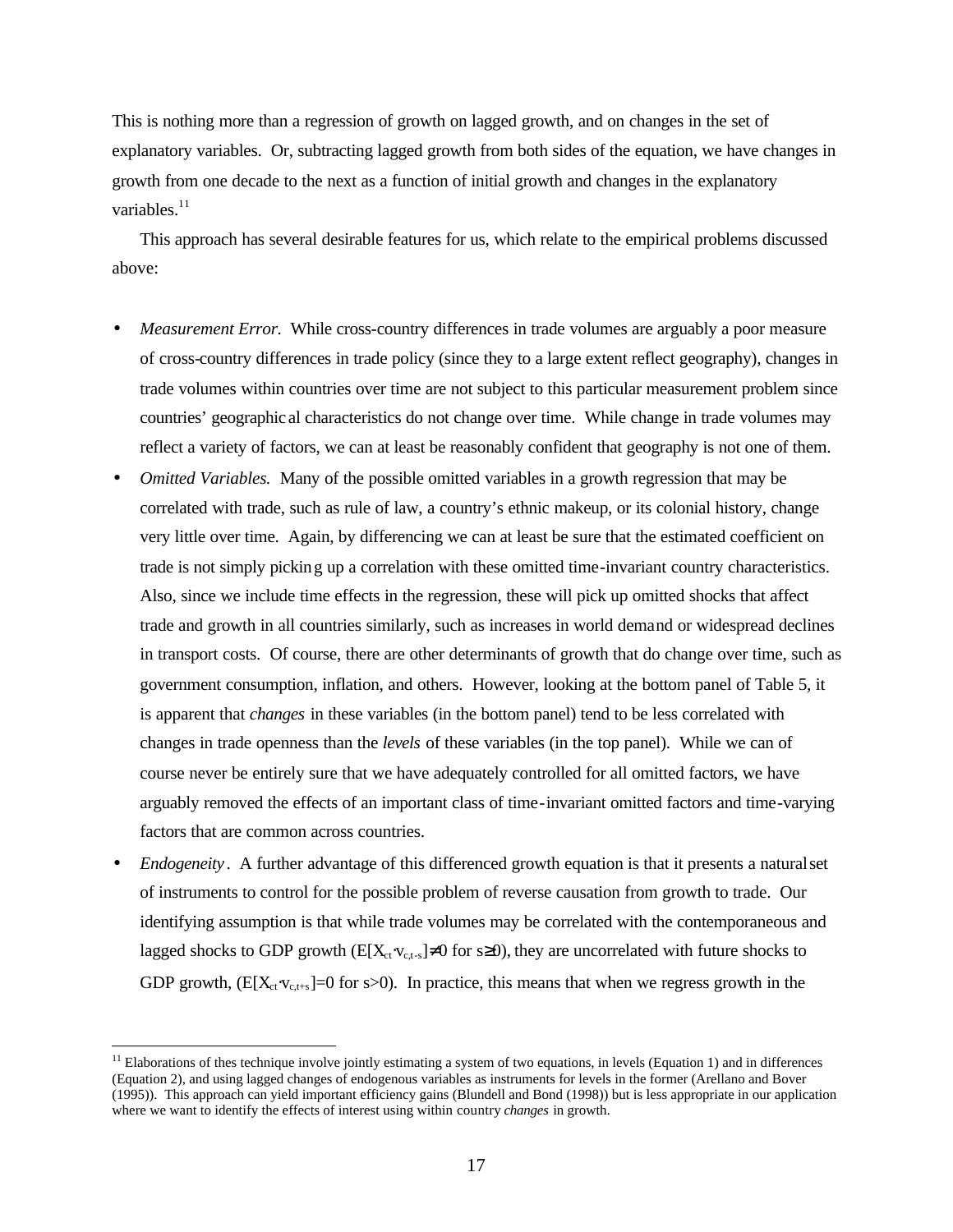This is nothing more than a regression of growth on lagged growth, and on changes in the set of explanatory variables. Or, subtracting lagged growth from both sides of the equation, we have changes in growth from one decade to the next as a function of initial growth and changes in the explanatory variables.[11]

This approach has several desirable features for us, which relate to the empirical problems discussed above:

- *Measurement Error.* While cross-country differences in trade volumes are arguably a poor measure of cross-country differences in trade policy (since they to a large extent reflect geography), changes in trade volumes within countries over time are not subject to this particular measurement problem since countries' geographical characteristics do not change over time. While change in trade volumes may reflect a variety of factors, we can at least be reasonably confident that geography is not one of them.
- *Omitted Variables.* Many of the possible omitted variables in a growth regression that may be correlated with trade, such as rule of law, a country's ethnic makeup, or its colonial history, change very little over time. Again, by differencing we can at least be sure that the estimated coefficient on trade is not simply picking up a correlation with these omitted time-invariant country characteristics. Also, since we include time effects in the regression, these will pick up omitted shocks that affect trade and growth in all countries similarly, such as increases in world demand or widespread declines in transport costs. Of course, there are other determinants of growth that do change over time, such as government consumption, inflation, and others. However, looking at the bottom panel of Table 5, it is apparent that *changes* in these variables (in the bottom panel) tend to be less correlated with changes in trade openness than the *levels* of these variables (in the top panel). While we can of course never be entirely sure that we have adequately controlled for all omitted factors, we have arguably removed the effects of an important class of time-invariant omitted factors and time-varying factors that are common across countries.
- *Endogeneity.* A further advantage of this differenced growth equation is that it presents a natural set of instruments to control for the possible problem of reverse causation from growth to trade. Our identifying assumption is that while trade volumes may be correlated with the contemporaneous and lagged shocks to GDP growth ($E[X_{ct} \cdot v_{c,t-s}] \neq 0$ for $s \geq 0$), they are uncorrelated with future shocks to GDP growth, ($E[X_{ct} \cdot v_{c,t+s}]=0$ for $s>0$). In practice, this means that when we regress growth in the

[11] Elaborations of thes technique involve jointly estimating a system of two equations, in levels (Equation 1) and in differences (Equation 2), and using lagged changes of endogenous variables as instruments for levels in the former (Arellano and Bover (1995)). This approach can yield important efficiency gains (Blundell and Bond (1998)) but is less appropriate in our application where we want to identify the effects of interest using within country *changes* in growth.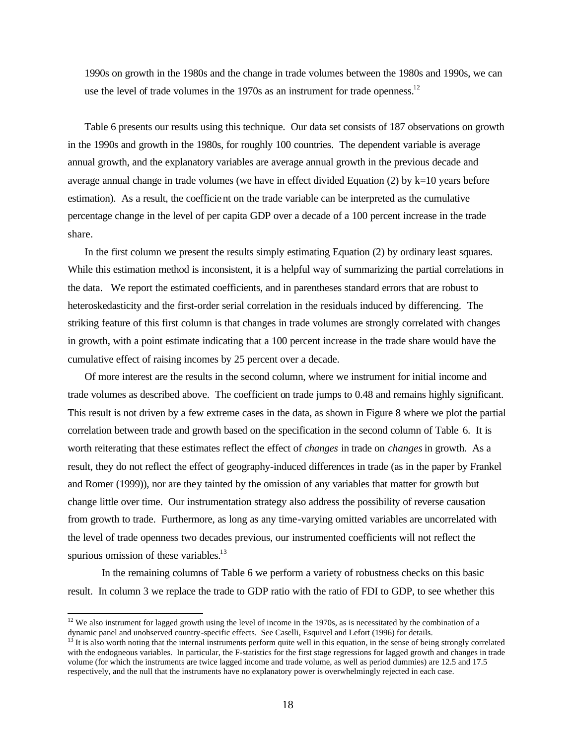1990s on growth in the 1980s and the change in trade volumes between the 1980s and 1990s, we can use the level of trade volumes in the 1970s as an instrument for trade openness.[12]

Table 6 presents our results using this technique. Our data set consists of 187 observations on growth in the 1990s and growth in the 1980s, for roughly 100 countries. The dependent variable is average annual growth, and the explanatory variables are average annual growth in the previous decade and average annual change in trade volumes (we have in effect divided Equation (2) by k=10 years before estimation). As a result, the coefficient on the trade variable can be interpreted as the cumulative percentage change in the level of per capita GDP over a decade of a 100 percent increase in the trade share.

In the first column we present the results simply estimating Equation (2) by ordinary least squares. While this estimation method is inconsistent, it is a helpful way of summarizing the partial correlations in the data. We report the estimated coefficients, and in parentheses standard errors that are robust to heteroskedasticity and the first-order serial correlation in the residuals induced by differencing. The striking feature of this first column is that changes in trade volumes are strongly correlated with changes in growth, with a point estimate indicating that a 100 percent increase in the trade share would have the cumulative effect of raising incomes by 25 percent over a decade.

Of more interest are the results in the second column, where we instrument for initial income and trade volumes as described above. The coefficient on trade jumps to 0.48 and remains highly significant. This result is not driven by a few extreme cases in the data, as shown in Figure 8 where we plot the partial correlation between trade and growth based on the specification in the second column of Table 6. It is worth reiterating that these estimates reflect the effect of *changes* in trade on *changes* in growth. As a result, they do not reflect the effect of geography-induced differences in trade (as in the paper by Frankel and Romer (1999)), nor are they tainted by the omission of any variables that matter for growth but change little over time. Our instrumentation strategy also address the possibility of reverse causation from growth to trade. Furthermore, as long as any time-varying omitted variables are uncorrelated with the level of trade openness two decades previous, our instrumented coefficients will not reflect the spurious omission of these variables.[13]

In the remaining columns of Table 6 we perform a variety of robustness checks on this basic result. In column 3 we replace the trade to GDP ratio with the ratio of FDI to GDP, to see whether this

---

[12] We also instrument for lagged growth using the level of income in the 1970s, as is necessitated by the combination of a dynamic panel and unobserved country-specific effects. See Caselli, Esquivel and Lefort (1996) for details.

[13] It is also worth noting that the internal instruments perform quite well in this equation, in the sense of being strongly correlated with the endogneous variables. In particular, the F-statistics for the first stage regressions for lagged growth and changes in trade volume (for which the instruments are twice lagged income and trade volume, as well as period dummies) are 12.5 and 17.5 respectively, and the null that the instruments have no explanatory power is overwhelmingly rejected in each case.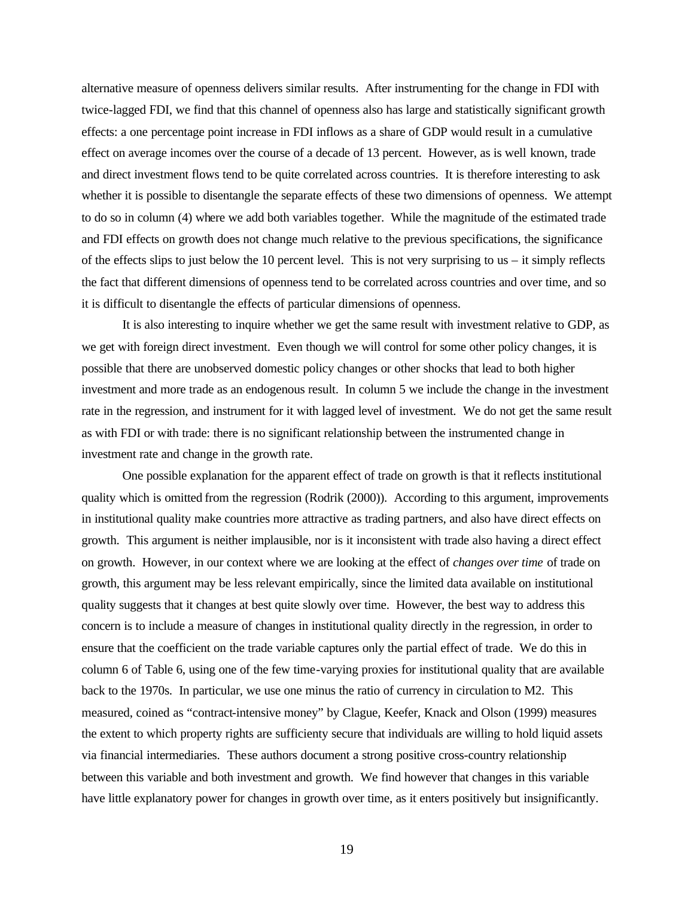alternative measure of openness delivers similar results. After instrumenting for the change in FDI with twice-lagged FDI, we find that this channel of openness also has large and statistically significant growth effects: a one percentage point increase in FDI inflows as a share of GDP would result in a cumulative effect on average incomes over the course of a decade of 13 percent. However, as is well known, trade and direct investment flows tend to be quite correlated across countries. It is therefore interesting to ask whether it is possible to disentangle the separate effects of these two dimensions of openness. We attempt to do so in column (4) where we add both variables together. While the magnitude of the estimated trade and FDI effects on growth does not change much relative to the previous specifications, the significance of the effects slips to just below the 10 percent level. This is not very surprising to us – it simply reflects the fact that different dimensions of openness tend to be correlated across countries and over time, and so it is difficult to disentangle the effects of particular dimensions of openness.

It is also interesting to inquire whether we get the same result with investment relative to GDP, as we get with foreign direct investment. Even though we will control for some other policy changes, it is possible that there are unobserved domestic policy changes or other shocks that lead to both higher investment and more trade as an endogenous result. In column 5 we include the change in the investment rate in the regression, and instrument for it with lagged level of investment. We do not get the same result as with FDI or with trade: there is no significant relationship between the instrumented change in investment rate and change in the growth rate.

One possible explanation for the apparent effect of trade on growth is that it reflects institutional quality which is omitted from the regression (Rodrik (2000)). According to this argument, improvements in institutional quality make countries more attractive as trading partners, and also have direct effects on growth. This argument is neither implausible, nor is it inconsistent with trade also having a direct effect on growth. However, in our context where we are looking at the effect of *changes over time* of trade on growth, this argument may be less relevant empirically, since the limited data available on institutional quality suggests that it changes at best quite slowly over time. However, the best way to address this concern is to include a measure of changes in institutional quality directly in the regression, in order to ensure that the coefficient on the trade variable captures only the partial effect of trade. We do this in column 6 of Table 6, using one of the few time-varying proxies for institutional quality that are available back to the 1970s. In particular, we use one minus the ratio of currency in circulation to M2. This measured, coined as "contract-intensive money" by Clague, Keefer, Knack and Olson (1999) measures the extent to which property rights are sufficienty secure that individuals are willing to hold liquid assets via financial intermediaries. These authors document a strong positive cross-country relationship between this variable and both investment and growth. We find however that changes in this variable have little explanatory power for changes in growth over time, as it enters positively but insignificantly.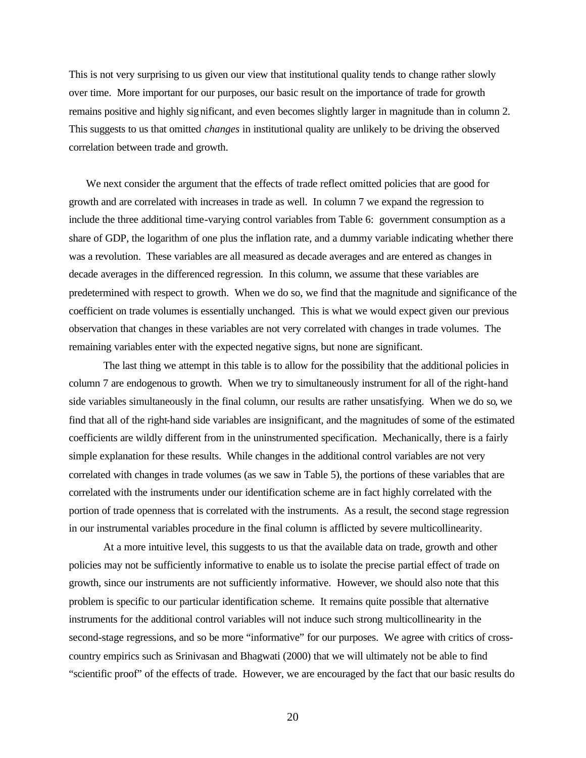This is not very surprising to us given our view that institutional quality tends to change rather slowly over time. More important for our purposes, our basic result on the importance of trade for growth remains positive and highly significant, and even becomes slightly larger in magnitude than in column 2. This suggests to us that omitted *changes* in institutional quality are unlikely to be driving the observed correlation between trade and growth.

We next consider the argument that the effects of trade reflect omitted policies that are good for growth and are correlated with increases in trade as well. In column 7 we expand the regression to include the three additional time-varying control variables from Table 6: government consumption as a share of GDP, the logarithm of one plus the inflation rate, and a dummy variable indicating whether there was a revolution. These variables are all measured as decade averages and are entered as changes in decade averages in the differenced regression. In this column, we assume that these variables are predetermined with respect to growth. When we do so, we find that the magnitude and significance of the coefficient on trade volumes is essentially unchanged. This is what we would expect given our previous observation that changes in these variables are not very correlated with changes in trade volumes. The remaining variables enter with the expected negative signs, but none are significant.

The last thing we attempt in this table is to allow for the possibility that the additional policies in column 7 are endogenous to growth. When we try to simultaneously instrument for all of the right-hand side variables simultaneously in the final column, our results are rather unsatisfying. When we do so, we find that all of the right-hand side variables are insignificant, and the magnitudes of some of the estimated coefficients are wildly different from in the uninstrumented specification. Mechanically, there is a fairly simple explanation for these results. While changes in the additional control variables are not very correlated with changes in trade volumes (as we saw in Table 5), the portions of these variables that are correlated with the instruments under our identification scheme are in fact highly correlated with the portion of trade openness that is correlated with the instruments. As a result, the second stage regression in our instrumental variables procedure in the final column is afflicted by severe multicollinearity.

At a more intuitive level, this suggests to us that the available data on trade, growth and other policies may not be sufficiently informative to enable us to isolate the precise partial effect of trade on growth, since our instruments are not sufficiently informative. However, we should also note that this problem is specific to our particular identification scheme. It remains quite possible that alternative instruments for the additional control variables will not induce such strong multicollinearity in the second-stage regressions, and so be more "informative" for our purposes. We agree with critics of cross-country empirics such as Srinivasan and Bhagwati (2000) that we will ultimately not be able to find "scientific proof" of the effects of trade. However, we are encouraged by the fact that our basic results do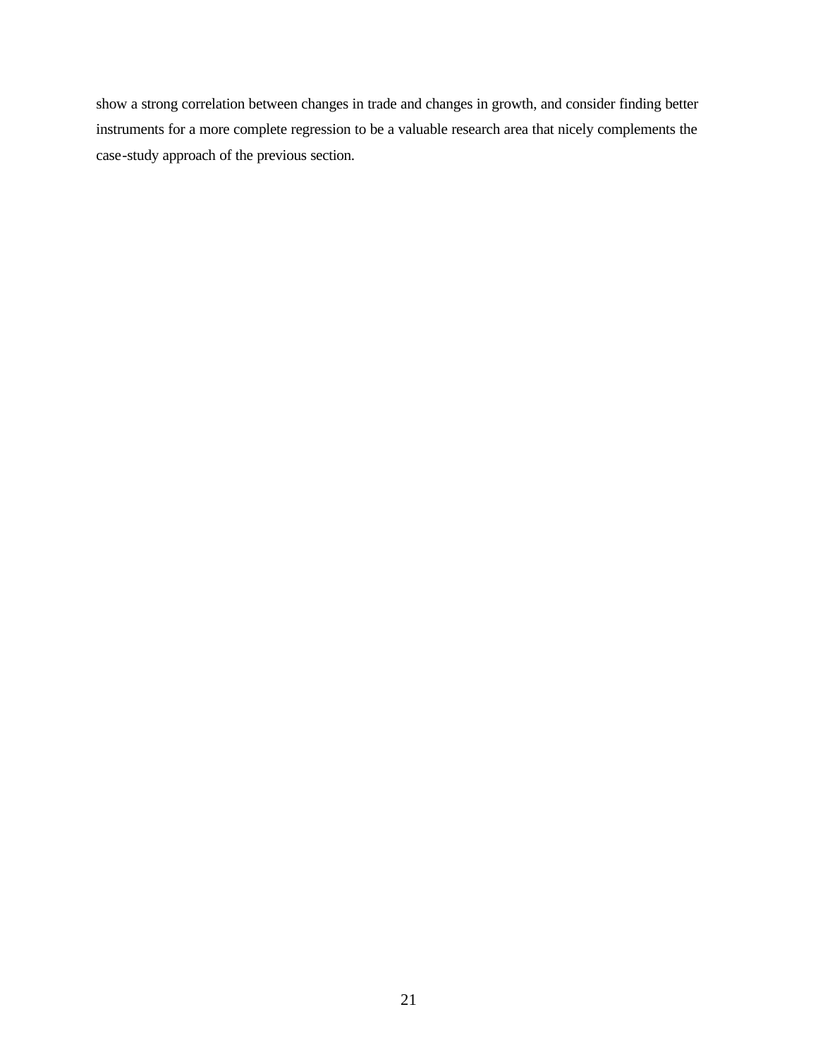show a strong correlation between changes in trade and changes in growth, and consider finding better instruments for a more complete regression to be a valuable research area that nicely complements the case-study approach of the previous section.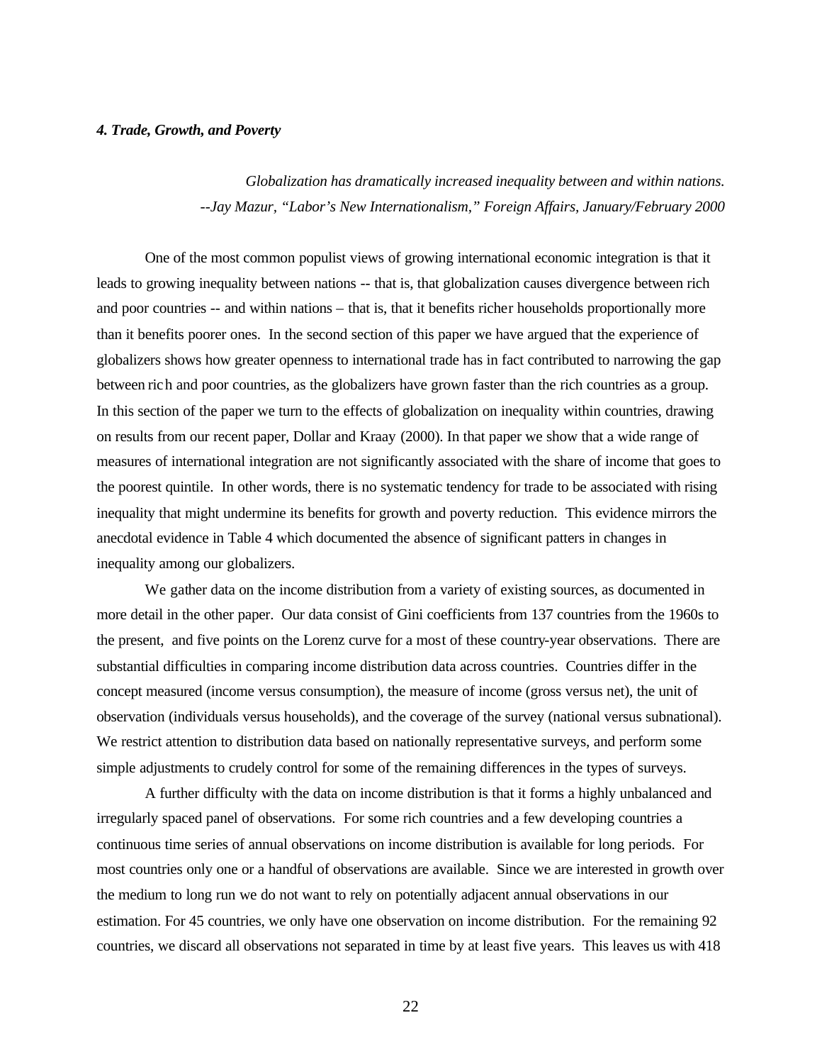### *4. Trade, Growth, and Poverty*

*Globalization has dramatically increased inequality between and within nations.*
*--Jay Mazur, "Labor's New Internationalism," Foreign Affairs, January/February 2000*

One of the most common populist views of growing international economic integration is that it leads to growing inequality between nations -- that is, that globalization causes divergence between rich and poor countries -- and within nations – that is, that it benefits richer households proportionally more than it benefits poorer ones. In the second section of this paper we have argued that the experience of globalizers shows how greater openness to international trade has in fact contributed to narrowing the gap between rich and poor countries, as the globalizers have grown faster than the rich countries as a group. In this section of the paper we turn to the effects of globalization on inequality within countries, drawing on results from our recent paper, Dollar and Kraay (2000). In that paper we show that a wide range of measures of international integration are not significantly associated with the share of income that goes to the poorest quintile. In other words, there is no systematic tendency for trade to be associated with rising inequality that might undermine its benefits for growth and poverty reduction. This evidence mirrors the anecdotal evidence in Table 4 which documented the absence of significant patters in changes in inequality among our globalizers.

We gather data on the income distribution from a variety of existing sources, as documented in more detail in the other paper. Our data consist of Gini coefficients from 137 countries from the 1960s to the present, and five points on the Lorenz curve for a most of these country-year observations. There are substantial difficulties in comparing income distribution data across countries. Countries differ in the concept measured (income versus consumption), the measure of income (gross versus net), the unit of observation (individuals versus households), and the coverage of the survey (national versus subnational). We restrict attention to distribution data based on nationally representative surveys, and perform some simple adjustments to crudely control for some of the remaining differences in the types of surveys.

A further difficulty with the data on income distribution is that it forms a highly unbalanced and irregularly spaced panel of observations. For some rich countries and a few developing countries a continuous time series of annual observations on income distribution is available for long periods. For most countries only one or a handful of observations are available. Since we are interested in growth over the medium to long run we do not want to rely on potentially adjacent annual observations in our estimation. For 45 countries, we only have one observation on income distribution. For the remaining 92 countries, we discard all observations not separated in time by at least five years. This leaves us with 418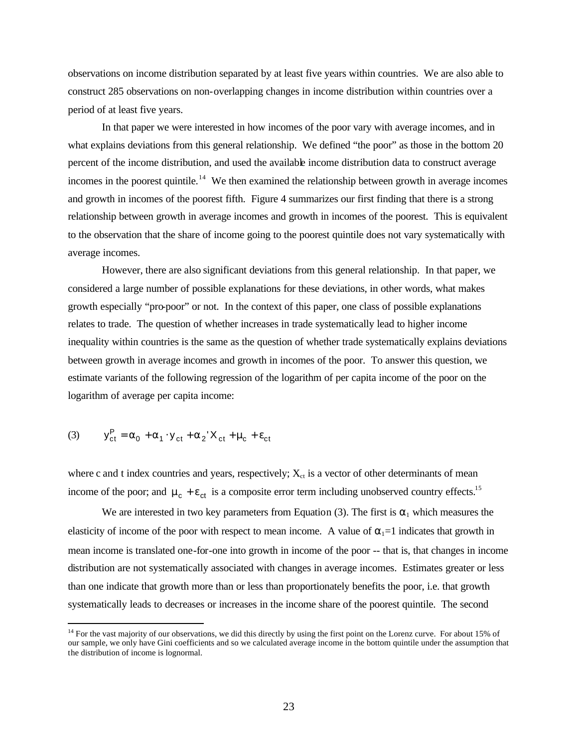observations on income distribution separated by at least five years within countries. We are also able to construct 285 observations on non-overlapping changes in income distribution within countries over a period of at least five years.

In that paper we were interested in how incomes of the poor vary with average incomes, and in what explains deviations from this general relationship. We defined "the poor" as those in the bottom 20 percent of the income distribution, and used the available income distribution data to construct average incomes in the poorest quintile.[14] We then examined the relationship between growth in average incomes and growth in incomes of the poorest fifth. Figure 4 summarizes our first finding that there is a strong relationship between growth in average incomes and growth in incomes of the poorest. This is equivalent to the observation that the share of income going to the poorest quintile does not vary systematically with average incomes.

However, there are also significant deviations from this general relationship. In that paper, we considered a large number of possible explanations for these deviations, in other words, what makes growth especially "pro-poor" or not. In the context of this paper, one class of possible explanations relates to trade. The question of whether increases in trade systematically lead to higher income inequality within countries is the same as the question of whether trade systematically explains deviations between growth in average incomes and growth in incomes of the poor. To answer this question, we estimate variants of the following regression of the logarithm of per capita income of the poor on the logarithm of average per capita income:

$$(3) \qquad y_{ct}^{P} = \alpha_0 + \alpha_1 \cdot y_{ct} + \alpha_2 ' X_{ct} + \mu_c + \varepsilon_{ct}$$

where c and t index countries and years, respectively; $X_{ct}$ is a vector of other determinants of mean income of the poor; and $\mu_c + \varepsilon_{ct}$ is a composite error term including unobserved country effects.[15]

We are interested in two key parameters from Equation (3). The first is $\alpha_1$ which measures the elasticity of income of the poor with respect to mean income. A value of $\alpha_1$=1 indicates that growth in mean income is translated one-for-one into growth in income of the poor -- that is, that changes in income distribution are not systematically associated with changes in average incomes. Estimates greater or less than one indicate that growth more than or less than proportionately benefits the poor, i.e. that growth systematically leads to decreases or increases in the income share of the poorest quintile. The second

---

[14] For the vast majority of our observations, we did this directly by using the first point on the Lorenz curve. For about 15% of our sample, we only have Gini coefficients and so we calculated average income in the bottom quintile under the assumption that the distribution of income is lognormal.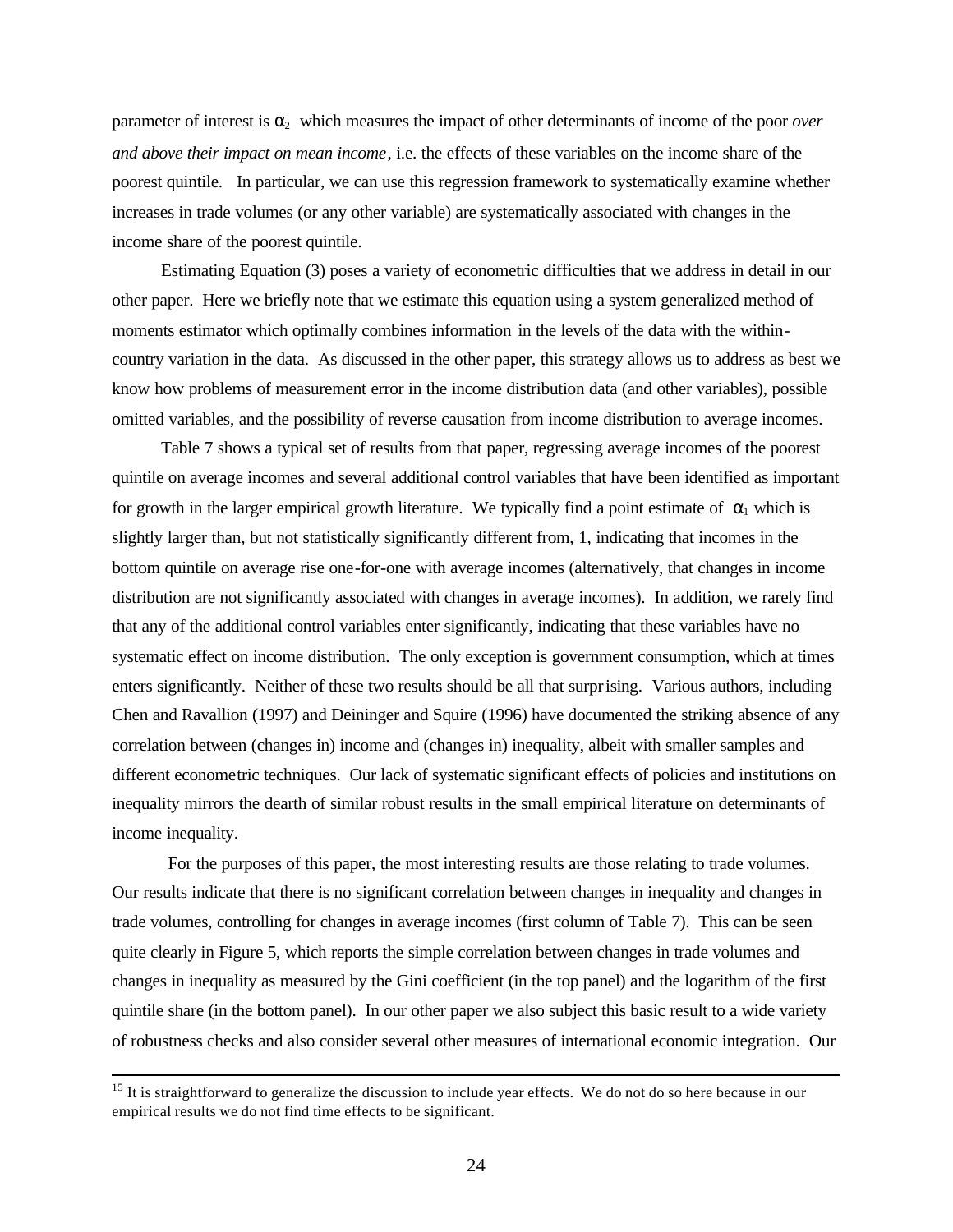parameter of interest is $\alpha_2$ which measures the impact of other determinants of income of the poor *over and above their impact on mean income*, i.e. the effects of these variables on the income share of the poorest quintile. In particular, we can use this regression framework to systematically examine whether increases in trade volumes (or any other variable) are systematically associated with changes in the income share of the poorest quintile.

Estimating Equation (3) poses a variety of econometric difficulties that we address in detail in our other paper. Here we briefly note that we estimate this equation using a system generalized method of moments estimator which optimally combines information in the levels of the data with the within-country variation in the data. As discussed in the other paper, this strategy allows us to address as best we know how problems of measurement error in the income distribution data (and other variables), possible omitted variables, and the possibility of reverse causation from income distribution to average incomes.

Table 7 shows a typical set of results from that paper, regressing average incomes of the poorest quintile on average incomes and several additional control variables that have been identified as important for growth in the larger empirical growth literature. We typically find a point estimate of $\alpha_1$ which is slightly larger than, but not statistically significantly different from, 1, indicating that incomes in the bottom quintile on average rise one-for-one with average incomes (alternatively, that changes in income distribution are not significantly associated with changes in average incomes). In addition, we rarely find that any of the additional control variables enter significantly, indicating that these variables have no systematic effect on income distribution. The only exception is government consumption, which at times enters significantly. Neither of these two results should be all that surprising. Various authors, including Chen and Ravallion (1997) and Deininger and Squire (1996) have documented the striking absence of any correlation between (changes in) income and (changes in) inequality, albeit with smaller samples and different econometric techniques. Our lack of systematic significant effects of policies and institutions on inequality mirrors the dearth of similar robust results in the small empirical literature on determinants of income inequality.

For the purposes of this paper, the most interesting results are those relating to trade volumes. Our results indicate that there is no significant correlation between changes in inequality and changes in trade volumes, controlling for changes in average incomes (first column of Table 7). This can be seen quite clearly in Figure 5, which reports the simple correlation between changes in trade volumes and changes in inequality as measured by the Gini coefficient (in the top panel) and the logarithm of the first quintile share (in the bottom panel). In our other paper we also subject this basic result to a wide variety of robustness checks and also consider several other measures of international economic integration. Our

[15] It is straightforward to generalize the discussion to include year effects. We do not do so here because in our empirical results we do not find time effects to be significant.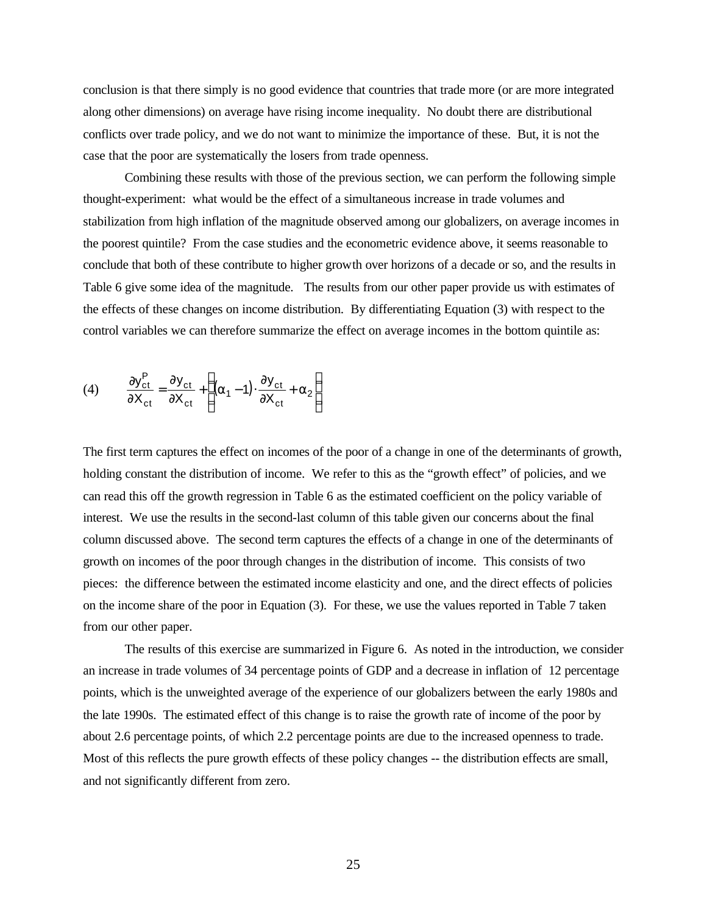conclusion is that there simply is no good evidence that countries that trade more (or are more integrated along other dimensions) on average have rising income inequality. No doubt there are distributional conflicts over trade policy, and we do not want to minimize the importance of these. But, it is not the case that the poor are systematically the losers from trade openness.

Combining these results with those of the previous section, we can perform the following simple thought-experiment: what would be the effect of a simultaneous increase in trade volumes and stabilization from high inflation of the magnitude observed among our globalizers, on average incomes in the poorest quintile? From the case studies and the econometric evidence above, it seems reasonable to conclude that both of these contribute to higher growth over horizons of a decade or so, and the results in Table 6 give some idea of the magnitude. The results from our other paper provide us with estimates of the effects of these changes on income distribution. By differentiating Equation (3) with respect to the control variables we can therefore summarize the effect on average incomes in the bottom quintile as:

$$
(4) \qquad \frac{\partial y_{ct}^{P}}{\partial X_{ct}} = \frac{\partial y_{ct}}{\partial X_{ct}} + \left[ (\alpha_1 - 1) \cdot \frac{\partial y_{ct}}{\partial X_{ct}} + \alpha_2 \right]
$$

The first term captures the effect on incomes of the poor of a change in one of the determinants of growth, holding constant the distribution of income. We refer to this as the "growth effect" of policies, and we can read this off the growth regression in Table 6 as the estimated coefficient on the policy variable of interest. We use the results in the second-last column of this table given our concerns about the final column discussed above. The second term captures the effects of a change in one of the determinants of growth on incomes of the poor through changes in the distribution of income. This consists of two pieces: the difference between the estimated income elasticity and one, and the direct effects of policies on the income share of the poor in Equation (3). For these, we use the values reported in Table 7 taken from our other paper.

The results of this exercise are summarized in Figure 6. As noted in the introduction, we consider an increase in trade volumes of 34 percentage points of GDP and a decrease in inflation of 12 percentage points, which is the unweighted average of the experience of our globalizers between the early 1980s and the late 1990s. The estimated effect of this change is to raise the growth rate of income of the poor by about 2.6 percentage points, of which 2.2 percentage points are due to the increased openness to trade. Most of this reflects the pure growth effects of these policy changes -- the distribution effects are small, and not significantly different from zero.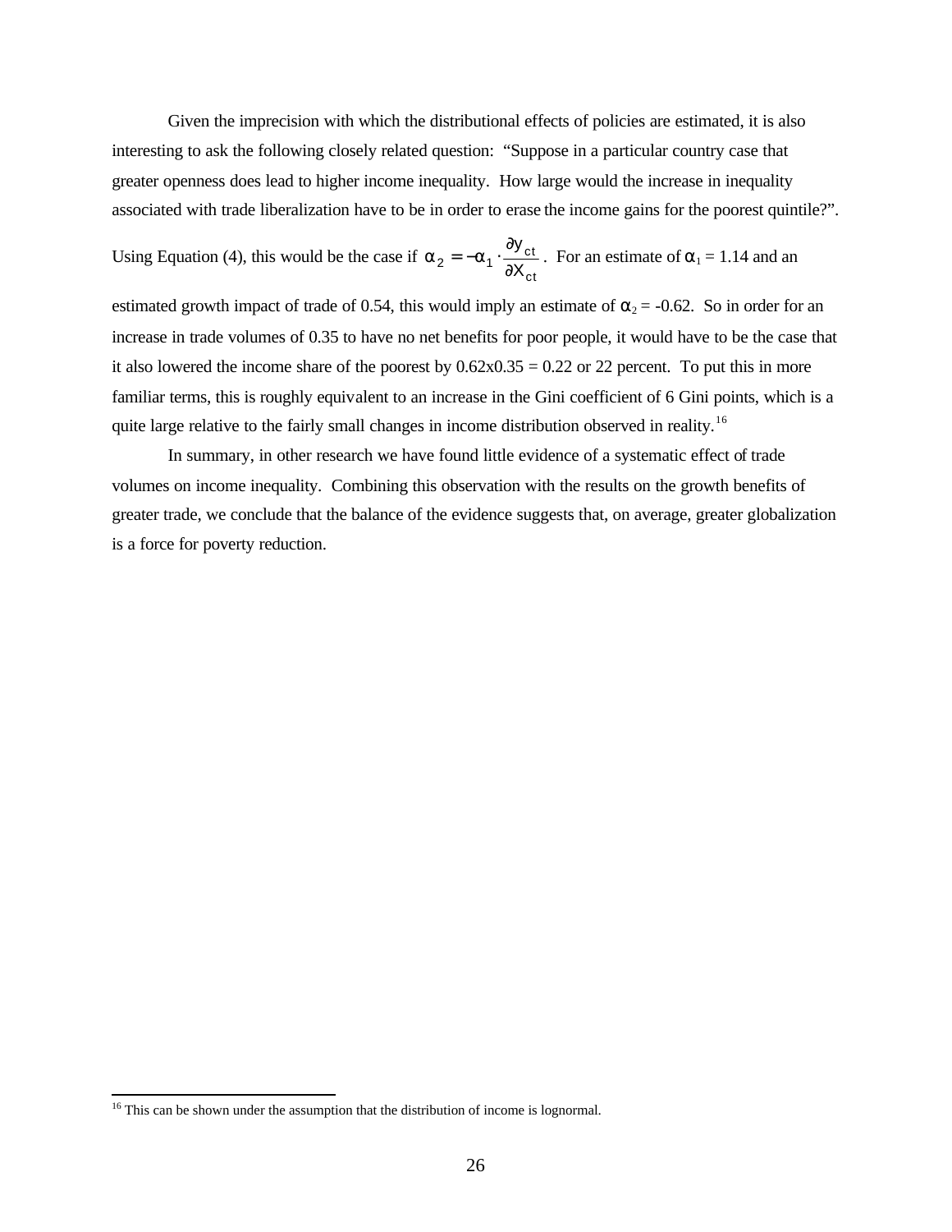Given the imprecision with which the distributional effects of policies are estimated, it is also interesting to ask the following closely related question: "Suppose in a particular country case that greater openness does lead to higher income inequality. How large would the increase in inequality associated with trade liberalization have to be in order to erase the income gains for the poorest quintile?". Using Equation (4), this would be the case if $\alpha_2 = -\alpha_1 \cdot \frac{\partial y_{ct}}{\partial X_{ct}}$. For an estimate of $\alpha_1$ = 1.14 and an estimated growth impact of trade of 0.54, this would imply an estimate of $\alpha_2$ = -0.62. So in order for an increase in trade volumes of 0.35 to have no net benefits for poor people, it would have to be the case that it also lowered the income share of the poorest by 0.62x0.35 = 0.22 or 22 percent. To put this in more familiar terms, this is roughly equivalent to an increase in the Gini coefficient of 6 Gini points, which is a quite large relative to the fairly small changes in income distribution observed in reality.[16]

In summary, in other research we have found little evidence of a systematic effect of trade volumes on income inequality. Combining this observation with the results on the growth benefits of greater trade, we conclude that the balance of the evidence suggests that, on average, greater globalization is a force for poverty reduction.

---

[16] This can be shown under the assumption that the distribution of income is lognormal.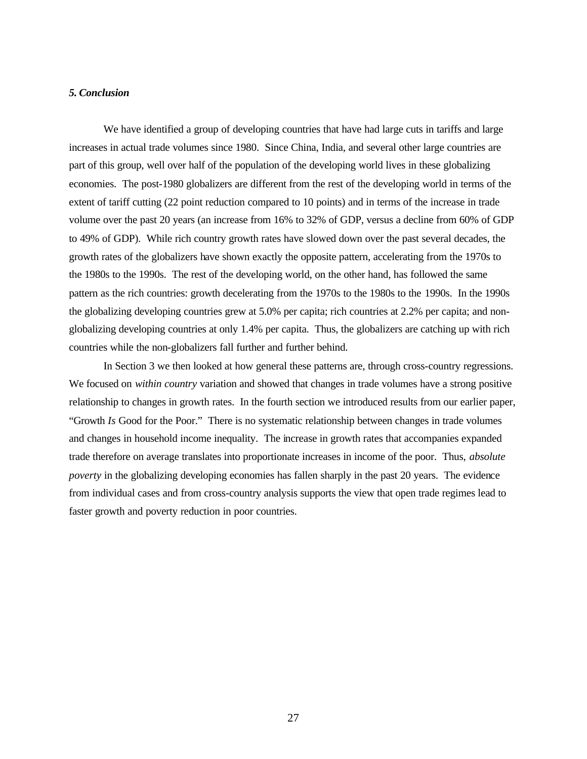### *5. Conclusion*

We have identified a group of developing countries that have had large cuts in tariffs and large increases in actual trade volumes since 1980. Since China, India, and several other large countries are part of this group, well over half of the population of the developing world lives in these globalizing economies. The post-1980 globalizers are different from the rest of the developing world in terms of the extent of tariff cutting (22 point reduction compared to 10 points) and in terms of the increase in trade volume over the past 20 years (an increase from 16% to 32% of GDP, versus a decline from 60% of GDP to 49% of GDP). While rich country growth rates have slowed down over the past several decades, the growth rates of the globalizers have shown exactly the opposite pattern, accelerating from the 1970s to the 1980s to the 1990s. The rest of the developing world, on the other hand, has followed the same pattern as the rich countries: growth decelerating from the 1970s to the 1980s to the 1990s. In the 1990s the globalizing developing countries grew at 5.0% per capita; rich countries at 2.2% per capita; and non-globalizing developing countries at only 1.4% per capita. Thus, the globalizers are catching up with rich countries while the non-globalizers fall further and further behind.

In Section 3 we then looked at how general these patterns are, through cross-country regressions. We focused on *within country* variation and showed that changes in trade volumes have a strong positive relationship to changes in growth rates. In the fourth section we introduced results from our earlier paper, "Growth *Is* Good for the Poor." There is no systematic relationship between changes in trade volumes and changes in household income inequality. The increase in growth rates that accompanies expanded trade therefore on average translates into proportionate increases in income of the poor. Thus, *absolute poverty* in the globalizing developing economies has fallen sharply in the past 20 years. The evidence from individual cases and from cross-country analysis supports the view that open trade regimes lead to faster growth and poverty reduction in poor countries.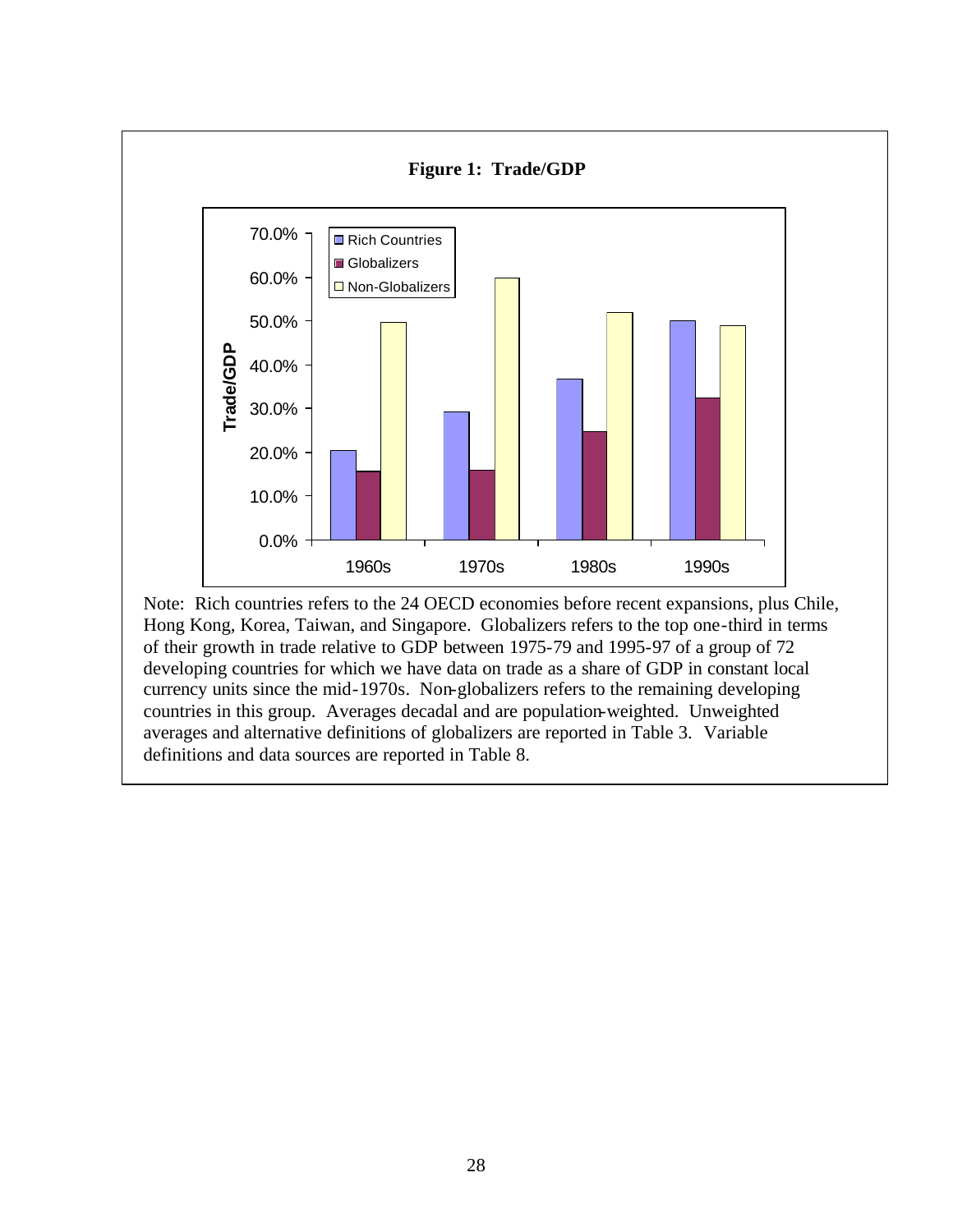**Figure 1: Trade/GDP**

Note: Rich countries refers to the 24 OECD economies before recent expansions, plus Chile, Hong Kong, Korea, Taiwan, and Singapore. Globalizers refers to the top one-third in terms of their growth in trade relative to GDP between 1975-79 and 1995-97 of a group of 72 developing countries for which we have data on trade as a share of GDP in constant local currency units since the mid-1970s. Non-globalizers refers to the remaining developing countries in this group. Averages decadal and are population-weighted. Unweighted averages and alternative definitions of globalizers are reported in Table 3. Variable definitions and data sources are reported in Table 8.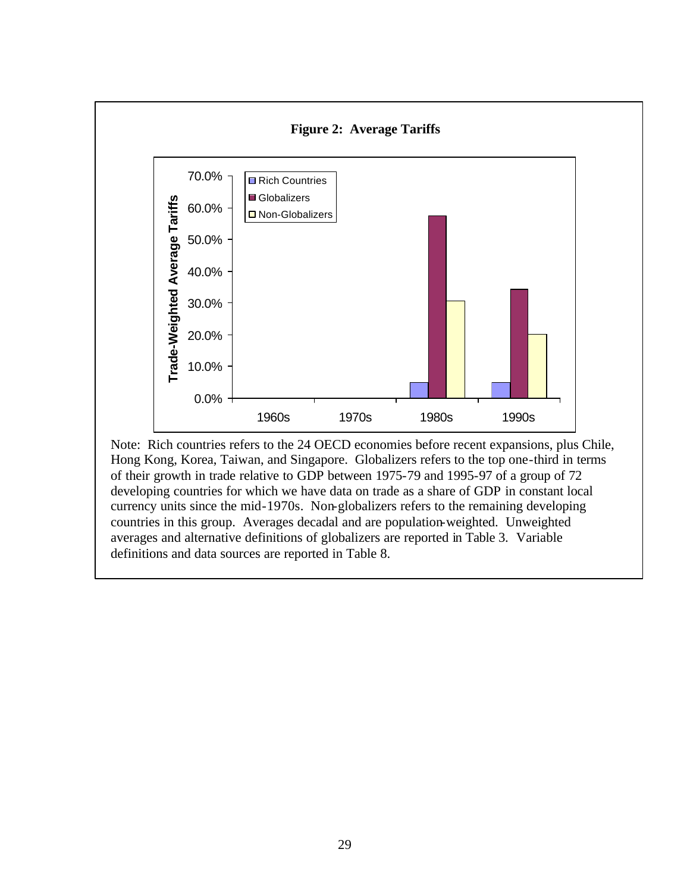**Figure 2: Average Tariffs**

Note: Rich countries refers to the 24 OECD economies before recent expansions, plus Chile, Hong Kong, Korea, Taiwan, and Singapore. Globalizers refers to the top one-third in terms of their growth in trade relative to GDP between 1975-79 and 1995-97 of a group of 72 developing countries for which we have data on trade as a share of GDP in constant local currency units since the mid-1970s. Non-globalizers refers to the remaining developing countries in this group. Averages decadal and are population-weighted. Unweighted averages and alternative definitions of globalizers are reported in Table 3. Variable definitions and data sources are reported in Table 8.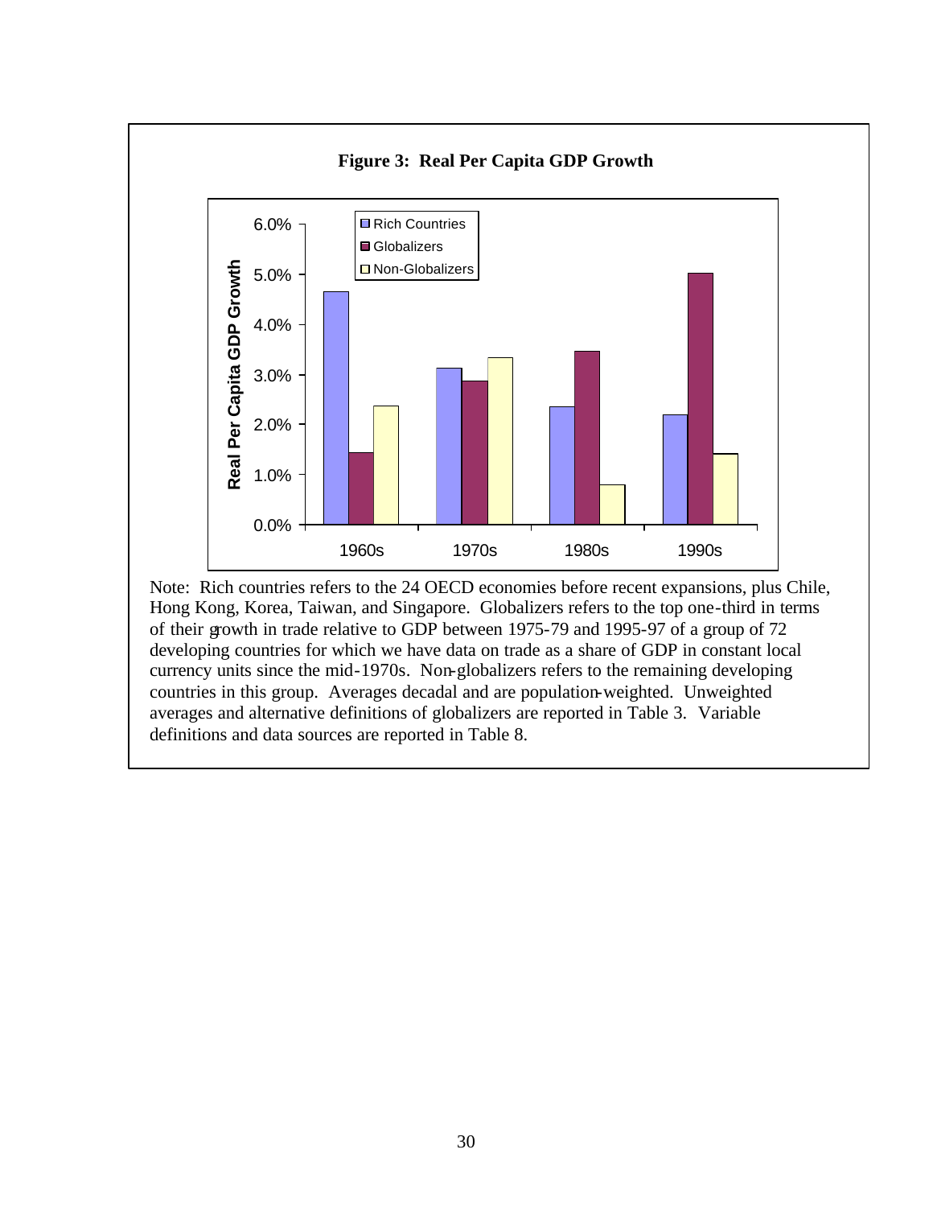**Figure 3: Real Per Capita GDP Growth**

Note: Rich countries refers to the 24 OECD economies before recent expansions, plus Chile, Hong Kong, Korea, Taiwan, and Singapore. Globalizers refers to the top one-third in terms of their growth in trade relative to GDP between 1975-79 and 1995-97 of a group of 72 developing countries for which we have data on trade as a share of GDP in constant local currency units since the mid-1970s. Non-globalizers refers to the remaining developing countries in this group. Averages decadal and are population-weighted. Unweighted averages and alternative definitions of globalizers are reported in Table 3. Variable definitions and data sources are reported in Table 8.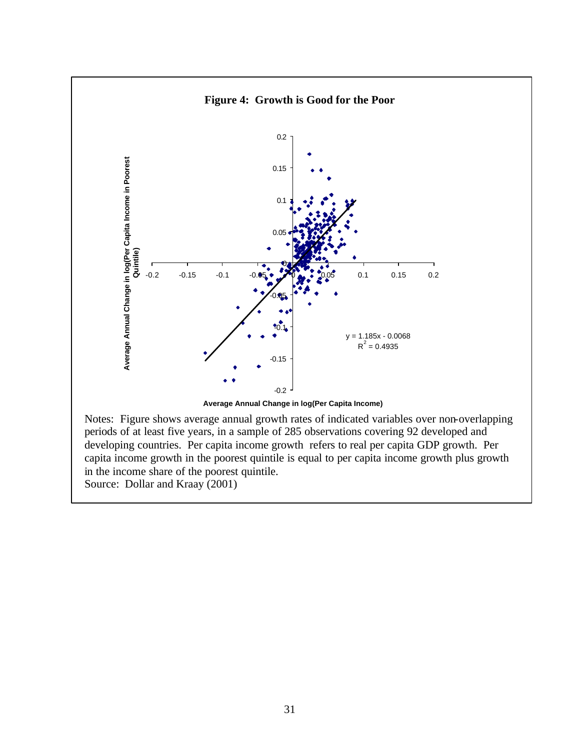**Figure 4: Growth is Good for the Poor**

Notes: Figure shows average annual growth rates of indicated variables over non-overlapping periods of at least five years, in a sample of 285 observations covering 92 developed and developing countries. Per capita income growth refers to real per capita GDP growth. Per capita income growth in the poorest quintile is equal to per capita income growth plus growth in the income share of the poorest quintile.

Source: Dollar and Kraay (2001)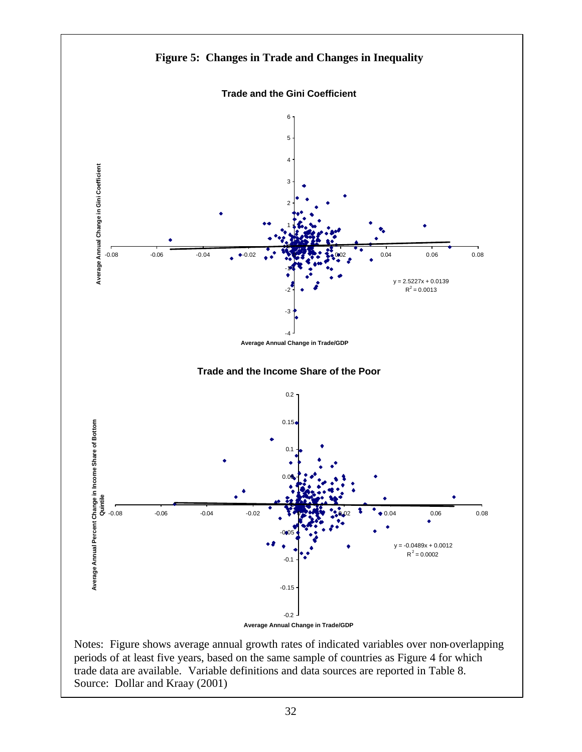# Figure 5: Changes in Trade and Changes in Inequality

**Trade and the Gini Coefficient**

Average Annual Change in Gini Coefficient

Average Annual Change in Trade/GDP

$y = 2.5227x + 0.0139$
$R^2 = 0.0013$

**Trade and the Income Share of the Poor**

Average Annual Percent Change in Income Share of Bottom Quintile

Average Annual Change in Trade/GDP

$y = -0.0489x + 0.0012$
$R^2 = 0.0002$

Notes: Figure shows average annual growth rates of indicated variables over non-overlapping periods of at least five years, based on the same sample of countries as Figure 4 for which trade data are available. Variable definitions and data sources are reported in Table 8.
Source: Dollar and Kraay (2001)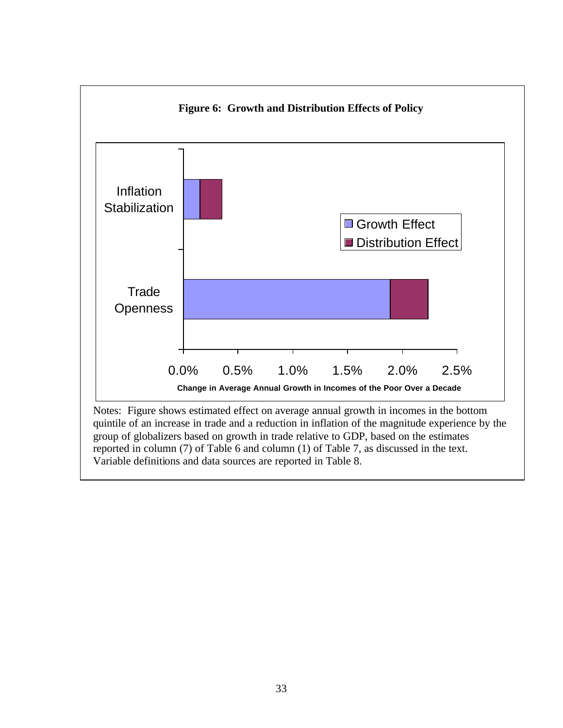**Figure 6: Growth and Distribution Effects of Policy**

Notes: Figure shows estimated effect on average annual growth in incomes in the bottom quintile of an increase in trade and a reduction in inflation of the magnitude experience by the group of globalizers based on growth in trade relative to GDP, based on the estimates reported in column (7) of Table 6 and column (1) of Table 7, as discussed in the text. Variable definitions and data sources are reported in Table 8.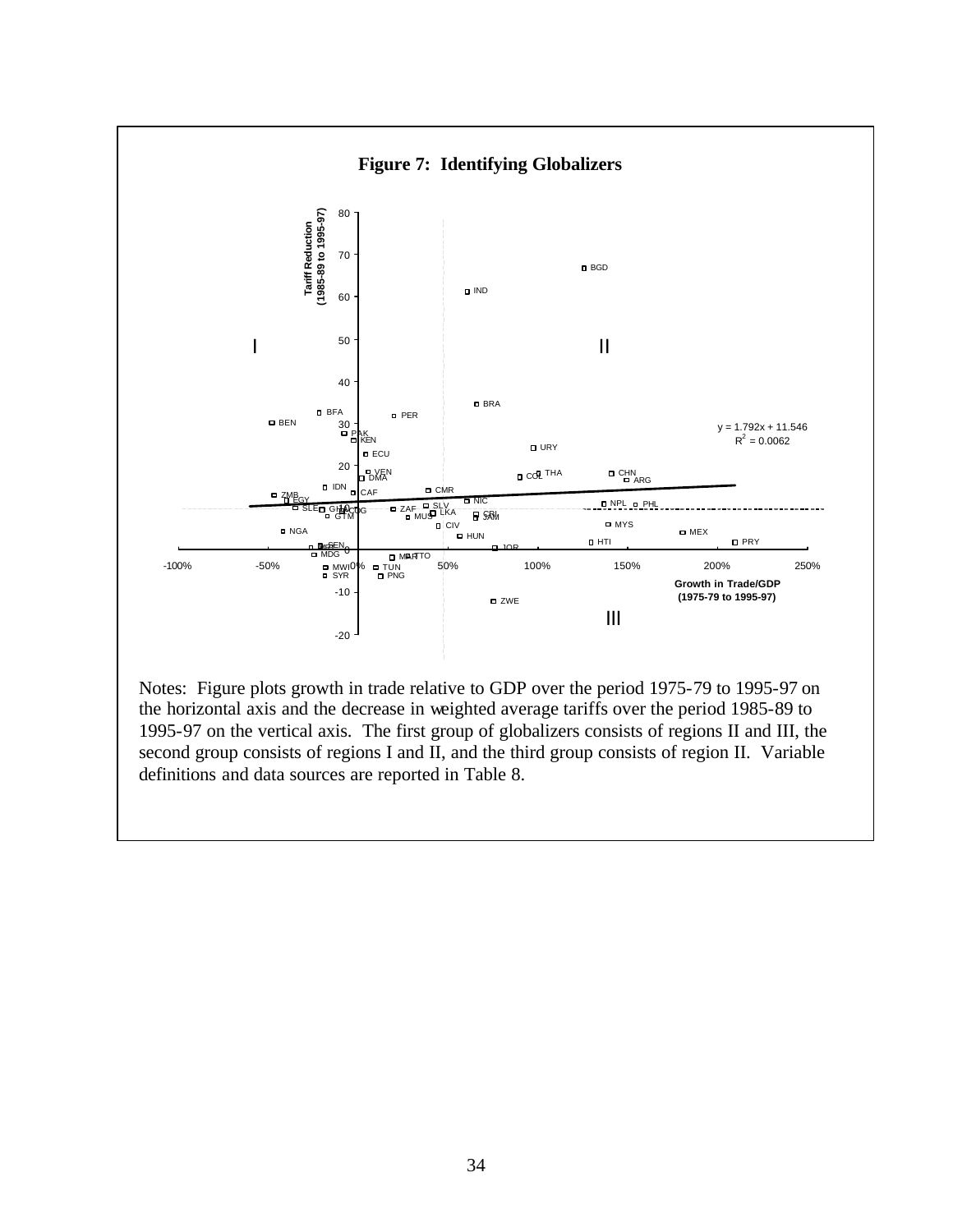**Figure 7: Identifying Globalizers**

Notes: Figure plots growth in trade relative to GDP over the period 1975-79 to 1995-97 on the horizontal axis and the decrease in weighted average tariffs over the period 1985-89 to 1995-97 on the vertical axis. The first group of globalizers consists of regions II and III, the second group consists of regions I and II, and the third group consists of region II. Variable definitions and data sources are reported in Table 8.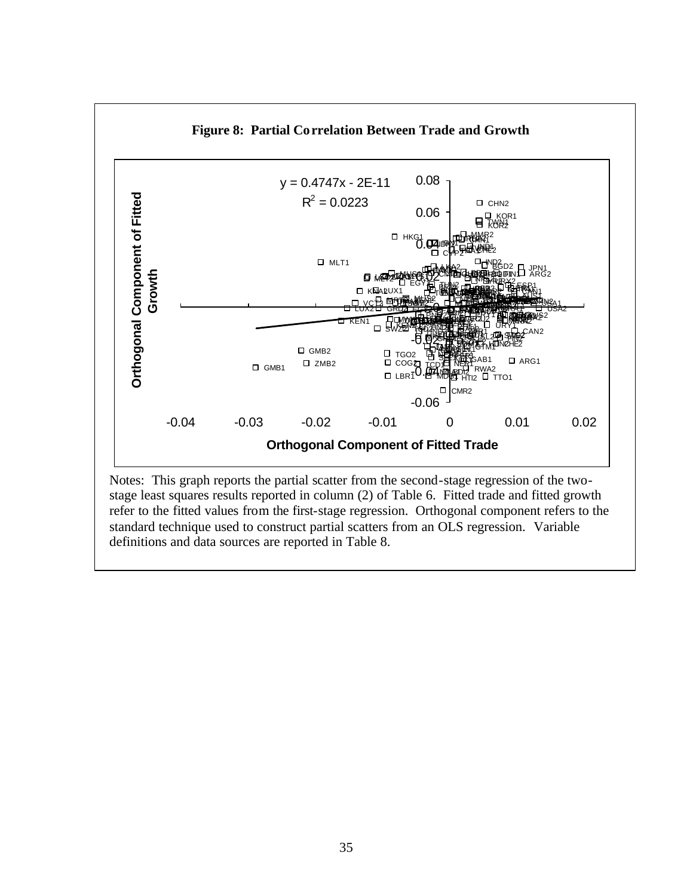**Figure 8: Partial Correlation Between Trade and Growth**

Notes: This graph reports the partial scatter from the second-stage regression of the two-stage least squares results reported in column (2) of Table 6. Fitted trade and fitted growth refer to the fitted values from the first-stage regression. Orthogonal component refers to the standard technique used to construct partial scatters from an OLS regression. Variable definitions and data sources are reported in Table 8.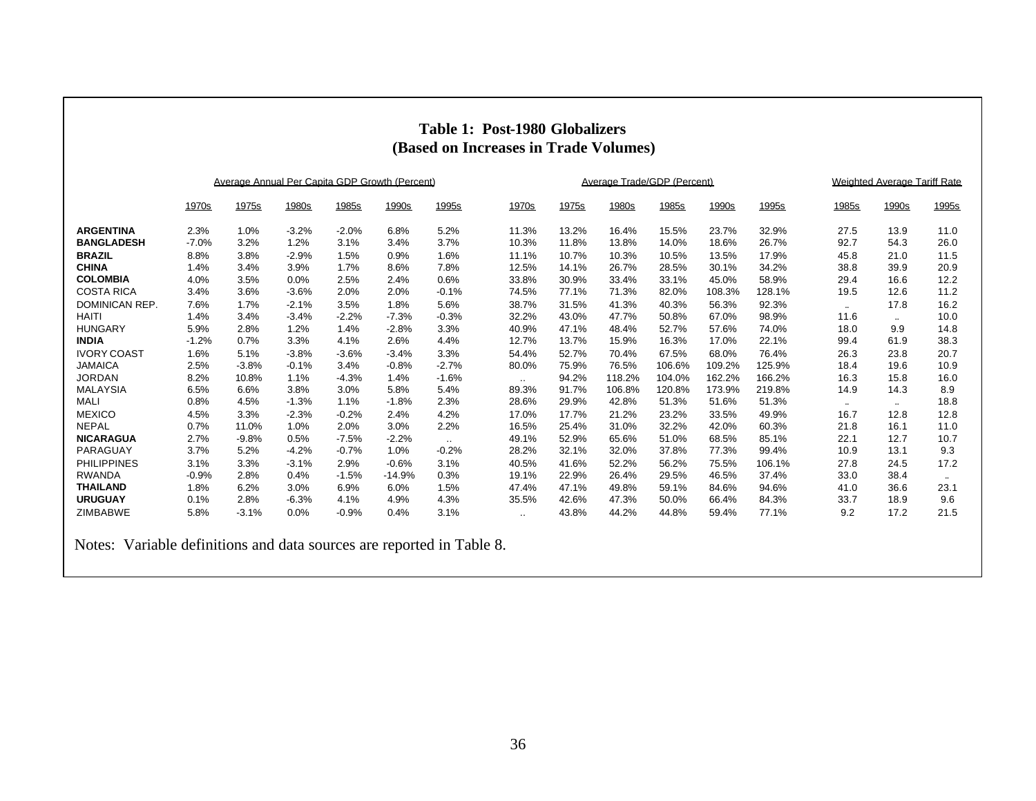# Table 1: Post-1980 Globalizers
## (Based on Increases in Trade Volumes)

| | Average Annual Per Capita GDP Growth (Percent) | | | | | | Average Trade/GDP (Percent) | | | | | | Weighted Average Tariff Rate | | |
|---|---|---|---|---|---|---|---|---|---|---|---|---|---|---|---|
| | 1970s | 1975s | 1980s | 1985s | 1990s | 1995s | 1970s | 1975s | 1980s | 1985s | 1990s | 1995s | 1985s | 1990s | 1995s |
| **ARGENTINA** | 2.3% | 1.0% | -3.2% | -2.0% | 6.8% | 5.2% | 11.3% | 13.2% | 16.4% | 15.5% | 23.7% | 32.9% | 27.5 | 13.9 | 11.0 |
| **BANGLADESH** | -7.0% | 3.2% | 1.2% | 3.1% | 3.4% | 3.7% | 10.3% | 11.8% | 13.8% | 14.0% | 18.6% | 26.7% | 92.7 | 54.3 | 26.0 |
| **BRAZIL** | 8.8% | 3.8% | -2.9% | 1.5% | 0.9% | 1.6% | 11.1% | 10.7% | 10.3% | 10.5% | 13.5% | 17.9% | 45.8 | 21.0 | 11.5 |
| **CHINA** | 1.4% | 3.4% | 3.9% | 1.7% | 8.6% | 7.8% | 12.5% | 14.1% | 26.7% | 28.5% | 30.1% | 34.2% | 38.8 | 39.9 | 20.9 |
| **COLOMBIA** | 4.0% | 3.5% | 0.0% | 2.5% | 2.4% | 0.6% | 33.8% | 30.9% | 33.4% | 33.1% | 45.0% | 58.9% | 29.4 | 16.6 | 12.2 |
| COSTA RICA | 3.4% | 3.6% | -3.6% | 2.0% | 2.0% | -0.1% | 74.5% | 77.1% | 71.3% | 82.0% | 108.3% | 128.1% | 19.5 | 12.6 | 11.2 |
| DOMINICAN REP. | 7.6% | 1.7% | -2.1% | 3.5% | 1.8% | 5.6% | 38.7% | 31.5% | 41.3% | 40.3% | 56.3% | 92.3% | .. | 17.8 | 16.2 |
| HAITI | 1.4% | 3.4% | -3.4% | -2.2% | -7.3% | -0.3% | 32.2% | 43.0% | 47.7% | 50.8% | 67.0% | 98.9% | 11.6 | .. | 10.0 |
| HUNGARY | 5.9% | 2.8% | 1.2% | 1.4% | -2.8% | 3.3% | 40.9% | 47.1% | 48.4% | 52.7% | 57.6% | 74.0% | 18.0 | 9.9 | 14.8 |
| **INDIA** | -1.2% | 0.7% | 3.3% | 4.1% | 2.6% | 4.4% | 12.7% | 13.7% | 15.9% | 16.3% | 17.0% | 22.1% | 99.4 | 61.9 | 38.3 |
| IVORY COAST | 1.6% | 5.1% | -3.8% | -3.6% | -3.4% | 3.3% | 54.4% | 52.7% | 70.4% | 67.5% | 68.0% | 76.4% | 26.3 | 23.8 | 20.7 |
| JAMAICA | 2.5% | -3.8% | -0.1% | 3.4% | -0.8% | -2.7% | 80.0% | 75.9% | 76.5% | 106.6% | 109.2% | 125.9% | 18.4 | 19.6 | 10.9 |
| JORDAN | 8.2% | 10.8% | 1.1% | -4.3% | 1.4% | -1.6% | .. | 94.2% | 118.2% | 104.0% | 162.2% | 166.2% | 16.3 | 15.8 | 16.0 |
| MALAYSIA | 6.5% | 6.6% | 3.8% | 3.0% | 5.8% | 5.4% | 89.3% | 91.7% | 106.8% | 120.8% | 173.9% | 219.8% | 14.9 | 14.3 | 8.9 |
| MALI | 0.8% | 4.5% | -1.3% | 1.1% | -1.8% | 2.3% | 28.6% | 29.9% | 42.8% | 51.3% | 51.6% | 51.3% | .. | .. | 18.8 |
| MEXICO | 4.5% | 3.3% | -2.3% | -0.2% | 2.4% | 4.2% | 17.0% | 17.7% | 21.2% | 23.2% | 33.5% | 49.9% | 16.7 | 12.8 | 12.8 |
| NEPAL | 0.7% | 11.0% | 1.0% | 2.0% | 3.0% | 2.2% | 16.5% | 25.4% | 31.0% | 32.2% | 42.0% | 60.3% | 21.8 | 16.1 | 11.0 |
| **NICARAGUA** | 2.7% | -9.8% | 0.5% | -7.5% | -2.2% | .. | 49.1% | 52.9% | 65.6% | 51.0% | 68.5% | 85.1% | 22.1 | 12.7 | 10.7 |
| PARAGUAY | 3.7% | 5.2% | -4.2% | -0.7% | 1.0% | -0.2% | 28.2% | 32.1% | 32.0% | 37.8% | 77.3% | 99.4% | 10.9 | 13.1 | 9.3 |
| PHILIPPINES | 3.1% | 3.3% | -3.1% | 2.9% | -0.6% | 3.1% | 40.5% | 41.6% | 52.2% | 56.2% | 75.5% | 106.1% | 27.8 | 24.5 | 17.2 |
| RWANDA | -0.9% | 2.8% | 0.4% | -1.5% | -14.9% | 0.3% | 19.1% | 22.9% | 26.4% | 29.5% | 46.5% | 37.4% | 33.0 | 38.4 | .. |
| **THAILAND** | 1.8% | 6.2% | 3.0% | 6.9% | 6.0% | 1.5% | 47.4% | 47.1% | 49.8% | 59.1% | 84.6% | 94.6% | 41.0 | 36.6 | 23.1 |
| **URUGUAY** | 0.1% | 2.8% | -6.3% | 4.1% | 4.9% | 4.3% | 35.5% | 42.6% | 47.3% | 50.0% | 66.4% | 84.3% | 33.7 | 18.9 | 9.6 |
| ZIMBABWE | 5.8% | -3.1% | 0.0% | -0.9% | 0.4% | 3.1% | .. | 43.8% | 44.2% | 44.8% | 59.4% | 77.1% | 9.2 | 17.2 | 21.5 |

Notes: Variable definitions and data sources are reported in Table 8.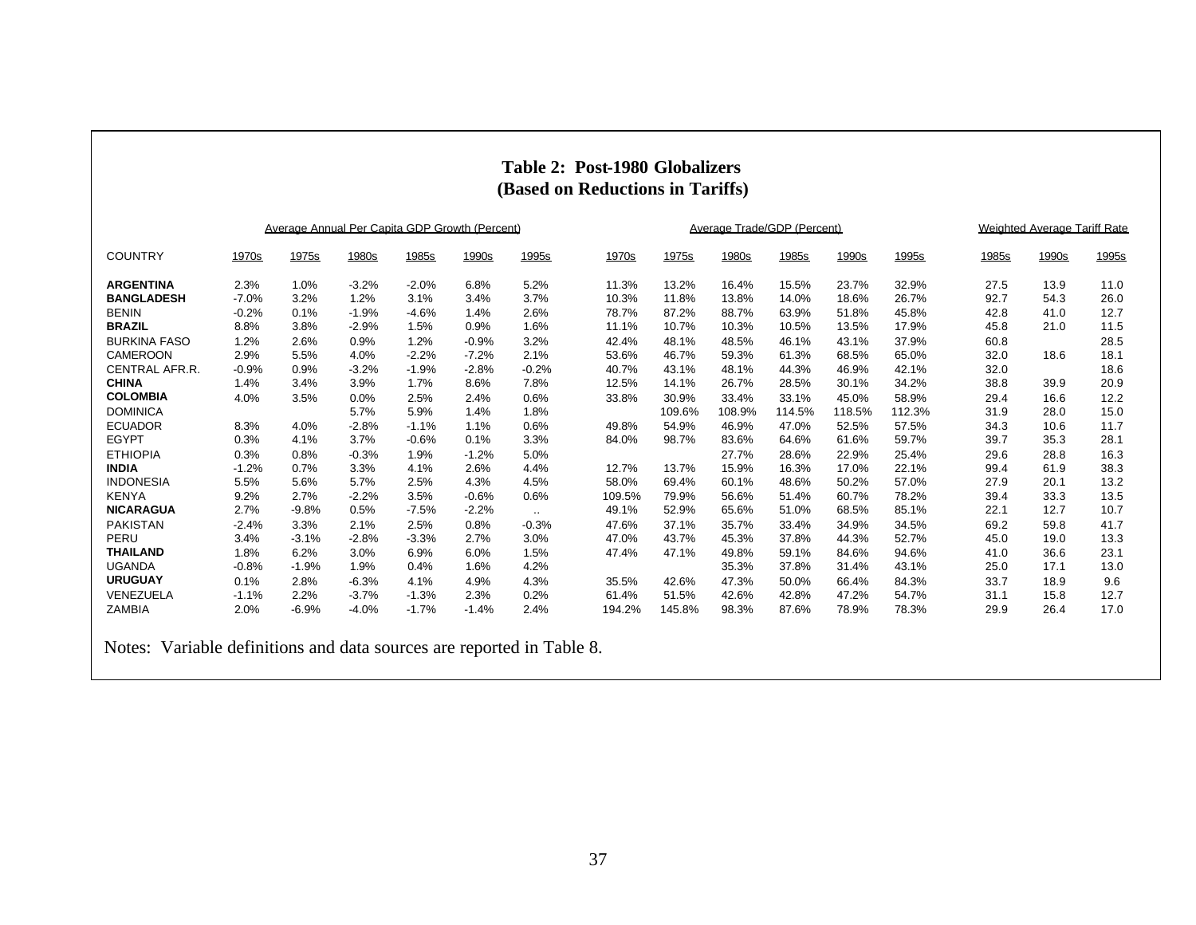# Table 2: Post-1980 Globalizers
## (Based on Reductions in Tariffs)

| | Average Annual Per Capita GDP Growth (Percent) | | | | | | Average Trade/GDP (Percent) | | | | | | Weighted Average Tariff Rate | | |
|---|---|---|---|---|---|---|---|---|---|---|---|---|---|---|---|
| COUNTRY | 1970s | 1975s | 1980s | 1985s | 1990s | 1995s | 1970s | 1975s | 1980s | 1985s | 1990s | 1995s | 1985s | 1990s | 1995s |
| **ARGENTINA** | 2.3% | 1.0% | -3.2% | -2.0% | 6.8% | 5.2% | 11.3% | 13.2% | 16.4% | 15.5% | 23.7% | 32.9% | 27.5 | 13.9 | 11.0 |
| **BANGLADESH** | -7.0% | 3.2% | 1.2% | 3.1% | 3.4% | 3.7% | 10.3% | 11.8% | 13.8% | 14.0% | 18.6% | 26.7% | 92.7 | 54.3 | 26.0 |
| BENIN | -0.2% | 0.1% | -1.9% | -4.6% | 1.4% | 2.6% | 78.7% | 87.2% | 88.7% | 63.9% | 51.8% | 45.8% | 42.8 | 41.0 | 12.7 |
| **BRAZIL** | 8.8% | 3.8% | -2.9% | 1.5% | 0.9% | 1.6% | 11.1% | 10.7% | 10.3% | 10.5% | 13.5% | 17.9% | 45.8 | 21.0 | 11.5 |
| BURKINA FASO | 1.2% | 2.6% | 0.9% | 1.2% | -0.9% | 3.2% | 42.4% | 48.1% | 48.5% | 46.1% | 43.1% | 37.9% | 60.8 | | 28.5 |
| CAMEROON | 2.9% | 5.5% | 4.0% | -2.2% | -7.2% | 2.1% | 53.6% | 46.7% | 59.3% | 61.3% | 68.5% | 65.0% | 32.0 | 18.6 | 18.1 |
| CENTRAL AFR.R. | -0.9% | 0.9% | -3.2% | -1.9% | -2.8% | -0.2% | 40.7% | 43.1% | 48.1% | 44.3% | 46.9% | 42.1% | 32.0 | | 18.6 |
| **CHINA** | 1.4% | 3.4% | 3.9% | 1.7% | 8.6% | 7.8% | 12.5% | 14.1% | 26.7% | 28.5% | 30.1% | 34.2% | 38.8 | 39.9 | 20.9 |
| **COLOMBIA** | 4.0% | 3.5% | 0.0% | 2.5% | 2.4% | 0.6% | 33.8% | 30.9% | 33.4% | 33.1% | 45.0% | 58.9% | 29.4 | 16.6 | 12.2 |
| DOMINICA | | | 5.7% | 5.9% | 1.4% | 1.8% | | 109.6% | 108.9% | 114.5% | 118.5% | 112.3% | 31.9 | 28.0 | 15.0 |
| ECUADOR | 8.3% | 4.0% | -2.8% | -1.1% | 1.1% | 0.6% | 49.8% | 54.9% | 46.9% | 47.0% | 52.5% | 57.5% | 34.3 | 10.6 | 11.7 |
| EGYPT | 0.3% | 4.1% | 3.7% | -0.6% | 0.1% | 3.3% | 84.0% | 98.7% | 83.6% | 64.6% | 61.6% | 59.7% | 39.7 | 35.3 | 28.1 |
| ETHIOPIA | 0.3% | 0.8% | -0.3% | 1.9% | -1.2% | 5.0% | | | 27.7% | 28.6% | 22.9% | 25.4% | 29.6 | 28.8 | 16.3 |
| **INDIA** | -1.2% | 0.7% | 3.3% | 4.1% | 2.6% | 4.4% | 12.7% | 13.7% | 15.9% | 16.3% | 17.0% | 22.1% | 99.4 | 61.9 | 38.3 |
| INDONESIA | 5.5% | 5.6% | 5.7% | 2.5% | 4.3% | 4.5% | 58.0% | 69.4% | 60.1% | 48.6% | 50.2% | 57.0% | 27.9 | 20.1 | 13.2 |
| KENYA | 9.2% | 2.7% | -2.2% | 3.5% | -0.6% | 0.6% | 109.5% | 79.9% | 56.6% | 51.4% | 60.7% | 78.2% | 39.4 | 33.3 | 13.5 |
| **NICARAGUA** | 2.7% | -9.8% | 0.5% | -7.5% | -2.2% | .. | 49.1% | 52.9% | 65.6% | 51.0% | 68.5% | 85.1% | 22.1 | 12.7 | 10.7 |
| PAKISTAN | -2.4% | 3.3% | 2.1% | 2.5% | 0.8% | -0.3% | 47.6% | 37.1% | 35.7% | 33.4% | 34.9% | 34.5% | 69.2 | 59.8 | 41.7 |
| PERU | 3.4% | -3.1% | -2.8% | -3.3% | 2.7% | 3.0% | 47.0% | 43.7% | 45.3% | 37.8% | 44.3% | 52.7% | 45.0 | 19.0 | 13.3 |
| **THAILAND** | 1.8% | 6.2% | 3.0% | 6.9% | 6.0% | 1.5% | 47.4% | 47.1% | 49.8% | 59.1% | 84.6% | 94.6% | 41.0 | 36.6 | 23.1 |
| UGANDA | -0.8% | -1.9% | 1.9% | 0.4% | 1.6% | 4.2% | | | 35.3% | 37.8% | 31.4% | 43.1% | 25.0 | 17.1 | 13.0 |
| **URUGUAY** | 0.1% | 2.8% | -6.3% | 4.1% | 4.9% | 4.3% | 35.5% | 42.6% | 47.3% | 50.0% | 66.4% | 84.3% | 33.7 | 18.9 | 9.6 |
| VENEZUELA | -1.1% | 2.2% | -3.7% | -1.3% | 2.3% | 0.2% | 61.4% | 51.5% | 42.6% | 42.8% | 47.2% | 54.7% | 31.1 | 15.8 | 12.7 |
| ZAMBIA | 2.0% | -6.9% | -4.0% | -1.7% | -1.4% | 2.4% | 194.2% | 145.8% | 98.3% | 87.6% | 78.9% | 78.3% | 29.9 | 26.4 | 17.0 |

Notes: Variable definitions and data sources are reported in Table 8.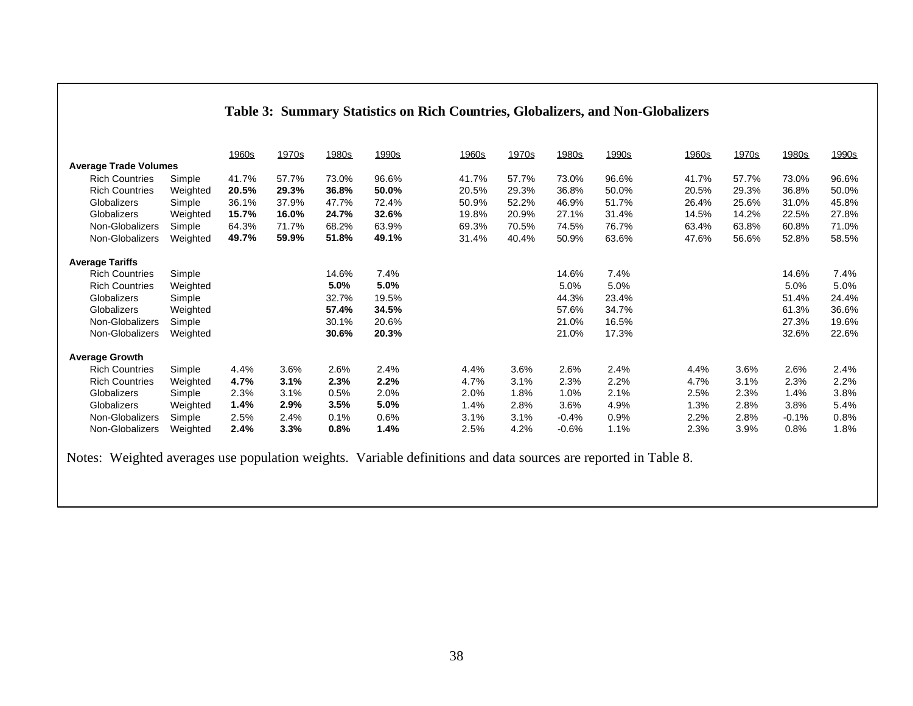# Table 3: Summary Statistics on Rich Countries, Globalizers, and Non-Globalizers

| | | 1960s | 1970s | 1980s | 1990s | 1960s | 1970s | 1980s | 1990s | 1960s | 1970s | 1980s | 1990s |
|---|---|---|---|---|---|---|---|---|---|---|---|---|---|
| **Average Trade Volumes** | | | | | | | | | | | | | |
| Rich Countries | Simple | 41.7% | 57.7% | 73.0% | 96.6% | 41.7% | 57.7% | 73.0% | 96.6% | 41.7% | 57.7% | 73.0% | 96.6% |
| Rich Countries | Weighted | **20.5%** | **29.3%** | **36.8%** | **50.0%** | 20.5% | 29.3% | 36.8% | 50.0% | 20.5% | 29.3% | 36.8% | 50.0% |
| Globalizers | Simple | 36.1% | 37.9% | 47.7% | 72.4% | 50.9% | 52.2% | 46.9% | 51.7% | 26.4% | 25.6% | 31.0% | 45.8% |
| Globalizers | Weighted | **15.7%** | **16.0%** | **24.7%** | **32.6%** | 19.8% | 20.9% | 27.1% | 31.4% | 14.5% | 14.2% | 22.5% | 27.8% |
| Non-Globalizers | Simple | 64.3% | 71.7% | 68.2% | 63.9% | 69.3% | 70.5% | 74.5% | 76.7% | 63.4% | 63.8% | 60.8% | 71.0% |
| Non-Globalizers | Weighted | **49.7%** | **59.9%** | **51.8%** | **49.1%** | 31.4% | 40.4% | 50.9% | 63.6% | 47.6% | 56.6% | 52.8% | 58.5% |
| **Average Tariffs** | | | | | | | | | | | | | |
| Rich Countries | Simple | | | 14.6% | 7.4% | | | 14.6% | 7.4% | | | 14.6% | 7.4% |
| Rich Countries | Weighted | | | **5.0%** | **5.0%** | | | 5.0% | 5.0% | | | 5.0% | 5.0% |
| Globalizers | Simple | | | 32.7% | 19.5% | | | 44.3% | 23.4% | | | 51.4% | 24.4% |
| Globalizers | Weighted | | | **57.4%** | **34.5%** | | | 57.6% | 34.7% | | | 61.3% | 36.6% |
| Non-Globalizers | Simple | | | 30.1% | 20.6% | | | 21.0% | 16.5% | | | 27.3% | 19.6% |
| Non-Globalizers | Weighted | | | **30.6%** | **20.3%** | | | 21.0% | 17.3% | | | 32.6% | 22.6% |
| **Average Growth** | | | | | | | | | | | | | |
| Rich Countries | Simple | 4.4% | 3.6% | 2.6% | 2.4% | 4.4% | 3.6% | 2.6% | 2.4% | 4.4% | 3.6% | 2.6% | 2.4% |
| Rich Countries | Weighted | **4.7%** | **3.1%** | **2.3%** | **2.2%** | 4.7% | 3.1% | 2.3% | 2.2% | 4.7% | 3.1% | 2.3% | 2.2% |
| Globalizers | Simple | 2.3% | 3.1% | 0.5% | 2.0% | 2.0% | 1.8% | 1.0% | 2.1% | 2.5% | 2.3% | 1.4% | 3.8% |
| Globalizers | Weighted | **1.4%** | **2.9%** | **3.5%** | **5.0%** | 1.4% | 2.8% | 3.6% | 4.9% | 1.3% | 2.8% | 3.8% | 5.4% |
| Non-Globalizers | Simple | 2.5% | 2.4% | 0.1% | 0.6% | 3.1% | 3.1% | -0.4% | 0.9% | 2.2% | 2.8% | -0.1% | 0.8% |
| Non-Globalizers | Weighted | **2.4%** | **3.3%** | **0.8%** | **1.4%** | 2.5% | 4.2% | -0.6% | 1.1% | 2.3% | 3.9% | 0.8% | 1.8% |

Notes: Weighted averages use population weights. Variable definitions and data sources are reported in Table 8.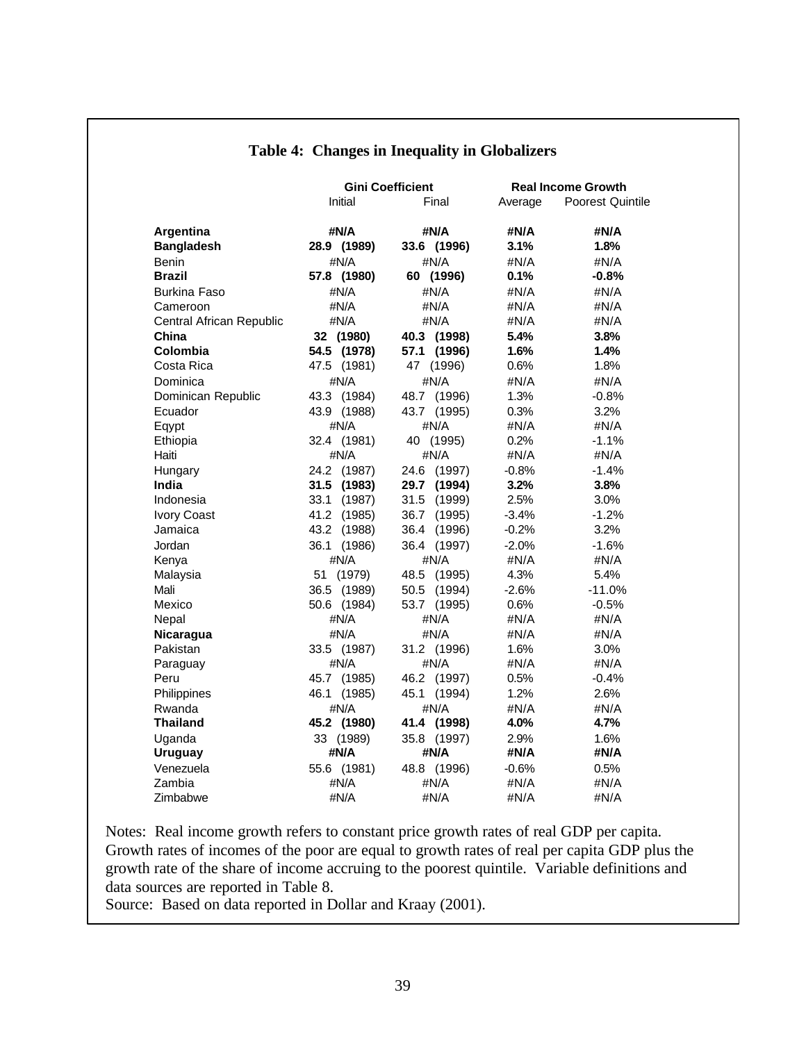## Table 4: Changes in Inequality in Globalizers

| | Gini Coefficient | | Real Income Growth | |
|---|---|---|---|---|
| | Initial | Final | Average | Poorest Quintile |
| **Argentina** | **#N/A** | **#N/A** | **#N/A** | **#N/A** |
| **Bangladesh** | **28.9 (1989)** | **33.6 (1996)** | **3.1%** | **1.8%** |
| Benin | #N/A | #N/A | #N/A | #N/A |
| **Brazil** | **57.8 (1980)** | **60 (1996)** | **0.1%** | **-0.8%** |
| Burkina Faso | #N/A | #N/A | #N/A | #N/A |
| Cameroon | #N/A | #N/A | #N/A | #N/A |
| Central African Republic | #N/A | #N/A | #N/A | #N/A |
| **China** | **32 (1980)** | **40.3 (1998)** | **5.4%** | **3.8%** |
| **Colombia** | **54.5 (1978)** | **57.1 (1996)** | **1.6%** | **1.4%** |
| Costa Rica | 47.5 (1981) | 47 (1996) | 0.6% | 1.8% |
| Dominica | #N/A | #N/A | #N/A | #N/A |
| Dominican Republic | 43.3 (1984) | 48.7 (1996) | 1.3% | -0.8% |
| Ecuador | 43.9 (1988) | 43.7 (1995) | 0.3% | 3.2% |
| Eqypt | #N/A | #N/A | #N/A | #N/A |
| Ethiopia | 32.4 (1981) | 40 (1995) | 0.2% | -1.1% |
| Haiti | #N/A | #N/A | #N/A | #N/A |
| Hungary | 24.2 (1987) | 24.6 (1997) | -0.8% | -1.4% |
| **India** | **31.5 (1983)** | **29.7 (1994)** | **3.2%** | **3.8%** |
| Indonesia | 33.1 (1987) | 31.5 (1999) | 2.5% | 3.0% |
| Ivory Coast | 41.2 (1985) | 36.7 (1995) | -3.4% | -1.2% |
| Jamaica | 43.2 (1988) | 36.4 (1996) | -0.2% | 3.2% |
| Jordan | 36.1 (1986) | 36.4 (1997) | -2.0% | -1.6% |
| Kenya | #N/A | #N/A | #N/A | #N/A |
| Malaysia | 51 (1979) | 48.5 (1995) | 4.3% | 5.4% |
| Mali | 36.5 (1989) | 50.5 (1994) | -2.6% | -11.0% |
| Mexico | 50.6 (1984) | 53.7 (1995) | 0.6% | -0.5% |
| Nepal | #N/A | #N/A | #N/A | #N/A |
| **Nicaragua** | #N/A | #N/A | #N/A | #N/A |
| Pakistan | 33.5 (1987) | 31.2 (1996) | 1.6% | 3.0% |
| Paraguay | #N/A | #N/A | #N/A | #N/A |
| Peru | 45.7 (1985) | 46.2 (1997) | 0.5% | -0.4% |
| Philippines | 46.1 (1985) | 45.1 (1994) | 1.2% | 2.6% |
| Rwanda | #N/A | #N/A | #N/A | #N/A |
| **Thailand** | **45.2 (1980)** | **41.4 (1998)** | **4.0%** | **4.7%** |
| Uganda | 33 (1989) | 35.8 (1997) | 2.9% | 1.6% |
| **Uruguay** | **#N/A** | **#N/A** | **#N/A** | **#N/A** |
| Venezuela | 55.6 (1981) | 48.8 (1996) | -0.6% | 0.5% |
| Zambia | #N/A | #N/A | #N/A | #N/A |
| Zimbabwe | #N/A | #N/A | #N/A | #N/A |

Notes: Real income growth refers to constant price growth rates of real GDP per capita. Growth rates of incomes of the poor are equal to growth rates of real per capita GDP plus the growth rate of the share of income accruing to the poorest quintile. Variable definitions and data sources are reported in Table 8.

Source: Based on data reported in Dollar and Kraay (2001).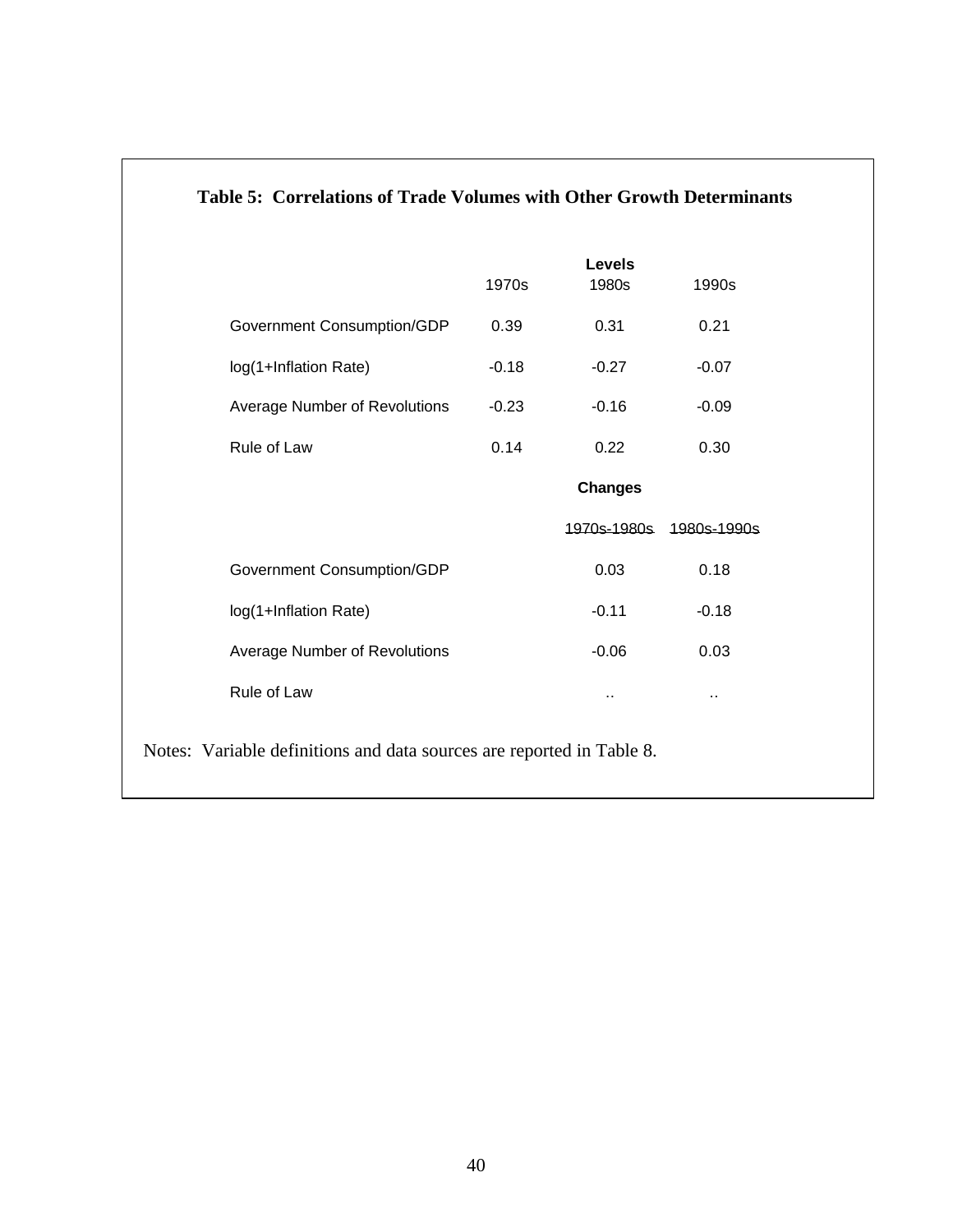**Table 5: Correlations of Trade Volumes with Other Growth Determinants**

| | Levels | | |
|---|---|---|---|
| | 1970s | 1980s | 1990s |
| Government Consumption/GDP | 0.39 | 0.31 | 0.21 |
| log(1+Inflation Rate) | -0.18 | -0.27 | -0.07 |
| Average Number of Revolutions | -0.23 | -0.16 | -0.09 |
| Rule of Law | 0.14 | 0.22 | 0.30 |
| | | **Changes** | |
| | | 1970s-1980s | 1980s-1990s |
| Government Consumption/GDP | | 0.03 | 0.18 |
| log(1+Inflation Rate) | | -0.11 | -0.18 |
| Average Number of Revolutions | | -0.06 | 0.03 |
| Rule of Law | | .. | .. |

Notes: Variable definitions and data sources are reported in Table 8.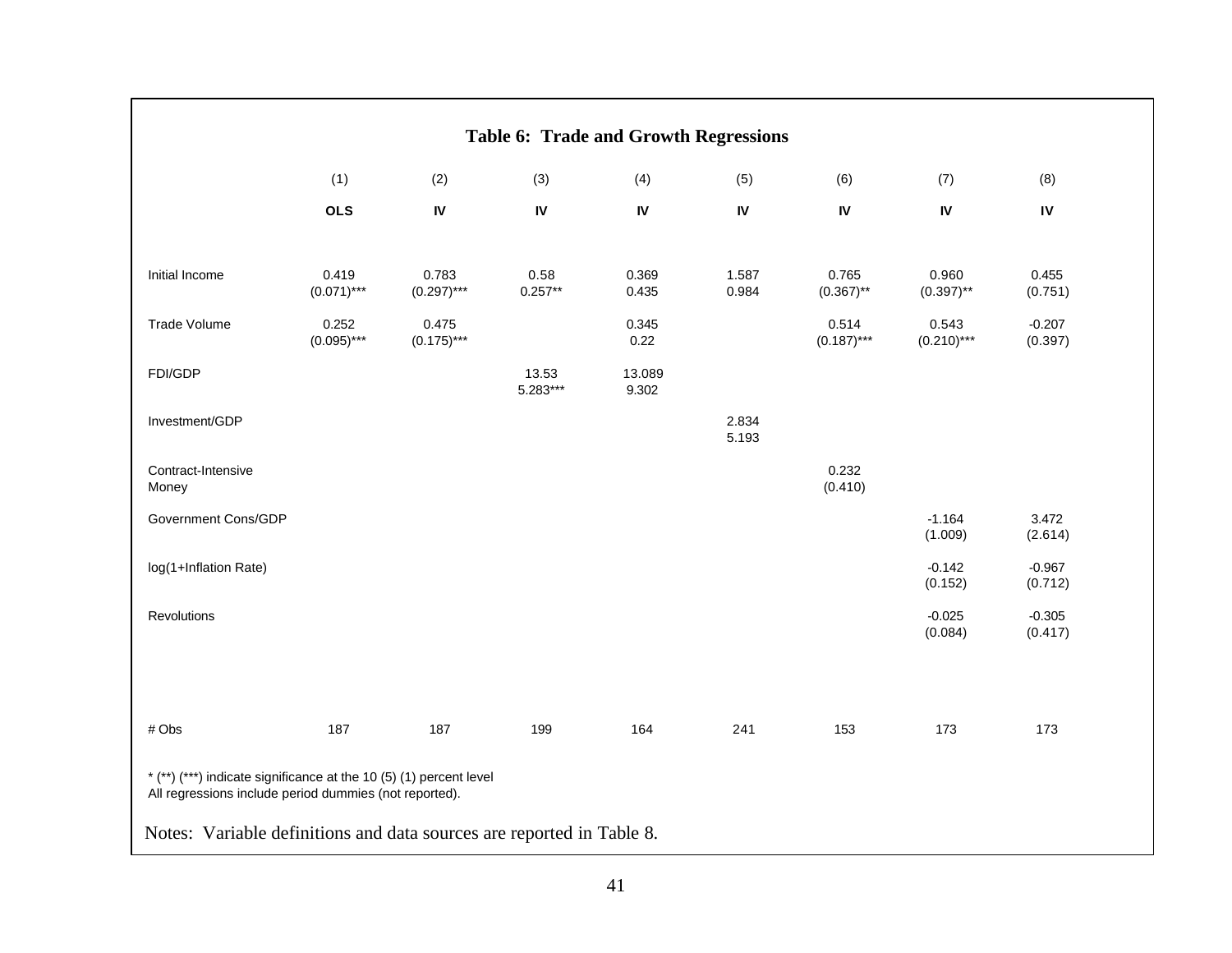## Table 6: Trade and Growth Regressions

| | (1) | (2) | (3) | (4) | (5) | (6) | (7) | (8) |
|---|---|---|---|---|---|---|---|---|
| | **OLS** | **IV** | **IV** | **IV** | **IV** | **IV** | **IV** | **IV** |
| Initial Income | 0.419 | 0.783 | 0.58 | 0.369 | 1.587 | 0.765 | 0.960 | 0.455 |
| | (0.071)*** | (0.297)*** | 0.257** | 0.435 | 0.984 | (0.367)** | (0.397)** | (0.751) |
| Trade Volume | 0.252 | 0.475 | | 0.345 | | 0.514 | 0.543 | -0.207 |
| | (0.095)*** | (0.175)*** | | 0.22 | | (0.187)*** | (0.210)*** | (0.397) |
| FDI/GDP | | | 13.53 | 13.089 | | | | |
| | | | 5.283*** | 9.302 | | | | |
| Investment/GDP | | | | | 2.834 | | | |
| | | | | | 5.193 | | | |
| Contract-Intensive Money | | | | | | 0.232 | | |
| | | | | | | (0.410) | | |
| Government Cons/GDP | | | | | | | -1.164 | 3.472 |
| | | | | | | | (1.009) | (2.614) |
| log(1+Inflation Rate) | | | | | | | -0.142 | -0.967 |
| | | | | | | | (0.152) | (0.712) |
| Revolutions | | | | | | | -0.025 | -0.305 |
| | | | | | | | (0.084) | (0.417) |
| # Obs | 187 | 187 | 199 | 164 | 241 | 153 | 173 | 173 |

* (**) (***) indicate significance at the 10 (5) (1) percent level
All regressions include period dummies (not reported).

Notes: Variable definitions and data sources are reported in Table 8.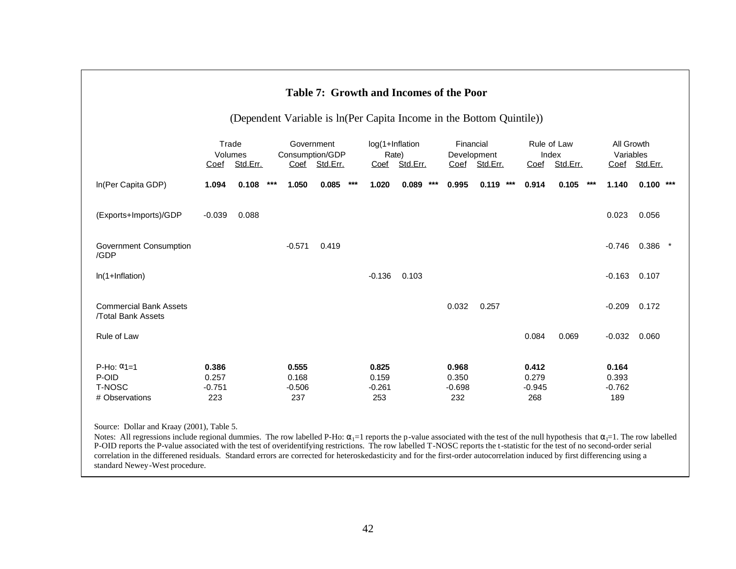## Table 7: Growth and Incomes of the Poor

(Dependent Variable is ln(Per Capita Income in the Bottom Quintile))

| | Trade Volumes | | | Government Consumption/GDP | | | log(1+Inflation Rate) | | | Financial Development | | | Rule of Law Index | | | All Growth Variables | | |
|---|---|---|---|---|---|---|---|---|---|---|---|---|---|---|---|---|---|---|
| | Coef | Std.Err. | | Coef | Std.Err. | | Coef | Std.Err. | | Coef | Std.Err. | | Coef | Std.Err. | | Coef | Std.Err. | |
| ln(Per Capita GDP) | **1.094** | **0.108** | *** | **1.050** | **0.085** | *** | **1.020** | **0.089** | *** | **0.995** | **0.119** | *** | **0.914** | **0.105** | *** | **1.140** | **0.100** | *** |
| (Exports+Imports)/GDP | -0.039 | 0.088 | | | | | | | | | | | | | | 0.023 | 0.056 | |
| Government Consumption /GDP | | | | -0.571 | 0.419 | | | | | | | | | | | -0.746 | 0.386 | * |
| ln(1+Inflation) | | | | | | | -0.136 | 0.103 | | | | | | | | -0.163 | 0.107 | |
| Commercial Bank Assets /Total Bank Assets | | | | | | | | | | 0.032 | 0.257 | | | | | -0.209 | 0.172 | |
| Rule of Law | | | | | | | | | | | | | 0.084 | 0.069 | | -0.032 | 0.060 | |
| P-Ho: $\alpha_1$=1 | **0.386** | | | **0.555** | | | **0.825** | | | **0.968** | | | **0.412** | | | **0.164** | | |
| P-OID | 0.257 | | | 0.168 | | | 0.159 | | | 0.350 | | | 0.279 | | | 0.393 | | |
| T-NOSC | -0.751 | | | -0.506 | | | -0.261 | | | -0.698 | | | -0.945 | | | -0.762 | | |
| # Observations | 223 | | | 237 | | | 253 | | | 232 | | | 268 | | | 189 | | |

Source: Dollar and Kraay (2001), Table 5.

Notes: All regressions include regional dummies. The row labelled P-Ho: $\alpha_1$=1 reports the p-value associated with the test of the null hypothesis that $\alpha_1$=1. The row labelled P-OID reports the P-value associated with the test of overidentifying restrictions. The row labelled T-NOSC reports the t-statistic for the test of no second-order serial correlation in the differened residuals. Standard errors are corrected for heteroskedasticity and for the first-order autocorrelation induced by first differencing using a standard Newey-West procedure.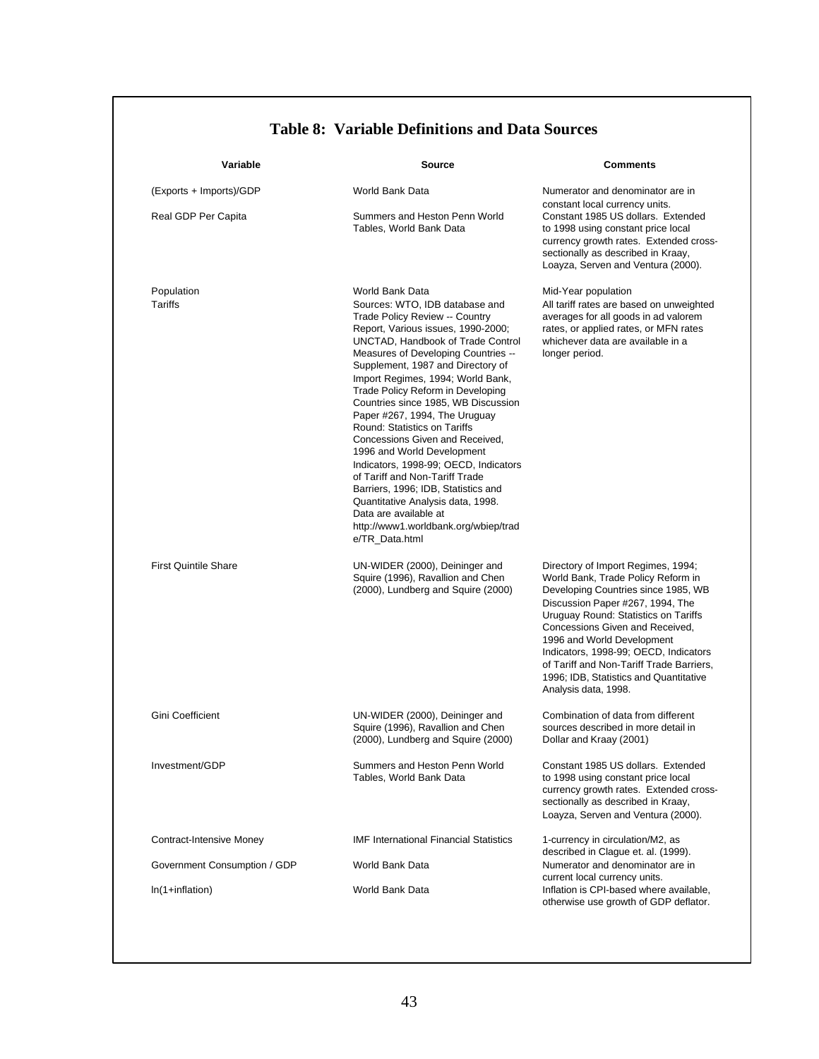## Table 8: Variable Definitions and Data Sources

| Variable | Source | Comments |
|---|---|---|
| (Exports + Imports)/GDP | World Bank Data | Numerator and denominator are in constant local currency units. |
| Real GDP Per Capita | Summers and Heston Penn World Tables, World Bank Data | Constant 1985 US dollars. Extended to 1998 using constant price local currency growth rates. Extended cross-sectionally as described in Kraay, Loayza, Serven and Ventura (2000). |
| Population | World Bank Data | Mid-Year population |
| Tariffs | Sources: WTO, IDB database and Trade Policy Review -- Country Report, Various issues, 1990-2000; UNCTAD, Handbook of Trade Control Measures of Developing Countries -- Supplement, 1987 and Directory of Import Regimes, 1994; World Bank, Trade Policy Reform in Developing Countries since 1985, WB Discussion Paper #267, 1994, The Uruguay Round: Statistics on Tariffs Concessions Given and Received, 1996 and World Development Indicators, 1998-99; OECD, Indicators of Tariff and Non-Tariff Trade Barriers, 1996; IDB, Statistics and Quantitative Analysis data, 1998. Data are available at http://www1.worldbank.org/wbiep/trade/TR_Data.html | All tariff rates are based on unweighted averages for all goods in ad valorem rates, or applied rates, or MFN rates whichever data are available in a longer period. |
| First Quintile Share | UN-WIDER (2000), Deininger and Squire (1996), Ravallion and Chen (2000), Lundberg and Squire (2000) | Directory of Import Regimes, 1994; World Bank, Trade Policy Reform in Developing Countries since 1985, WB Discussion Paper #267, 1994, The Uruguay Round: Statistics on Tariffs Concessions Given and Received, 1996 and World Development Indicators, 1998-99; OECD, Indicators of Tariff and Non-Tariff Trade Barriers, 1996; IDB, Statistics and Quantitative Analysis data, 1998. |
| Gini Coefficient | UN-WIDER (2000), Deininger and Squire (1996), Ravallion and Chen (2000), Lundberg and Squire (2000) | Combination of data from different sources described in more detail in Dollar and Kraay (2001) |
| Investment/GDP | Summers and Heston Penn World Tables, World Bank Data | Constant 1985 US dollars. Extended to 1998 using constant price local currency growth rates. Extended cross-sectionally as described in Kraay, Loayza, Serven and Ventura (2000). |
| Contract-Intensive Money | IMF International Financial Statistics | 1-currency in circulation/M2, as described in Clague et. al. (1999). |
| Government Consumption / GDP | World Bank Data | Numerator and denominator are in current local currency units. |
| ln(1+inflation) | World Bank Data | Inflation is CPI-based where available, otherwise use growth of GDP deflator. |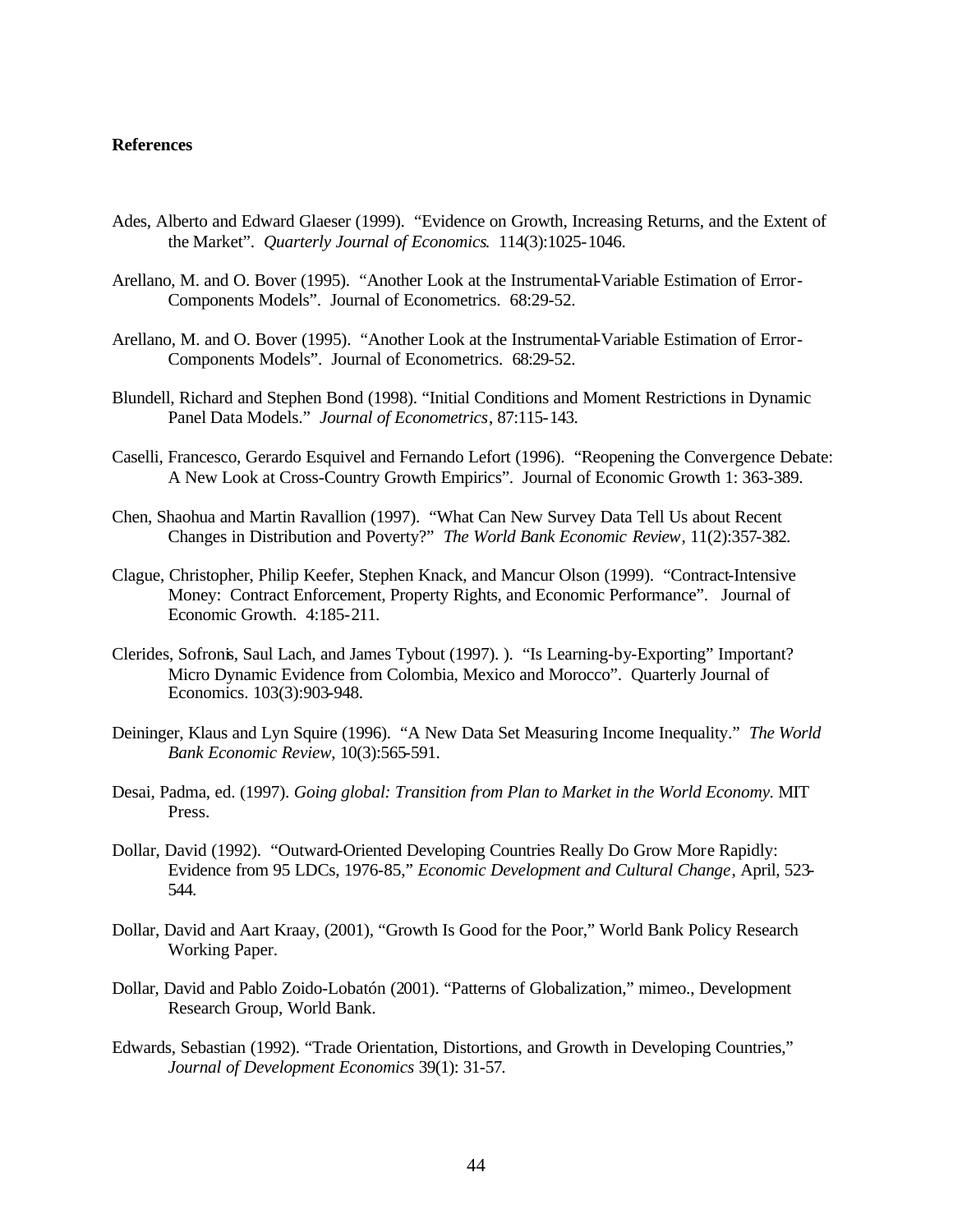**References**

Ades, Alberto and Edward Glaeser (1999). "Evidence on Growth, Increasing Returns, and the Extent of the Market". *Quarterly Journal of Economics*. 114(3):1025-1046.

Arellano, M. and O. Bover (1995). "Another Look at the Instrumental-Variable Estimation of Error-Components Models". Journal of Econometrics. 68:29-52.

Arellano, M. and O. Bover (1995). "Another Look at the Instrumental-Variable Estimation of Error-Components Models". Journal of Econometrics. 68:29-52.

Blundell, Richard and Stephen Bond (1998). "Initial Conditions and Moment Restrictions in Dynamic Panel Data Models." *Journal of Econometrics*, 87:115-143.

Caselli, Francesco, Gerardo Esquivel and Fernando Lefort (1996). "Reopening the Convergence Debate: A New Look at Cross-Country Growth Empirics". Journal of Economic Growth 1: 363-389.

Chen, Shaohua and Martin Ravallion (1997). "What Can New Survey Data Tell Us about Recent Changes in Distribution and Poverty?" *The World Bank Economic Review*, 11(2):357-382.

Clague, Christopher, Philip Keefer, Stephen Knack, and Mancur Olson (1999). "Contract-Intensive Money: Contract Enforcement, Property Rights, and Economic Performance". Journal of Economic Growth. 4:185-211.

Clerides, Sofronis, Saul Lach, and James Tybout (1997). ). "Is Learning-by-Exporting" Important? Micro Dynamic Evidence from Colombia, Mexico and Morocco". Quarterly Journal of Economics. 103(3):903-948.

Deininger, Klaus and Lyn Squire (1996). "A New Data Set Measuring Income Inequality." *The World Bank Economic Review*, 10(3):565-591.

Desai, Padma, ed. (1997). *Going global: Transition from Plan to Market in the World Economy*. MIT Press.

Dollar, David (1992). "Outward-Oriented Developing Countries Really Do Grow More Rapidly: Evidence from 95 LDCs, 1976-85," *Economic Development and Cultural Change*, April, 523-544.

Dollar, David and Aart Kraay, (2001), "Growth Is Good for the Poor," World Bank Policy Research Working Paper.

Dollar, David and Pablo Zoido-Lobatón (2001). "Patterns of Globalization," mimeo., Development Research Group, World Bank.

Edwards, Sebastian (1992). "Trade Orientation, Distortions, and Growth in Developing Countries," *Journal of Development Economics* 39(1): 31-57.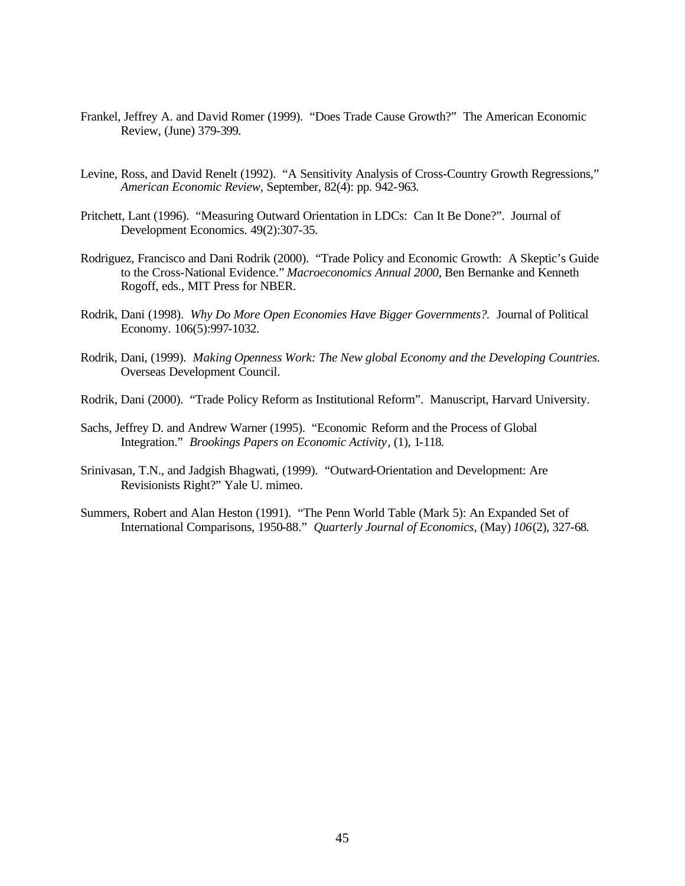Frankel, Jeffrey A. and David Romer (1999). "Does Trade Cause Growth?" The American Economic Review, (June) 379-399.

Levine, Ross, and David Renelt (1992). "A Sensitivity Analysis of Cross-Country Growth Regressions," *American Economic Review,* September, 82(4): pp. 942-963.

Pritchett, Lant (1996). "Measuring Outward Orientation in LDCs: Can It Be Done?". Journal of Development Economics. 49(2):307-35.

Rodriguez, Francisco and Dani Rodrik (2000). "Trade Policy and Economic Growth: A Skeptic's Guide to the Cross-National Evidence." *Macroeconomics Annual 2000*, Ben Bernanke and Kenneth Rogoff, eds., MIT Press for NBER.

Rodrik, Dani (1998). *Why Do More Open Economies Have Bigger Governments?.* Journal of Political Economy. 106(5):997-1032.

Rodrik, Dani, (1999). *Making Openness Work: The New global Economy and the Developing Countries.* Overseas Development Council.

Rodrik, Dani (2000). "Trade Policy Reform as Institutional Reform". Manuscript, Harvard University.

Sachs, Jeffrey D. and Andrew Warner (1995). "Economic Reform and the Process of Global Integration." *Brookings Papers on Economic Activity*, (1), 1-118.

Srinivasan, T.N., and Jadgish Bhagwati, (1999). "Outward-Orientation and Development: Are Revisionists Right?" Yale U. mimeo.

Summers, Robert and Alan Heston (1991). "The Penn World Table (Mark 5): An Expanded Set of International Comparisons, 1950-88." *Quarterly Journal of Economics*, (May) *106*(2), 327-68.